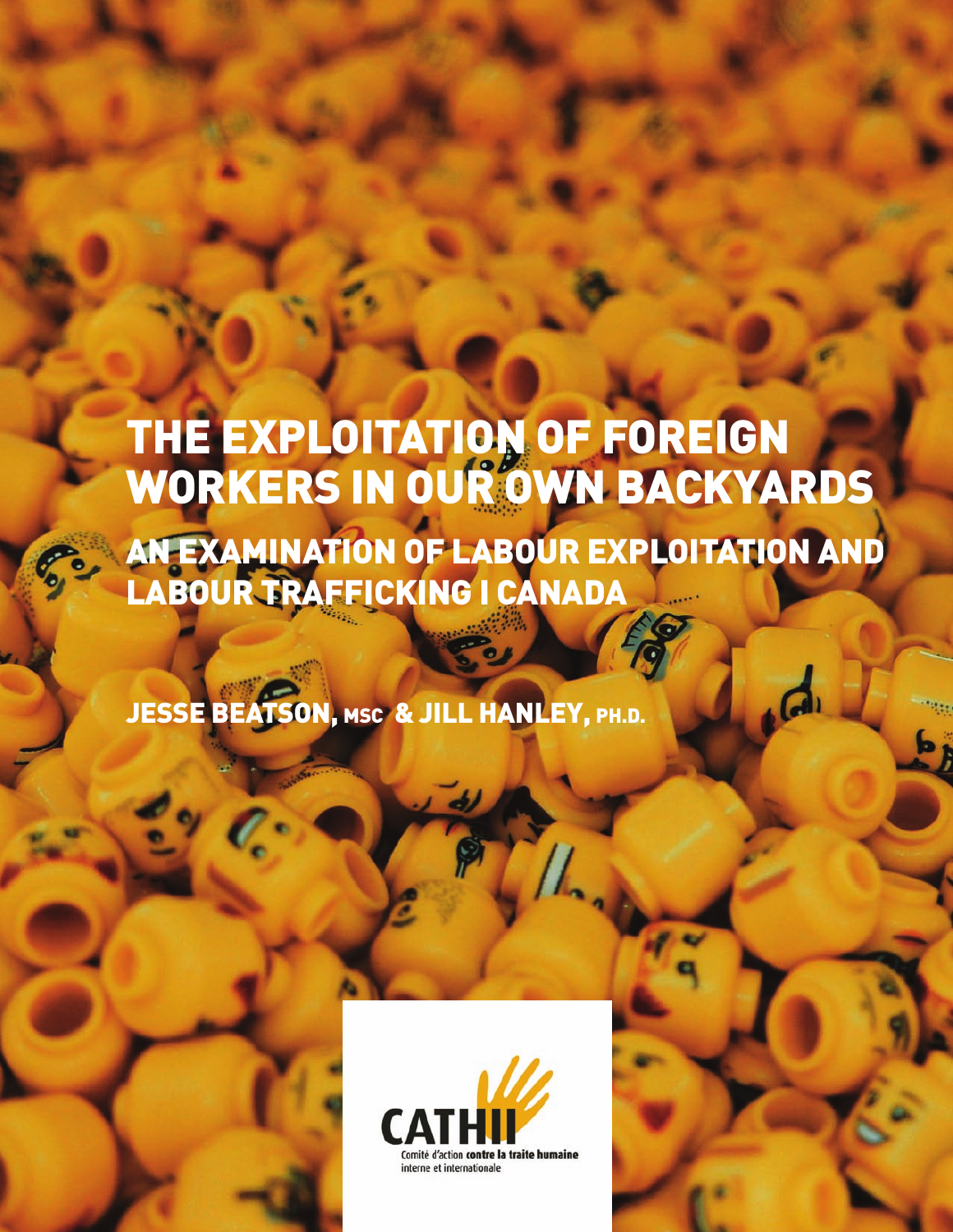# THE EXPLOITATION OF FOREIGN WORKERS IN OUR OWN BACKYARDS

## AN EXAMINATION OF LABOUR EXPLOITATION AND LABOUR TRAFFICKING I CANADA

**JESSE BEATSON, MSC & JILL HANLEY, PH.D.**

CATHII

Comité d'action **contre la traite humaine** interne et internationale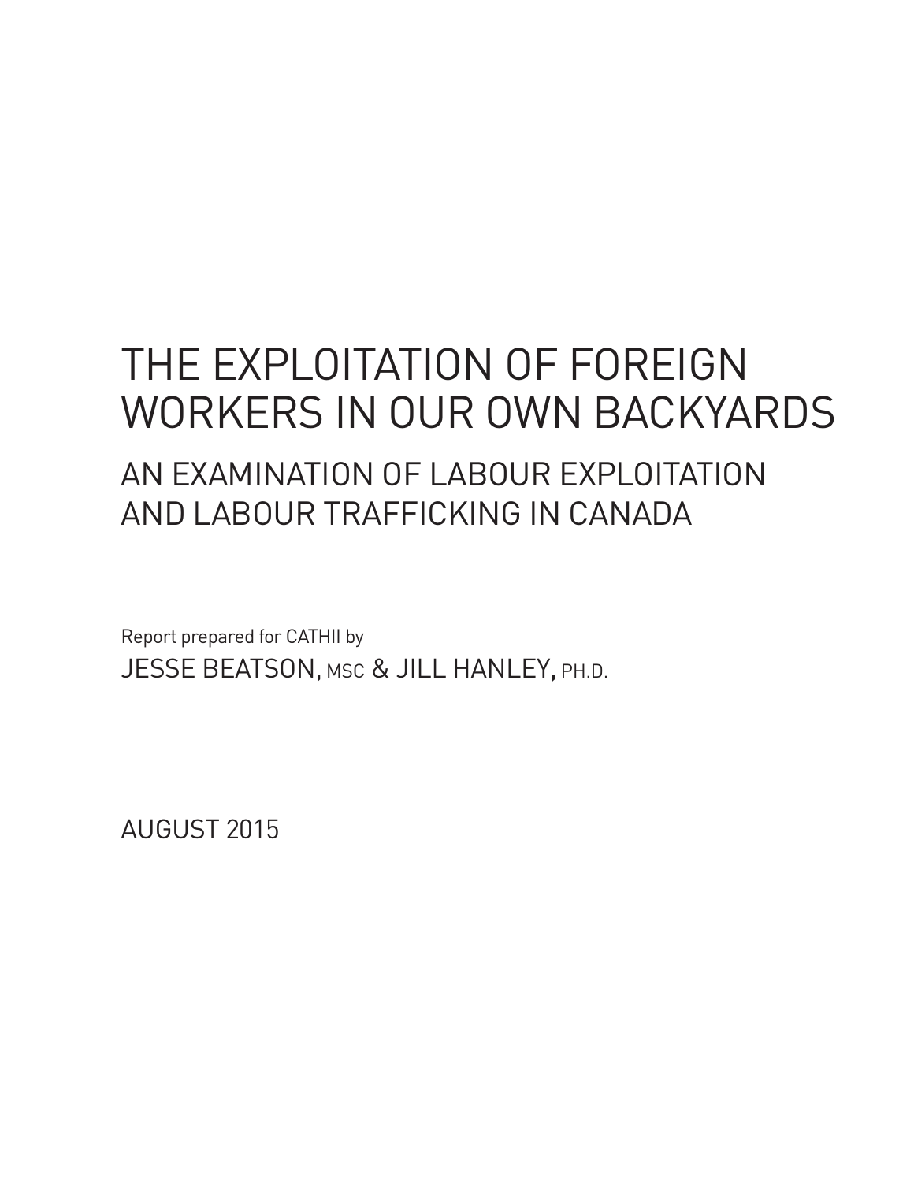# THE EXPLOITATION OF FOREIGN WORKERS IN OUR OWN BACKYARDS

## AN EXAMINATION OF LABOUR EXPLOITATION AND LABOUR TRAFFICKING IN CANADA

Report prepared for CATHII by

JESSE BEATSON, MSC & JILL HANLEY, PH.D.

AUGUST 2015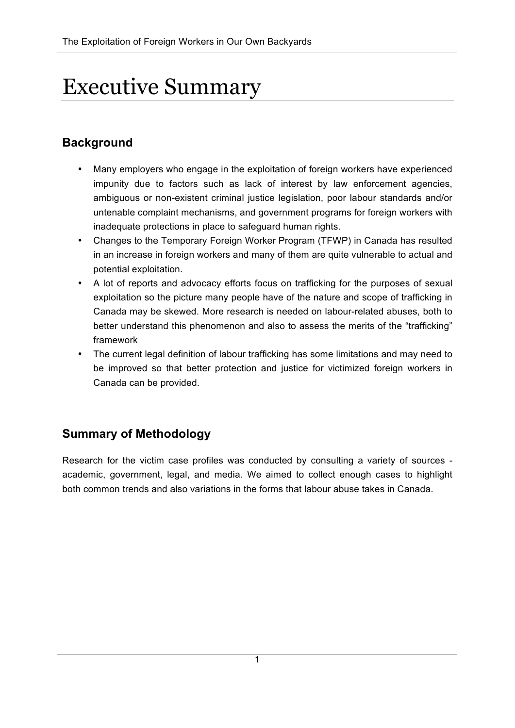# Executive Summary

## Background

- Many employers who engage in the exploitation of foreign workers have experienced impunity due to factors such as lack of interest by law enforcement agencies, ambiguous or non-existent criminal justice legislation, poor labour standards and/or untenable complaint mechanisms, and government programs for foreign workers with inadequate protections in place to safeguard human rights.
- Changes to the Temporary Foreign Worker Program (TFWP) in Canada has resulted in an increase in foreign workers and many of them are quite vulnerable to actual and potential exploitation.
- A lot of reports and advocacy efforts focus on trafficking for the purposes of sexual exploitation so the picture many people have of the nature and scope of trafficking in Canada may be skewed. More research is needed on labour-related abuses, both to better understand this phenomenon and also to assess the merits of the "trafficking" framework
- The current legal definition of labour trafficking has some limitations and may need to be improved so that better protection and justice for victimized foreign workers in Canada can be provided.

## Summary of Methodology

Research for the victim case profiles was conducted by consulting a variety of sources - academic, government, legal, and media. We aimed to collect enough cases to highlight both common trends and also variations in the forms that labour abuse takes in Canada.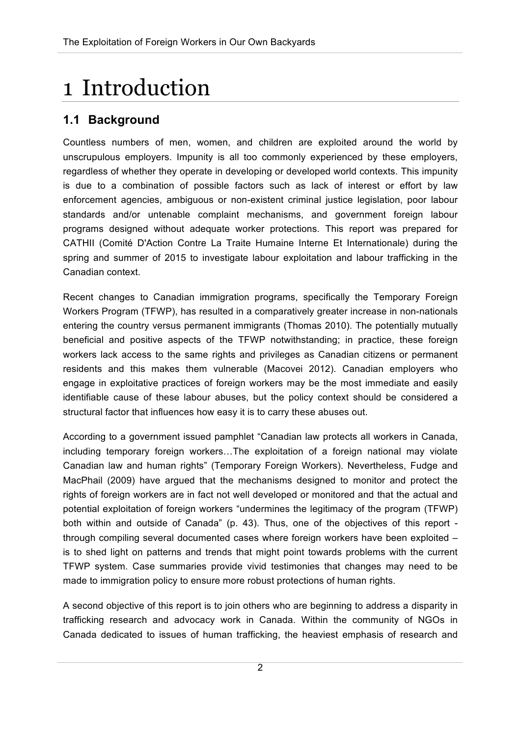# 1 Introduction

## 1.1 Background

Countless numbers of men, women, and children are exploited around the world by unscrupulous employers. Impunity is all too commonly experienced by these employers, regardless of whether they operate in developing or developed world contexts. This impunity is due to a combination of possible factors such as lack of interest or effort by law enforcement agencies, ambiguous or non-existent criminal justice legislation, poor labour standards and/or untenable complaint mechanisms, and government foreign labour programs designed without adequate worker protections. This report was prepared for CATHII (Comité D'Action Contre La Traite Humaine Interne Et Internationale) during the spring and summer of 2015 to investigate labour exploitation and labour trafficking in the Canadian context.

Recent changes to Canadian immigration programs, specifically the Temporary Foreign Workers Program (TFWP), has resulted in a comparatively greater increase in non-nationals entering the country versus permanent immigrants (Thomas 2010). The potentially mutually beneficial and positive aspects of the TFWP notwithstanding; in practice, these foreign workers lack access to the same rights and privileges as Canadian citizens or permanent residents and this makes them vulnerable (Macovei 2012). Canadian employers who engage in exploitative practices of foreign workers may be the most immediate and easily identifiable cause of these labour abuses, but the policy context should be considered a structural factor that influences how easy it is to carry these abuses out.

According to a government issued pamphlet "Canadian law protects all workers in Canada, including temporary foreign workers…The exploitation of a foreign national may violate Canadian law and human rights" (Temporary Foreign Workers). Nevertheless, Fudge and MacPhail (2009) have argued that the mechanisms designed to monitor and protect the rights of foreign workers are in fact not well developed or monitored and that the actual and potential exploitation of foreign workers "undermines the legitimacy of the program (TFWP) both within and outside of Canada" (p. 43). Thus, one of the objectives of this report - through compiling several documented cases where foreign workers have been exploited – is to shed light on patterns and trends that might point towards problems with the current TFWP system. Case summaries provide vivid testimonies that changes may need to be made to immigration policy to ensure more robust protections of human rights.

A second objective of this report is to join others who are beginning to address a disparity in trafficking research and advocacy work in Canada. Within the community of NGOs in Canada dedicated to issues of human trafficking, the heaviest emphasis of research and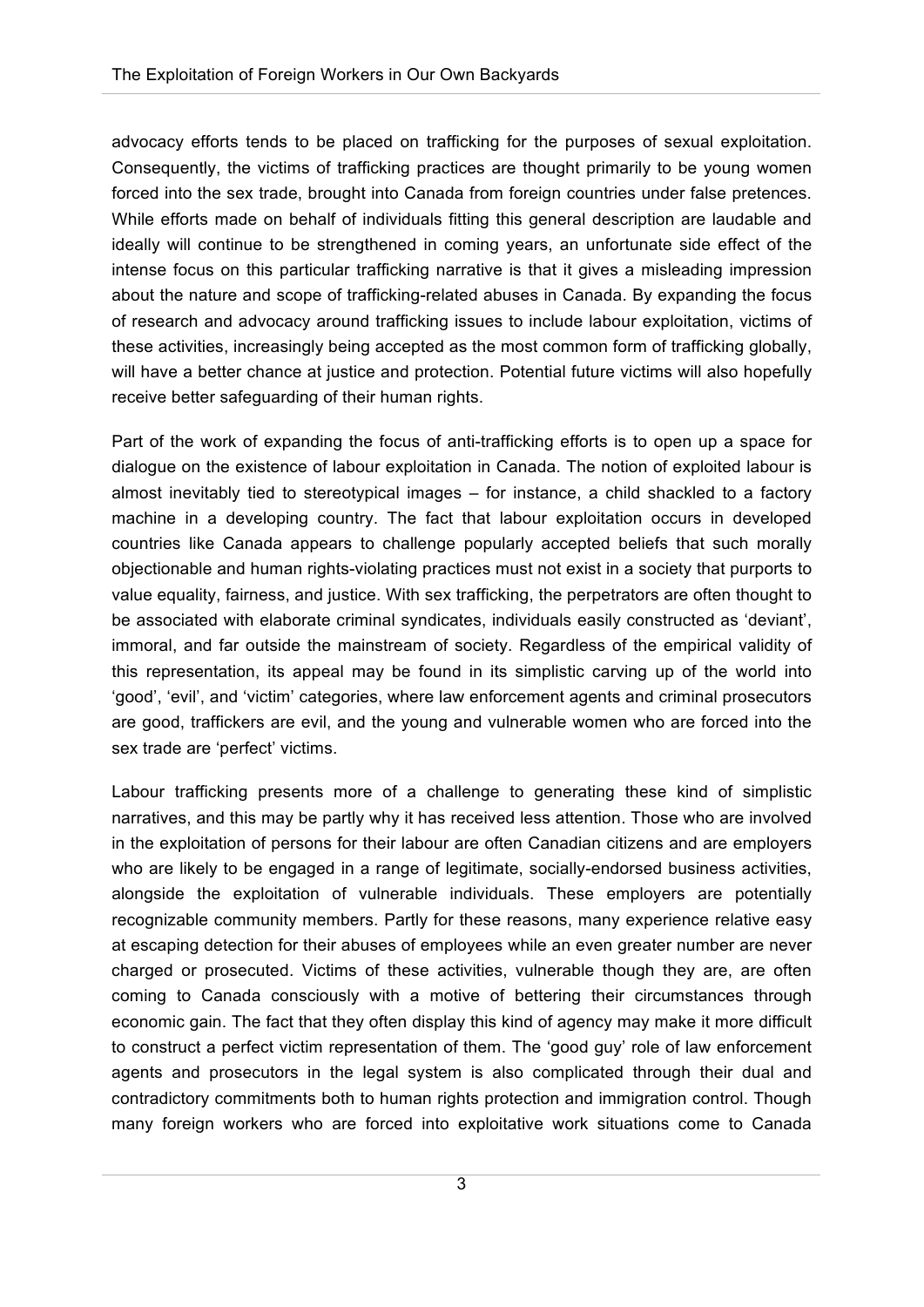advocacy efforts tends to be placed on trafficking for the purposes of sexual exploitation. Consequently, the victims of trafficking practices are thought primarily to be young women forced into the sex trade, brought into Canada from foreign countries under false pretences. While efforts made on behalf of individuals fitting this general description are laudable and ideally will continue to be strengthened in coming years, an unfortunate side effect of the intense focus on this particular trafficking narrative is that it gives a misleading impression about the nature and scope of trafficking-related abuses in Canada. By expanding the focus of research and advocacy around trafficking issues to include labour exploitation, victims of these activities, increasingly being accepted as the most common form of trafficking globally, will have a better chance at justice and protection. Potential future victims will also hopefully receive better safeguarding of their human rights.

Part of the work of expanding the focus of anti-trafficking efforts is to open up a space for dialogue on the existence of labour exploitation in Canada. The notion of exploited labour is almost inevitably tied to stereotypical images – for instance, a child shackled to a factory machine in a developing country. The fact that labour exploitation occurs in developed countries like Canada appears to challenge popularly accepted beliefs that such morally objectionable and human rights-violating practices must not exist in a society that purports to value equality, fairness, and justice. With sex trafficking, the perpetrators are often thought to be associated with elaborate criminal syndicates, individuals easily constructed as 'deviant', immoral, and far outside the mainstream of society. Regardless of the empirical validity of this representation, its appeal may be found in its simplistic carving up of the world into 'good', 'evil', and 'victim' categories, where law enforcement agents and criminal prosecutors are good, traffickers are evil, and the young and vulnerable women who are forced into the sex trade are 'perfect' victims.

Labour trafficking presents more of a challenge to generating these kind of simplistic narratives, and this may be partly why it has received less attention. Those who are involved in the exploitation of persons for their labour are often Canadian citizens and are employers who are likely to be engaged in a range of legitimate, socially-endorsed business activities, alongside the exploitation of vulnerable individuals. These employers are potentially recognizable community members. Partly for these reasons, many experience relative easy at escaping detection for their abuses of employees while an even greater number are never charged or prosecuted. Victims of these activities, vulnerable though they are, are often coming to Canada consciously with a motive of bettering their circumstances through economic gain. The fact that they often display this kind of agency may make it more difficult to construct a perfect victim representation of them. The 'good guy' role of law enforcement agents and prosecutors in the legal system is also complicated through their dual and contradictory commitments both to human rights protection and immigration control. Though many foreign workers who are forced into exploitative work situations come to Canada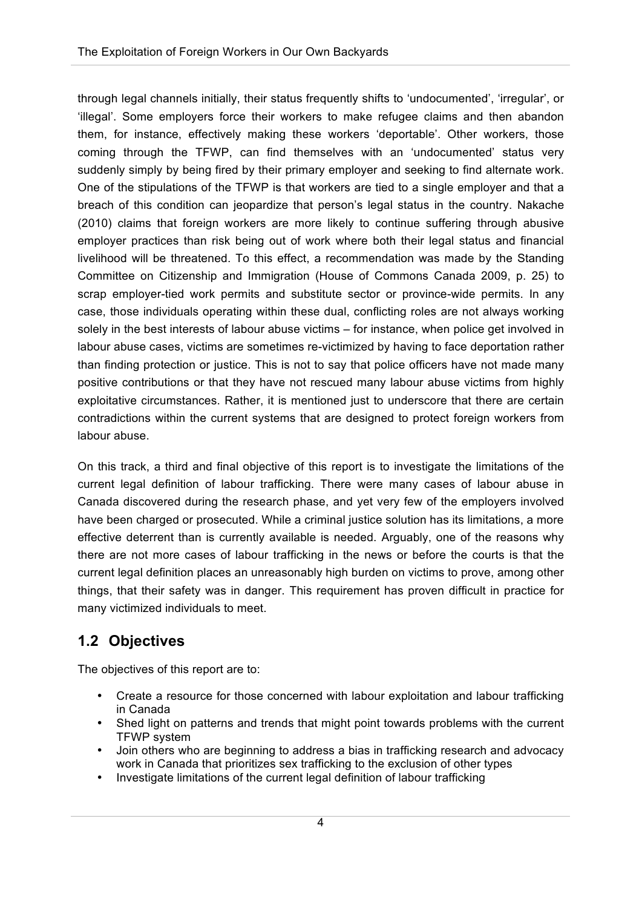through legal channels initially, their status frequently shifts to 'undocumented', 'irregular', or 'illegal'. Some employers force their workers to make refugee claims and then abandon them, for instance, effectively making these workers 'deportable'. Other workers, those coming through the TFWP, can find themselves with an 'undocumented' status very suddenly simply by being fired by their primary employer and seeking to find alternate work. One of the stipulations of the TFWP is that workers are tied to a single employer and that a breach of this condition can jeopardize that person's legal status in the country. Nakache (2010) claims that foreign workers are more likely to continue suffering through abusive employer practices than risk being out of work where both their legal status and financial livelihood will be threatened. To this effect, a recommendation was made by the Standing Committee on Citizenship and Immigration (House of Commons Canada 2009, p. 25) to scrap employer-tied work permits and substitute sector or province-wide permits. In any case, those individuals operating within these dual, conflicting roles are not always working solely in the best interests of labour abuse victims – for instance, when police get involved in labour abuse cases, victims are sometimes re-victimized by having to face deportation rather than finding protection or justice. This is not to say that police officers have not made many positive contributions or that they have not rescued many labour abuse victims from highly exploitative circumstances. Rather, it is mentioned just to underscore that there are certain contradictions within the current systems that are designed to protect foreign workers from labour abuse.

On this track, a third and final objective of this report is to investigate the limitations of the current legal definition of labour trafficking. There were many cases of labour abuse in Canada discovered during the research phase, and yet very few of the employers involved have been charged or prosecuted. While a criminal justice solution has its limitations, a more effective deterrent than is currently available is needed. Arguably, one of the reasons why there are not more cases of labour trafficking in the news or before the courts is that the current legal definition places an unreasonably high burden on victims to prove, among other things, that their safety was in danger. This requirement has proven difficult in practice for many victimized individuals to meet.

## 1.2 Objectives

The objectives of this report are to:

- Create a resource for those concerned with labour exploitation and labour trafficking in Canada
- Shed light on patterns and trends that might point towards problems with the current TFWP system
- Join others who are beginning to address a bias in trafficking research and advocacy work in Canada that prioritizes sex trafficking to the exclusion of other types
- Investigate limitations of the current legal definition of labour trafficking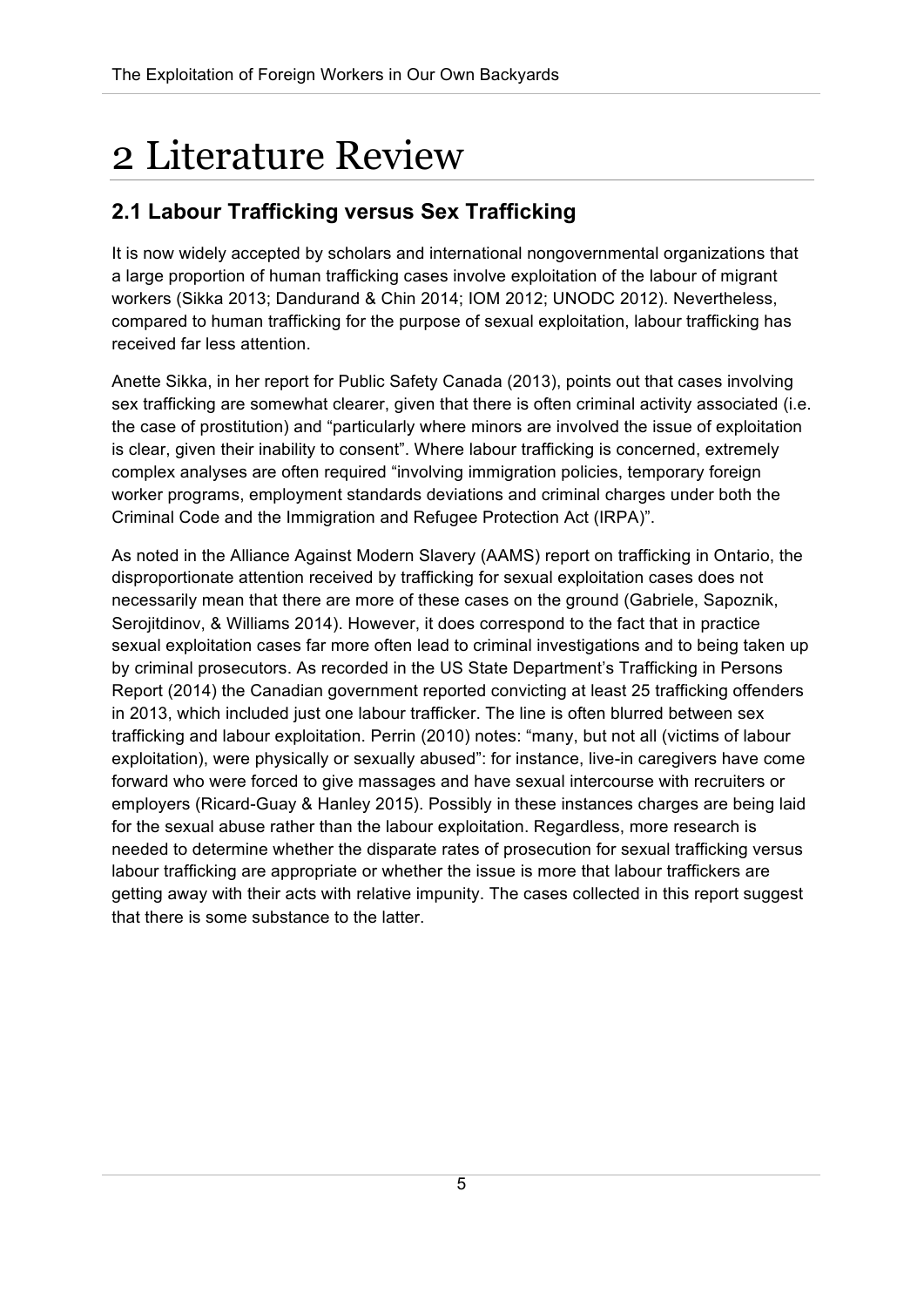# 2 Literature Review

## 2.1 Labour Trafficking versus Sex Trafficking

It is now widely accepted by scholars and international nongovernmental organizations that a large proportion of human trafficking cases involve exploitation of the labour of migrant workers (Sikka 2013; Dandurand & Chin 2014; IOM 2012; UNODC 2012). Nevertheless, compared to human trafficking for the purpose of sexual exploitation, labour trafficking has received far less attention.

Anette Sikka, in her report for Public Safety Canada (2013), points out that cases involving sex trafficking are somewhat clearer, given that there is often criminal activity associated (i.e. the case of prostitution) and "particularly where minors are involved the issue of exploitation is clear, given their inability to consent". Where labour trafficking is concerned, extremely complex analyses are often required "involving immigration policies, temporary foreign worker programs, employment standards deviations and criminal charges under both the Criminal Code and the Immigration and Refugee Protection Act (IRPA)".

As noted in the Alliance Against Modern Slavery (AAMS) report on trafficking in Ontario, the disproportionate attention received by trafficking for sexual exploitation cases does not necessarily mean that there are more of these cases on the ground (Gabriele, Sapoznik, Serojitdinov, & Williams 2014). However, it does correspond to the fact that in practice sexual exploitation cases far more often lead to criminal investigations and to being taken up by criminal prosecutors. As recorded in the US State Department's Trafficking in Persons Report (2014) the Canadian government reported convicting at least 25 trafficking offenders in 2013, which included just one labour trafficker. The line is often blurred between sex trafficking and labour exploitation. Perrin (2010) notes: "many, but not all (victims of labour exploitation), were physically or sexually abused": for instance, live-in caregivers have come forward who were forced to give massages and have sexual intercourse with recruiters or employers (Ricard-Guay & Hanley 2015). Possibly in these instances charges are being laid for the sexual abuse rather than the labour exploitation. Regardless, more research is needed to determine whether the disparate rates of prosecution for sexual trafficking versus labour trafficking are appropriate or whether the issue is more that labour traffickers are getting away with their acts with relative impunity. The cases collected in this report suggest that there is some substance to the latter.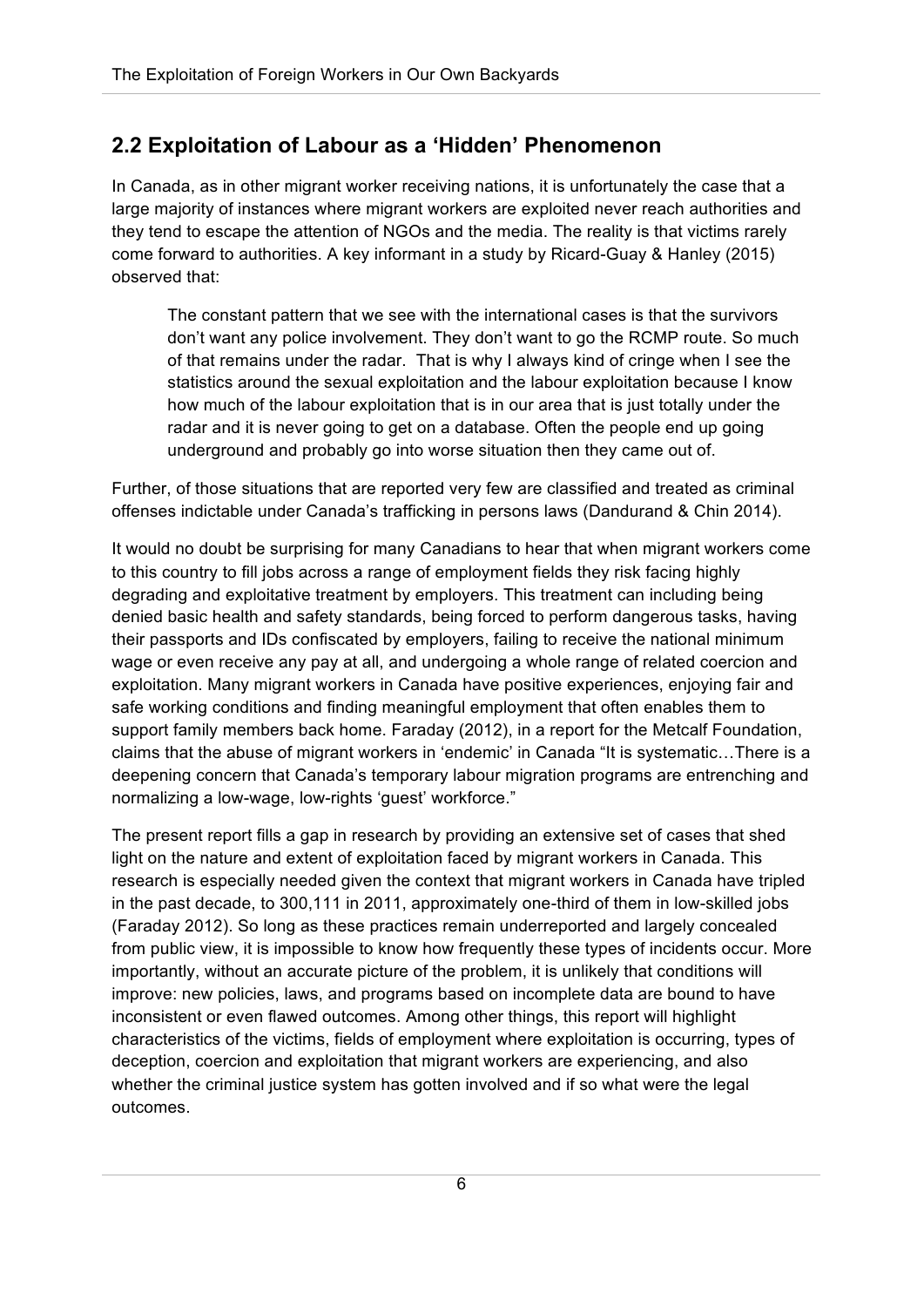## 2.2 Exploitation of Labour as a 'Hidden' Phenomenon

In Canada, as in other migrant worker receiving nations, it is unfortunately the case that a large majority of instances where migrant workers are exploited never reach authorities and they tend to escape the attention of NGOs and the media. The reality is that victims rarely come forward to authorities. A key informant in a study by Ricard-Guay & Hanley (2015) observed that:

> The constant pattern that we see with the international cases is that the survivors don't want any police involvement. They don't want to go the RCMP route. So much of that remains under the radar. That is why I always kind of cringe when I see the statistics around the sexual exploitation and the labour exploitation because I know how much of the labour exploitation that is in our area that is just totally under the radar and it is never going to get on a database. Often the people end up going underground and probably go into worse situation then they came out of.

Further, of those situations that are reported very few are classified and treated as criminal offenses indictable under Canada's trafficking in persons laws (Dandurand & Chin 2014).

It would no doubt be surprising for many Canadians to hear that when migrant workers come to this country to fill jobs across a range of employment fields they risk facing highly degrading and exploitative treatment by employers. This treatment can including being denied basic health and safety standards, being forced to perform dangerous tasks, having their passports and IDs confiscated by employers, failing to receive the national minimum wage or even receive any pay at all, and undergoing a whole range of related coercion and exploitation. Many migrant workers in Canada have positive experiences, enjoying fair and safe working conditions and finding meaningful employment that often enables them to support family members back home. Faraday (2012), in a report for the Metcalf Foundation, claims that the abuse of migrant workers in 'endemic' in Canada "It is systematic…There is a deepening concern that Canada's temporary labour migration programs are entrenching and normalizing a low-wage, low-rights 'guest' workforce."

The present report fills a gap in research by providing an extensive set of cases that shed light on the nature and extent of exploitation faced by migrant workers in Canada. This research is especially needed given the context that migrant workers in Canada have tripled in the past decade, to 300,111 in 2011, approximately one-third of them in low-skilled jobs (Faraday 2012). So long as these practices remain underreported and largely concealed from public view, it is impossible to know how frequently these types of incidents occur. More importantly, without an accurate picture of the problem, it is unlikely that conditions will improve: new policies, laws, and programs based on incomplete data are bound to have inconsistent or even flawed outcomes. Among other things, this report will highlight characteristics of the victims, fields of employment where exploitation is occurring, types of deception, coercion and exploitation that migrant workers are experiencing, and also whether the criminal justice system has gotten involved and if so what were the legal outcomes.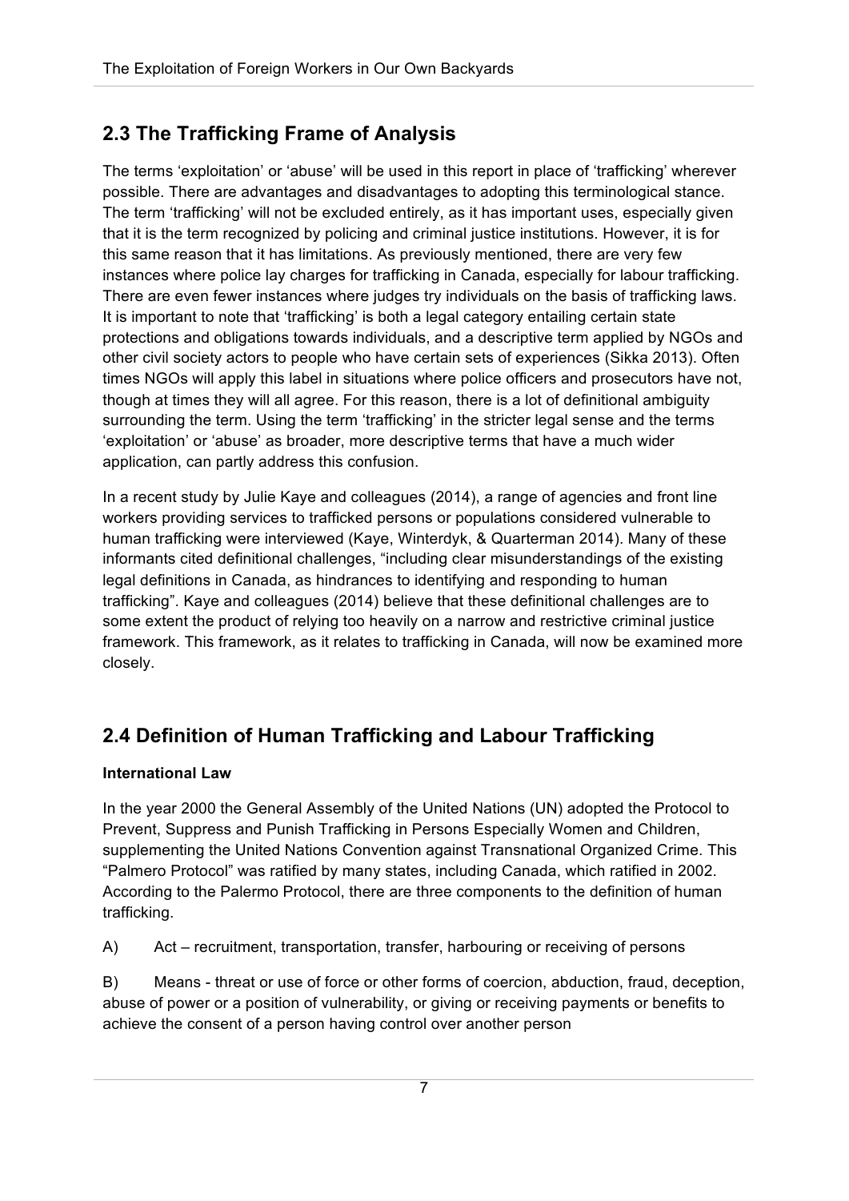## 2.3 The Trafficking Frame of Analysis

The terms 'exploitation' or 'abuse' will be used in this report in place of 'trafficking' wherever possible. There are advantages and disadvantages to adopting this terminological stance. The term 'trafficking' will not be excluded entirely, as it has important uses, especially given that it is the term recognized by policing and criminal justice institutions. However, it is for this same reason that it has limitations. As previously mentioned, there are very few instances where police lay charges for trafficking in Canada, especially for labour trafficking. There are even fewer instances where judges try individuals on the basis of trafficking laws. It is important to note that 'trafficking' is both a legal category entailing certain state protections and obligations towards individuals, and a descriptive term applied by NGOs and other civil society actors to people who have certain sets of experiences (Sikka 2013). Often times NGOs will apply this label in situations where police officers and prosecutors have not, though at times they will all agree. For this reason, there is a lot of definitional ambiguity surrounding the term. Using the term 'trafficking' in the stricter legal sense and the terms 'exploitation' or 'abuse' as broader, more descriptive terms that have a much wider application, can partly address this confusion.

In a recent study by Julie Kaye and colleagues (2014), a range of agencies and front line workers providing services to trafficked persons or populations considered vulnerable to human trafficking were interviewed (Kaye, Winterdyk, & Quarterman 2014). Many of these informants cited definitional challenges, "including clear misunderstandings of the existing legal definitions in Canada, as hindrances to identifying and responding to human trafficking". Kaye and colleagues (2014) believe that these definitional challenges are to some extent the product of relying too heavily on a narrow and restrictive criminal justice framework. This framework, as it relates to trafficking in Canada, will now be examined more closely.

## 2.4 Definition of Human Trafficking and Labour Trafficking

**International Law**

In the year 2000 the General Assembly of the United Nations (UN) adopted the Protocol to Prevent, Suppress and Punish Trafficking in Persons Especially Women and Children, supplementing the United Nations Convention against Transnational Organized Crime. This "Palmero Protocol" was ratified by many states, including Canada, which ratified in 2002. According to the Palermo Protocol, there are three components to the definition of human trafficking.

A) Act – recruitment, transportation, transfer, harbouring or receiving of persons

B) Means - threat or use of force or other forms of coercion, abduction, fraud, deception, abuse of power or a position of vulnerability, or giving or receiving payments or benefits to achieve the consent of a person having control over another person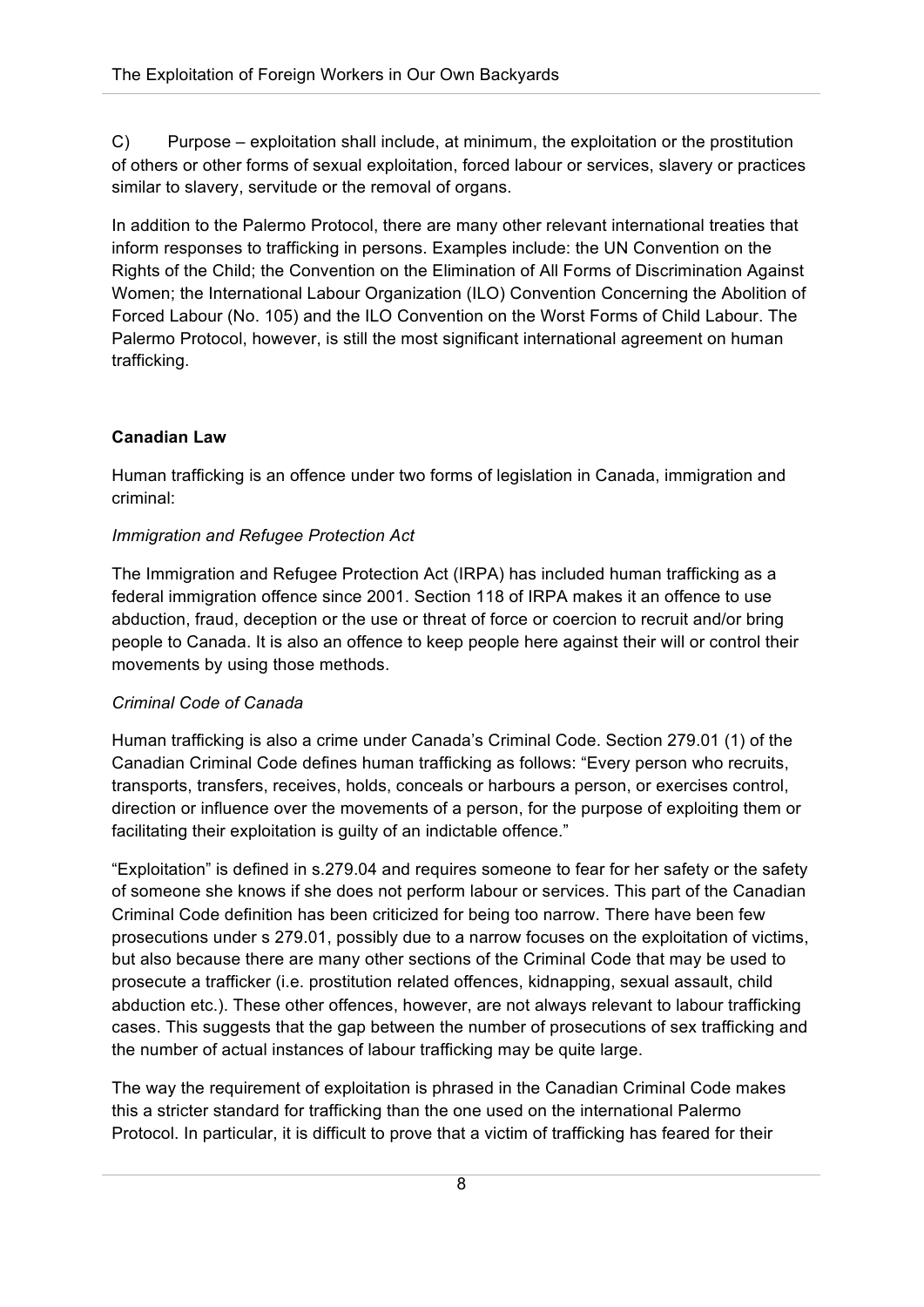C) Purpose – exploitation shall include, at minimum, the exploitation or the prostitution of others or other forms of sexual exploitation, forced labour or services, slavery or practices similar to slavery, servitude or the removal of organs.

In addition to the Palermo Protocol, there are many other relevant international treaties that inform responses to trafficking in persons. Examples include: the UN Convention on the Rights of the Child; the Convention on the Elimination of All Forms of Discrimination Against Women; the International Labour Organization (ILO) Convention Concerning the Abolition of Forced Labour (No. 105) and the ILO Convention on the Worst Forms of Child Labour. The Palermo Protocol, however, is still the most significant international agreement on human trafficking.

**Canadian Law**

Human trafficking is an offence under two forms of legislation in Canada, immigration and criminal:

*Immigration and Refugee Protection Act*

The Immigration and Refugee Protection Act (IRPA) has included human trafficking as a federal immigration offence since 2001. Section 118 of IRPA makes it an offence to use abduction, fraud, deception or the use or threat of force or coercion to recruit and/or bring people to Canada. It is also an offence to keep people here against their will or control their movements by using those methods.

*Criminal Code of Canada*

Human trafficking is also a crime under Canada's Criminal Code. Section 279.01 (1) of the Canadian Criminal Code defines human trafficking as follows: "Every person who recruits, transports, transfers, receives, holds, conceals or harbours a person, or exercises control, direction or influence over the movements of a person, for the purpose of exploiting them or facilitating their exploitation is guilty of an indictable offence."

"Exploitation" is defined in s.279.04 and requires someone to fear for her safety or the safety of someone she knows if she does not perform labour or services. This part of the Canadian Criminal Code definition has been criticized for being too narrow. There have been few prosecutions under s 279.01, possibly due to a narrow focuses on the exploitation of victims, but also because there are many other sections of the Criminal Code that may be used to prosecute a trafficker (i.e. prostitution related offences, kidnapping, sexual assault, child abduction etc.). These other offences, however, are not always relevant to labour trafficking cases. This suggests that the gap between the number of prosecutions of sex trafficking and the number of actual instances of labour trafficking may be quite large.

The way the requirement of exploitation is phrased in the Canadian Criminal Code makes this a stricter standard for trafficking than the one used on the international Palermo Protocol. In particular, it is difficult to prove that a victim of trafficking has feared for their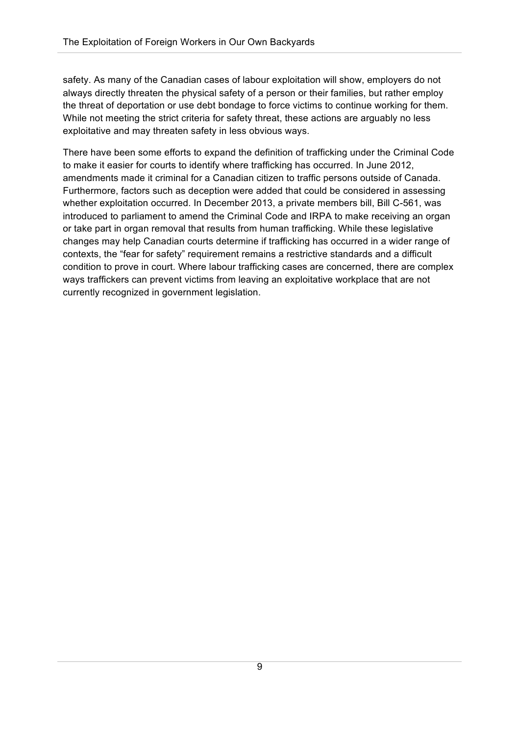safety. As many of the Canadian cases of labour exploitation will show, employers do not always directly threaten the physical safety of a person or their families, but rather employ the threat of deportation or use debt bondage to force victims to continue working for them. While not meeting the strict criteria for safety threat, these actions are arguably no less exploitative and may threaten safety in less obvious ways.

There have been some efforts to expand the definition of trafficking under the Criminal Code to make it easier for courts to identify where trafficking has occurred. In June 2012, amendments made it criminal for a Canadian citizen to traffic persons outside of Canada. Furthermore, factors such as deception were added that could be considered in assessing whether exploitation occurred. In December 2013, a private members bill, Bill C-561, was introduced to parliament to amend the Criminal Code and IRPA to make receiving an organ or take part in organ removal that results from human trafficking. While these legislative changes may help Canadian courts determine if trafficking has occurred in a wider range of contexts, the "fear for safety" requirement remains a restrictive standards and a difficult condition to prove in court. Where labour trafficking cases are concerned, there are complex ways traffickers can prevent victims from leaving an exploitative workplace that are not currently recognized in government legislation.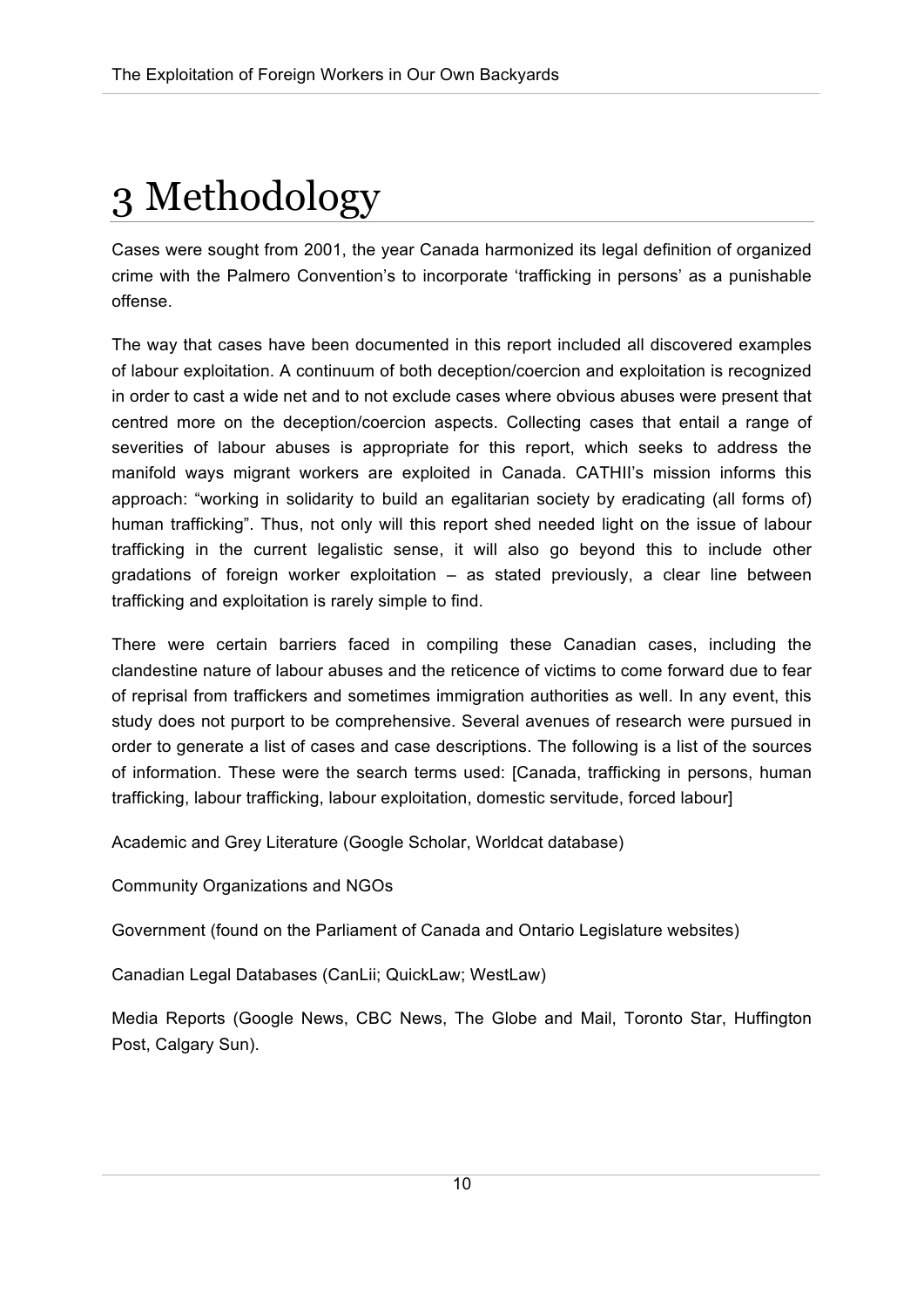# 3 Methodology

Cases were sought from 2001, the year Canada harmonized its legal definition of organized crime with the Palmero Convention's to incorporate 'trafficking in persons' as a punishable offense.

The way that cases have been documented in this report included all discovered examples of labour exploitation. A continuum of both deception/coercion and exploitation is recognized in order to cast a wide net and to not exclude cases where obvious abuses were present that centred more on the deception/coercion aspects. Collecting cases that entail a range of severities of labour abuses is appropriate for this report, which seeks to address the manifold ways migrant workers are exploited in Canada. CATHII's mission informs this approach: "working in solidarity to build an egalitarian society by eradicating (all forms of) human trafficking". Thus, not only will this report shed needed light on the issue of labour trafficking in the current legalistic sense, it will also go beyond this to include other gradations of foreign worker exploitation – as stated previously, a clear line between trafficking and exploitation is rarely simple to find.

There were certain barriers faced in compiling these Canadian cases, including the clandestine nature of labour abuses and the reticence of victims to come forward due to fear of reprisal from traffickers and sometimes immigration authorities as well. In any event, this study does not purport to be comprehensive. Several avenues of research were pursued in order to generate a list of cases and case descriptions. The following is a list of the sources of information. These were the search terms used: [Canada, trafficking in persons, human trafficking, labour trafficking, labour exploitation, domestic servitude, forced labour]

Academic and Grey Literature (Google Scholar, Worldcat database)

Community Organizations and NGOs

Government (found on the Parliament of Canada and Ontario Legislature websites)

Canadian Legal Databases (CanLii; QuickLaw; WestLaw)

Media Reports (Google News, CBC News, The Globe and Mail, Toronto Star, Huffington Post, Calgary Sun).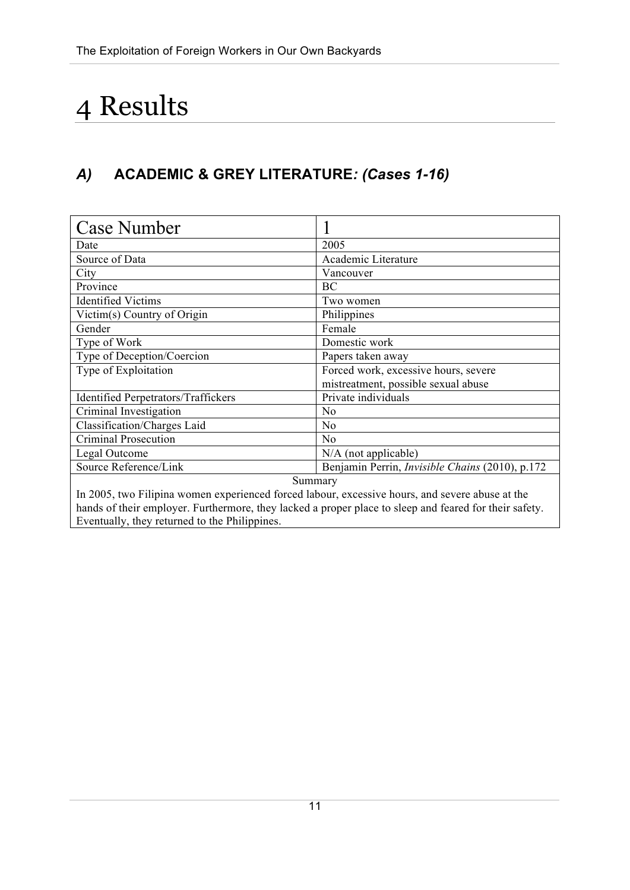# 4 Results

## *A)* ACADEMIC & GREY LITERATURE*: (Cases 1-16)*

| Case Number | 1 |
|---|---|
| Date | 2005 |
| Source of Data | Academic Literature |
| City | Vancouver |
| Province | BC |
| Identified Victims | Two women |
| Victim(s) Country of Origin | Philippines |
| Gender | Female |
| Type of Work | Domestic work |
| Type of Deception/Coercion | Papers taken away |
| Type of Exploitation | Forced work, excessive hours, severe mistreatment, possible sexual abuse |
| Identified Perpetrators/Traffickers | Private individuals |
| Criminal Investigation | No |
| Classification/Charges Laid | No |
| Criminal Prosecution | No |
| Legal Outcome | N/A (not applicable) |
| Source Reference/Link | Benjamin Perrin, *Invisible Chains* (2010), p.172 |
| Summary | |
| In 2005, two Filipina women experienced forced labour, excessive hours, and severe abuse at the hands of their employer. Furthermore, they lacked a proper place to sleep and feared for their safety. Eventually, they returned to the Philippines. | |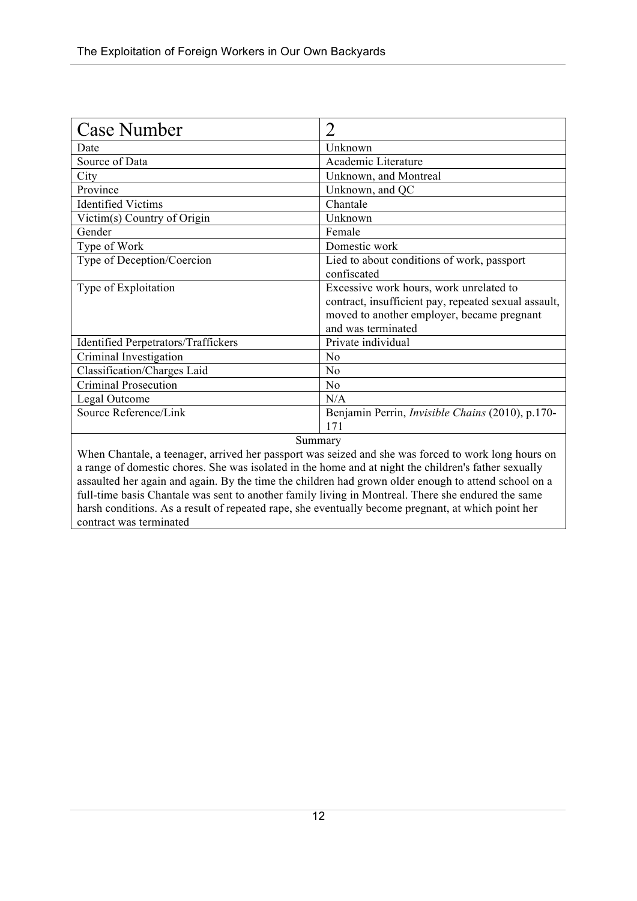| Case Number | 2 |
|---|---|
| Date | Unknown |
| Source of Data | Academic Literature |
| City | Unknown, and Montreal |
| Province | Unknown, and QC |
| Identified Victims | Chantale |
| Victim(s) Country of Origin | Unknown |
| Gender | Female |
| Type of Work | Domestic work |
| Type of Deception/Coercion | Lied to about conditions of work, passport confiscated |
| Type of Exploitation | Excessive work hours, work unrelated to contract, insufficient pay, repeated sexual assault, moved to another employer, became pregnant and was terminated |
| Identified Perpetrators/Traffickers | Private individual |
| Criminal Investigation | No |
| Classification/Charges Laid | No |
| Criminal Prosecution | No |
| Legal Outcome | N/A |
| Source Reference/Link | Benjamin Perrin, *Invisible Chains* (2010), p.170-171 |

Summary

When Chantale, a teenager, arrived her passport was seized and she was forced to work long hours on a range of domestic chores. She was isolated in the home and at night the children's father sexually assaulted her again and again. By the time the children had grown older enough to attend school on a full-time basis Chantale was sent to another family living in Montreal. There she endured the same harsh conditions. As a result of repeated rape, she eventually become pregnant, at which point her contract was terminated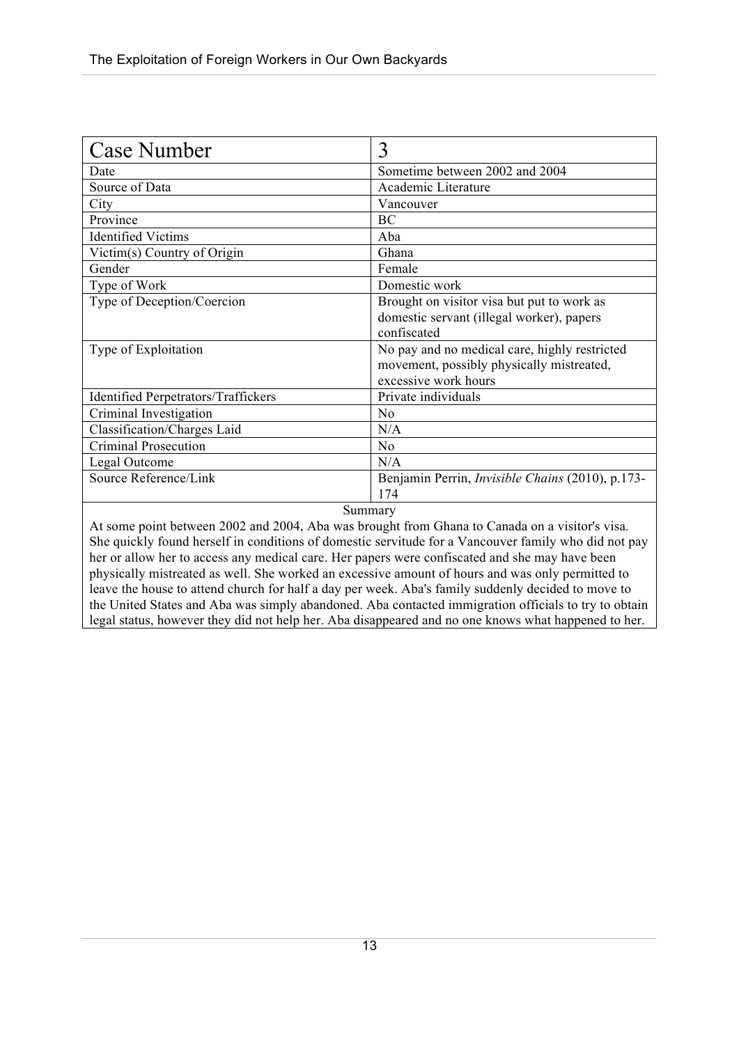| Case Number | 3 |
|---|---|
| Date | Sometime between 2002 and 2004 |
| Source of Data | Academic Literature |
| City | Vancouver |
| Province | BC |
| Identified Victims | Aba |
| Victim(s) Country of Origin | Ghana |
| Gender | Female |
| Type of Work | Domestic work |
| Type of Deception/Coercion | Brought on visitor visa but put to work as domestic servant (illegal worker), papers confiscated |
| Type of Exploitation | No pay and no medical care, highly restricted movement, possibly physically mistreated, excessive work hours |
| Identified Perpetrators/Traffickers | Private individuals |
| Criminal Investigation | No |
| Classification/Charges Laid | N/A |
| Criminal Prosecution | No |
| Legal Outcome | N/A |
| Source Reference/Link | Benjamin Perrin, *Invisible Chains* (2010), p.173-174 |

Summary

At some point between 2002 and 2004, Aba was brought from Ghana to Canada on a visitor's visa. She quickly found herself in conditions of domestic servitude for a Vancouver family who did not pay her or allow her to access any medical care. Her papers were confiscated and she may have been physically mistreated as well. She worked an excessive amount of hours and was only permitted to leave the house to attend church for half a day per week. Aba's family suddenly decided to move to the United States and Aba was simply abandoned. Aba contacted immigration officials to try to obtain legal status, however they did not help her. Aba disappeared and no one knows what happened to her.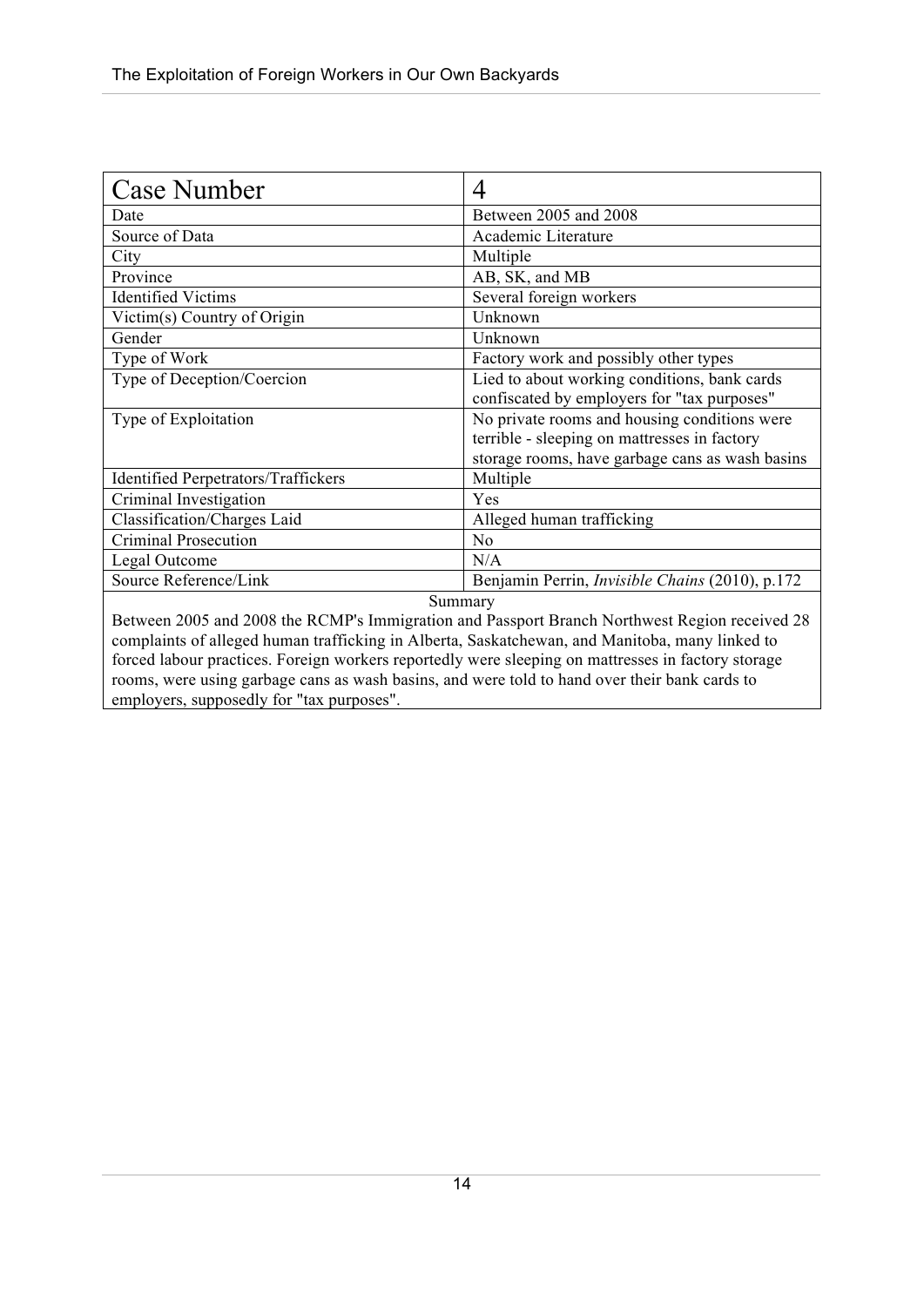| Case Number | 4 |
|---|---|
| Date | Between 2005 and 2008 |
| Source of Data | Academic Literature |
| City | Multiple |
| Province | AB, SK, and MB |
| Identified Victims | Several foreign workers |
| Victim(s) Country of Origin | Unknown |
| Gender | Unknown |
| Type of Work | Factory work and possibly other types |
| Type of Deception/Coercion | Lied to about working conditions, bank cards confiscated by employers for "tax purposes" |
| Type of Exploitation | No private rooms and housing conditions were terrible - sleeping on mattresses in factory storage rooms, have garbage cans as wash basins |
| Identified Perpetrators/Traffickers | Multiple |
| Criminal Investigation | Yes |
| Classification/Charges Laid | Alleged human trafficking |
| Criminal Prosecution | No |
| Legal Outcome | N/A |
| Source Reference/Link | Benjamin Perrin, *Invisible Chains* (2010), p.172 |

Summary

Between 2005 and 2008 the RCMP's Immigration and Passport Branch Northwest Region received 28 complaints of alleged human trafficking in Alberta, Saskatchewan, and Manitoba, many linked to forced labour practices. Foreign workers reportedly were sleeping on mattresses in factory storage rooms, were using garbage cans as wash basins, and were told to hand over their bank cards to employers, supposedly for "tax purposes".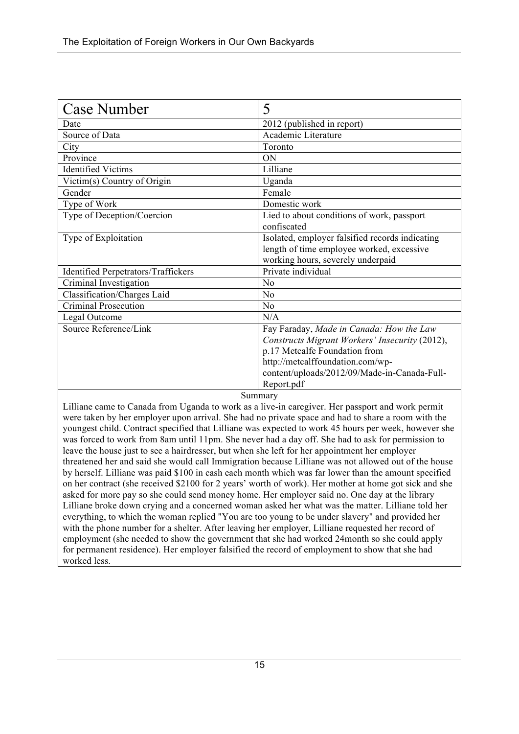| Case Number | 5 |
|---|---|
| Date | 2012 (published in report) |
| Source of Data | Academic Literature |
| City | Toronto |
| Province | ON |
| Identified Victims | Lilliane |
| Victim(s) Country of Origin | Uganda |
| Gender | Female |
| Type of Work | Domestic work |
| Type of Deception/Coercion | Lied to about conditions of work, passport confiscated |
| Type of Exploitation | Isolated, employer falsified records indicating length of time employee worked, excessive working hours, severely underpaid |
| Identified Perpetrators/Traffickers | Private individual |
| Criminal Investigation | No |
| Classification/Charges Laid | No |
| Criminal Prosecution | No |
| Legal Outcome | N/A |
| Source Reference/Link | Fay Faraday, *Made in Canada: How the Law Constructs Migrant Workers' Insecurity* (2012), p.17 Metcalfe Foundation from http://metcalffoundation.com/wp-content/uploads/2012/09/Made-in-Canada-Full-Report.pdf |

Summary

Lilliane came to Canada from Uganda to work as a live-in caregiver. Her passport and work permit were taken by her employer upon arrival. She had no private space and had to share a room with the youngest child. Contract specified that Lilliane was expected to work 45 hours per week, however she was forced to work from 8am until 11pm. She never had a day off. She had to ask for permission to leave the house just to see a hairdresser, but when she left for her appointment her employer threatened her and said she would call Immigration because Lilliane was not allowed out of the house by herself. Lilliane was paid $100 in cash each month which was far lower than the amount specified on her contract (she received $2100 for 2 years' worth of work). Her mother at home got sick and she asked for more pay so she could send money home. Her employer said no. One day at the library Lilliane broke down crying and a concerned woman asked her what was the matter. Lilliane told her everything, to which the woman replied "You are too young to be under slavery" and provided her with the phone number for a shelter. After leaving her employer, Lilliane requested her record of employment (she needed to show the government that she had worked 24month so she could apply for permanent residence). Her employer falsified the record of employment to show that she had worked less.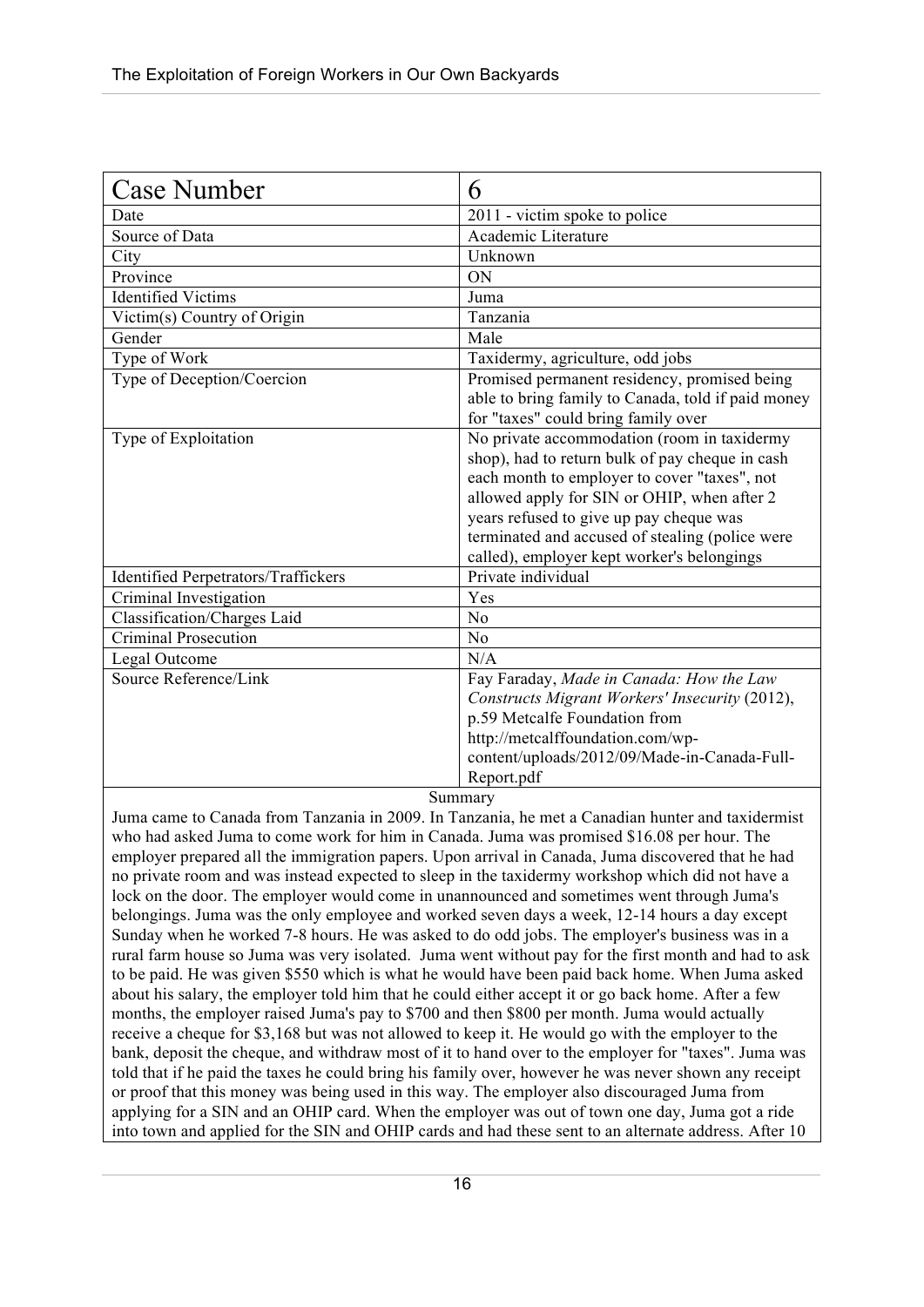| Case Number | 6 |
|---|---|
| Date | 2011 - victim spoke to police |
| Source of Data | Academic Literature |
| City | Unknown |
| Province | ON |
| Identified Victims | Juma |
| Victim(s) Country of Origin | Tanzania |
| Gender | Male |
| Type of Work | Taxidermy, agriculture, odd jobs |
| Type of Deception/Coercion | Promised permanent residency, promised being able to bring family to Canada, told if paid money for "taxes" could bring family over |
| Type of Exploitation | No private accommodation (room in taxidermy shop), had to return bulk of pay cheque in cash each month to employer to cover "taxes", not allowed apply for SIN or OHIP, when after 2 years refused to give up pay cheque was terminated and accused of stealing (police were called), employer kept worker's belongings |
| Identified Perpetrators/Traffickers | Private individual |
| Criminal Investigation | Yes |
| Classification/Charges Laid | No |
| Criminal Prosecution | No |
| Legal Outcome | N/A |
| Source Reference/Link | Fay Faraday, *Made in Canada: How the Law Constructs Migrant Workers' Insecurity* (2012), p.59 Metcalfe Foundation from http://metcalffoundation.com/wp-content/uploads/2012/09/Made-in-Canada-Full-Report.pdf |

Summary

Juma came to Canada from Tanzania in 2009. In Tanzania, he met a Canadian hunter and taxidermist who had asked Juma to come work for him in Canada. Juma was promised $16.08 per hour. The employer prepared all the immigration papers. Upon arrival in Canada, Juma discovered that he had no private room and was instead expected to sleep in the taxidermy workshop which did not have a lock on the door. The employer would come in unannounced and sometimes went through Juma's belongings. Juma was the only employee and worked seven days a week, 12-14 hours a day except Sunday when he worked 7-8 hours. He was asked to do odd jobs. The employer's business was in a rural farm house so Juma was very isolated. Juma went without pay for the first month and had to ask to be paid. He was given $550 which is what he would have been paid back home. When Juma asked about his salary, the employer told him that he could either accept it or go back home. After a few months, the employer raised Juma's pay to $700 and then $800 per month. Juma would actually receive a cheque for $3,168 but was not allowed to keep it. He would go with the employer to the bank, deposit the cheque, and withdraw most of it to hand over to the employer for "taxes". Juma was told that if he paid the taxes he could bring his family over, however he was never shown any receipt or proof that this money was being used in this way. The employer also discouraged Juma from applying for a SIN and an OHIP card. When the employer was out of town one day, Juma got a ride into town and applied for the SIN and OHIP cards and had these sent to an alternate address. After 10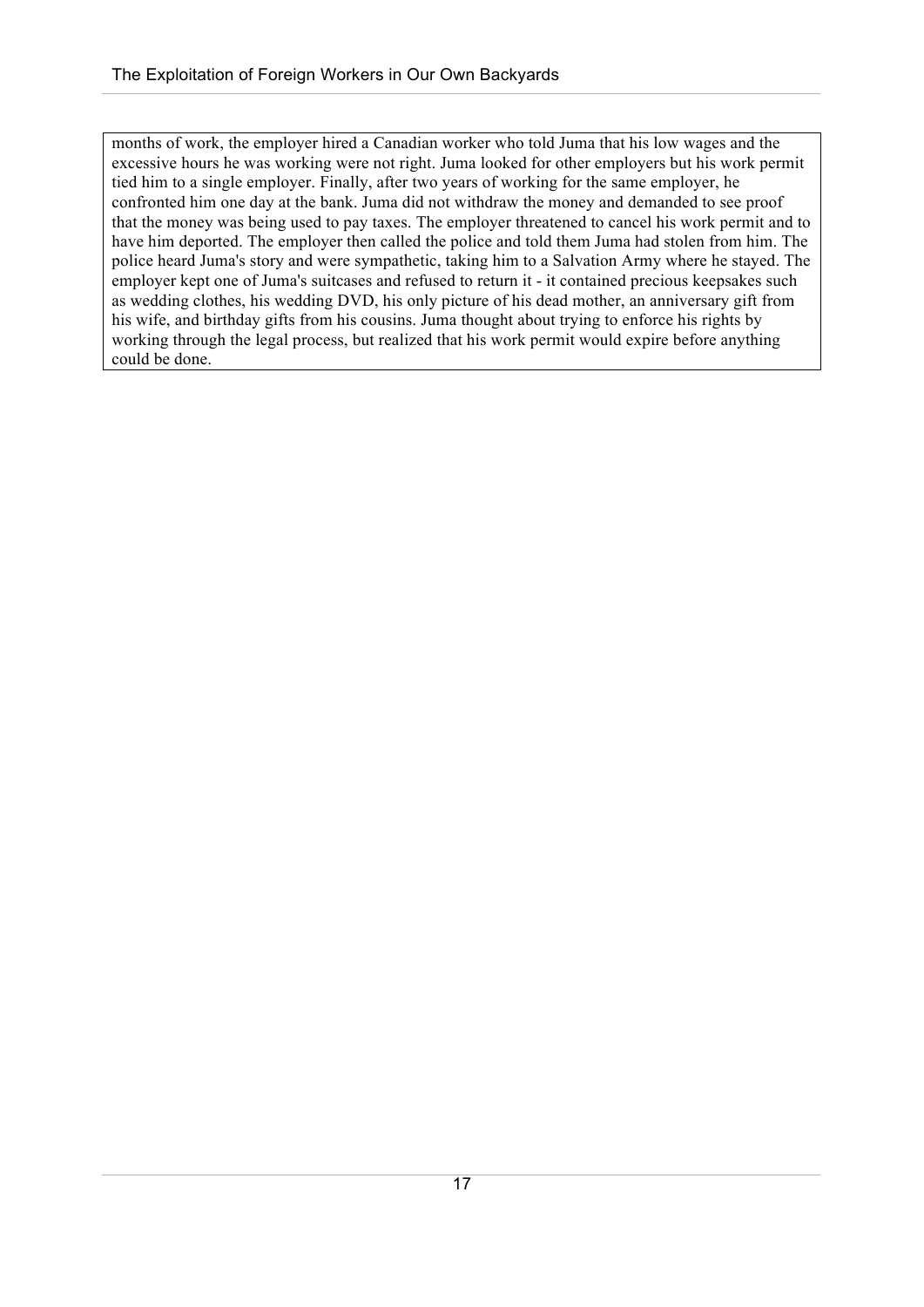months of work, the employer hired a Canadian worker who told Juma that his low wages and the excessive hours he was working were not right. Juma looked for other employers but his work permit tied him to a single employer. Finally, after two years of working for the same employer, he confronted him one day at the bank. Juma did not withdraw the money and demanded to see proof that the money was being used to pay taxes. The employer threatened to cancel his work permit and to have him deported. The employer then called the police and told them Juma had stolen from him. The police heard Juma's story and were sympathetic, taking him to a Salvation Army where he stayed. The employer kept one of Juma's suitcases and refused to return it - it contained precious keepsakes such as wedding clothes, his wedding DVD, his only picture of his dead mother, an anniversary gift from his wife, and birthday gifts from his cousins. Juma thought about trying to enforce his rights by working through the legal process, but realized that his work permit would expire before anything could be done.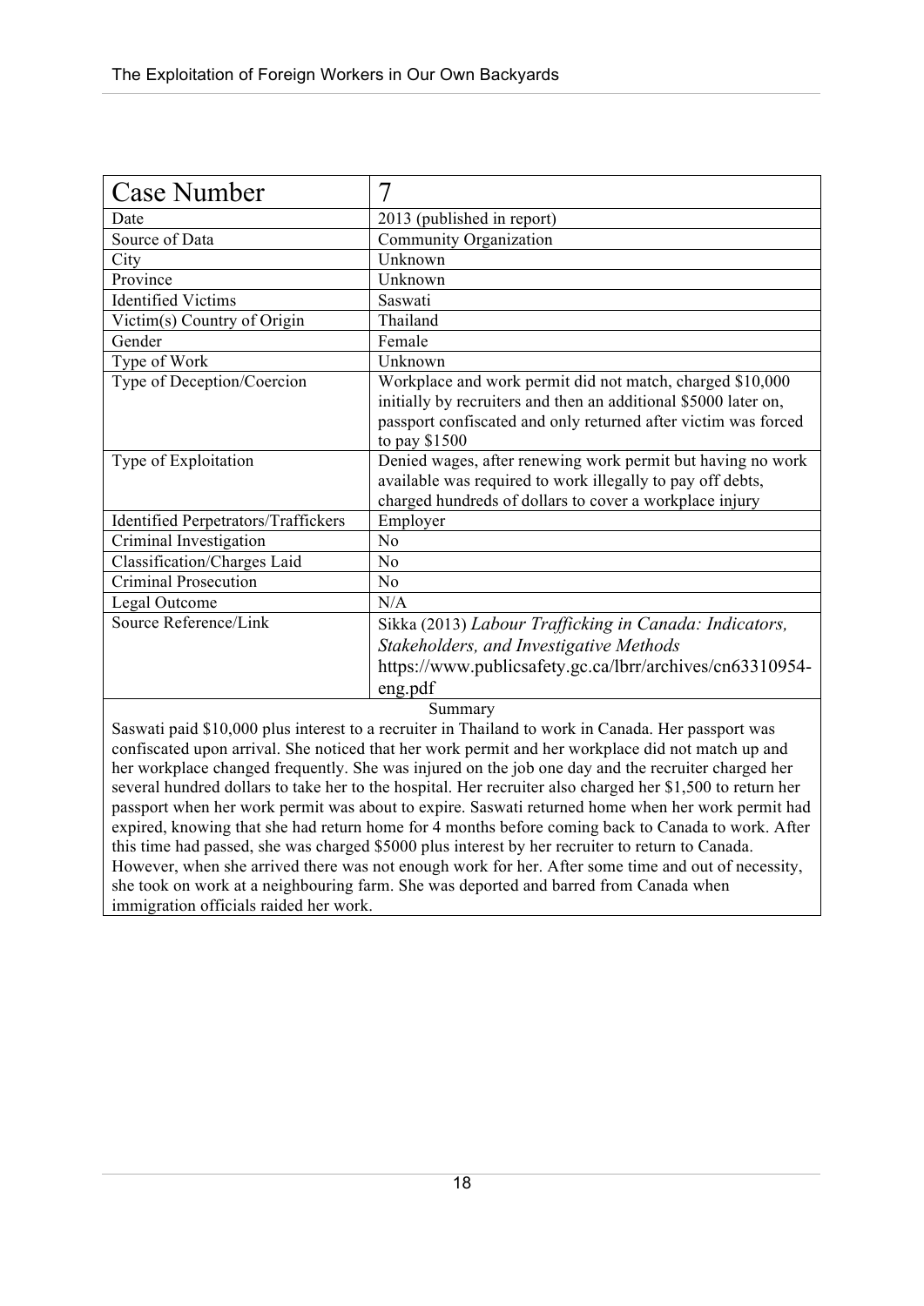| Case Number | 7 |
|---|---|
| Date | 2013 (published in report) |
| Source of Data | Community Organization |
| City | Unknown |
| Province | Unknown |
| Identified Victims | Saswati |
| Victim(s) Country of Origin | Thailand |
| Gender | Female |
| Type of Work | Unknown |
| Type of Deception/Coercion | Workplace and work permit did not match, charged $10,000 initially by recruiters and then an additional $5000 later on, passport confiscated and only returned after victim was forced to pay $1500 |
| Type of Exploitation | Denied wages, after renewing work permit but having no work available was required to work illegally to pay off debts, charged hundreds of dollars to cover a workplace injury |
| Identified Perpetrators/Traffickers | Employer |
| Criminal Investigation | No |
| Classification/Charges Laid | No |
| Criminal Prosecution | No |
| Legal Outcome | N/A |
| Source Reference/Link | Sikka (2013) *Labour Trafficking in Canada: Indicators, Stakeholders, and Investigative Methods* https://www.publicsafety.gc.ca/lbrr/archives/cn63310954-eng.pdf |

Summary

Saswati paid $10,000 plus interest to a recruiter in Thailand to work in Canada. Her passport was confiscated upon arrival. She noticed that her work permit and her workplace did not match up and her workplace changed frequently. She was injured on the job one day and the recruiter charged her several hundred dollars to take her to the hospital. Her recruiter also charged her $1,500 to return her passport when her work permit was about to expire. Saswati returned home when her work permit had expired, knowing that she had return home for 4 months before coming back to Canada to work. After this time had passed, she was charged $5000 plus interest by her recruiter to return to Canada. However, when she arrived there was not enough work for her. After some time and out of necessity, she took on work at a neighbouring farm. She was deported and barred from Canada when immigration officials raided her work.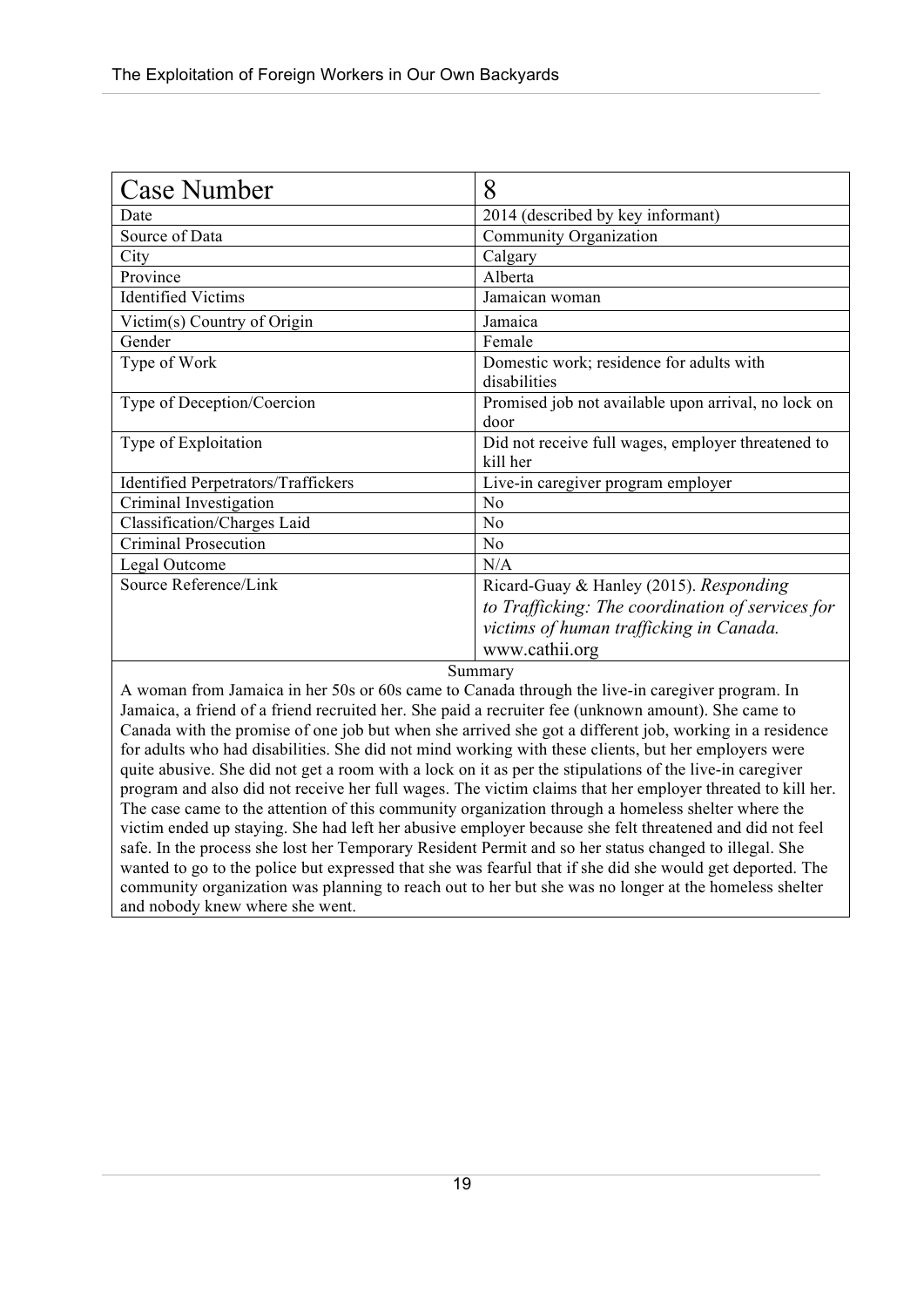| Case Number | 8 |
|---|---|
| Date | 2014 (described by key informant) |
| Source of Data | Community Organization |
| City | Calgary |
| Province | Alberta |
| Identified Victims | Jamaican woman |
| Victim(s) Country of Origin | Jamaica |
| Gender | Female |
| Type of Work | Domestic work; residence for adults with disabilities |
| Type of Deception/Coercion | Promised job not available upon arrival, no lock on door |
| Type of Exploitation | Did not receive full wages, employer threatened to kill her |
| Identified Perpetrators/Traffickers | Live-in caregiver program employer |
| Criminal Investigation | No |
| Classification/Charges Laid | No |
| Criminal Prosecution | No |
| Legal Outcome | N/A |
| Source Reference/Link | Ricard-Guay & Hanley (2015). *Responding to Trafficking: The coordination of services for victims of human trafficking in Canada.* www.cathii.org |

**Summary**

A woman from Jamaica in her 50s or 60s came to Canada through the live-in caregiver program. In Jamaica, a friend of a friend recruited her. She paid a recruiter fee (unknown amount). She came to Canada with the promise of one job but when she arrived she got a different job, working in a residence for adults who had disabilities. She did not mind working with these clients, but her employers were quite abusive. She did not get a room with a lock on it as per the stipulations of the live-in caregiver program and also did not receive her full wages. The victim claims that her employer threated to kill her. The case came to the attention of this community organization through a homeless shelter where the victim ended up staying. She had left her abusive employer because she felt threatened and did not feel safe. In the process she lost her Temporary Resident Permit and so her status changed to illegal. She wanted to go to the police but expressed that she was fearful that if she did she would get deported. The community organization was planning to reach out to her but she was no longer at the homeless shelter and nobody knew where she went.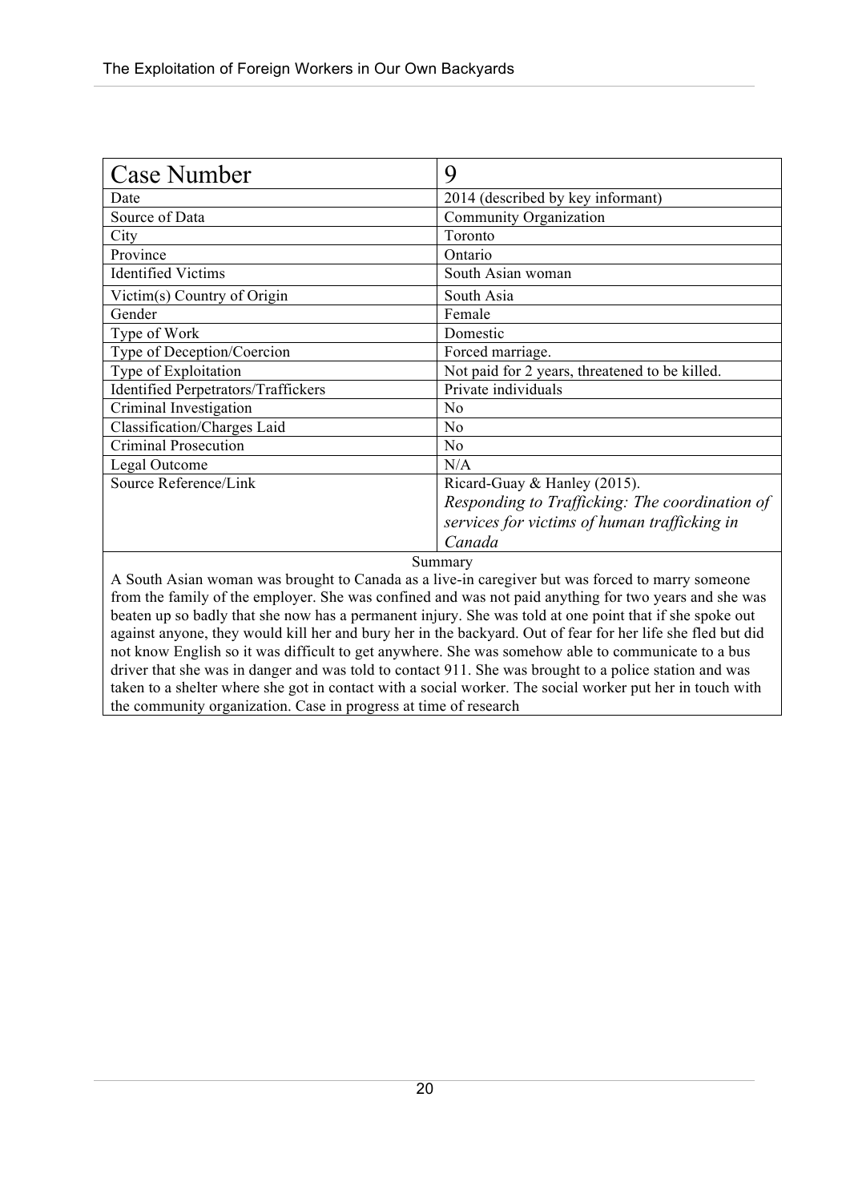| Case Number | 9 |
|---|---|
| Date | 2014 (described by key informant) |
| Source of Data | Community Organization |
| City | Toronto |
| Province | Ontario |
| Identified Victims | South Asian woman |
| Victim(s) Country of Origin | South Asia |
| Gender | Female |
| Type of Work | Domestic |
| Type of Deception/Coercion | Forced marriage. |
| Type of Exploitation | Not paid for 2 years, threatened to be killed. |
| Identified Perpetrators/Traffickers | Private individuals |
| Criminal Investigation | No |
| Classification/Charges Laid | No |
| Criminal Prosecution | No |
| Legal Outcome | N/A |
| Source Reference/Link | Ricard-Guay & Hanley (2015). *Responding to Trafficking: The coordination of services for victims of human trafficking in Canada* |

Summary

A South Asian woman was brought to Canada as a live-in caregiver but was forced to marry someone from the family of the employer. She was confined and was not paid anything for two years and she was beaten up so badly that she now has a permanent injury. She was told at one point that if she spoke out against anyone, they would kill her and bury her in the backyard. Out of fear for her life she fled but did not know English so it was difficult to get anywhere. She was somehow able to communicate to a bus driver that she was in danger and was told to contact 911. She was brought to a police station and was taken to a shelter where she got in contact with a social worker. The social worker put her in touch with the community organization. Case in progress at time of research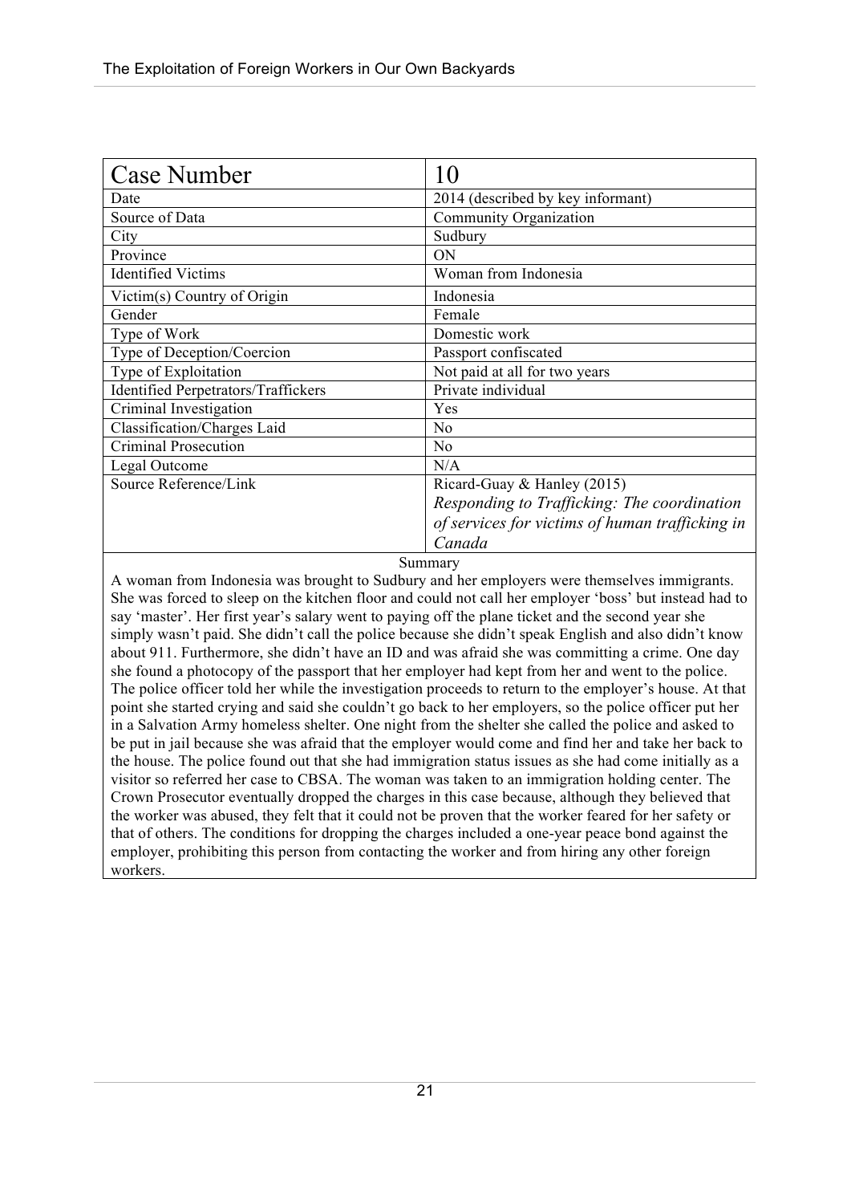| Case Number | 10 |
|---|---|
| Date | 2014 (described by key informant) |
| Source of Data | Community Organization |
| City | Sudbury |
| Province | ON |
| Identified Victims | Woman from Indonesia |
| Victim(s) Country of Origin | Indonesia |
| Gender | Female |
| Type of Work | Domestic work |
| Type of Deception/Coercion | Passport confiscated |
| Type of Exploitation | Not paid at all for two years |
| Identified Perpetrators/Traffickers | Private individual |
| Criminal Investigation | Yes |
| Classification/Charges Laid | No |
| Criminal Prosecution | No |
| Legal Outcome | N/A |
| Source Reference/Link | Ricard-Guay & Hanley (2015) *Responding to Trafficking: The coordination of services for victims of human trafficking in Canada* |

Summary

A woman from Indonesia was brought to Sudbury and her employers were themselves immigrants. She was forced to sleep on the kitchen floor and could not call her employer 'boss' but instead had to say 'master'. Her first year's salary went to paying off the plane ticket and the second year she simply wasn't paid. She didn't call the police because she didn't speak English and also didn't know about 911. Furthermore, she didn't have an ID and was afraid she was committing a crime. One day she found a photocopy of the passport that her employer had kept from her and went to the police. The police officer told her while the investigation proceeds to return to the employer's house. At that point she started crying and said she couldn't go back to her employers, so the police officer put her in a Salvation Army homeless shelter. One night from the shelter she called the police and asked to be put in jail because she was afraid that the employer would come and find her and take her back to the house. The police found out that she had immigration status issues as she had come initially as a visitor so referred her case to CBSA. The woman was taken to an immigration holding center. The Crown Prosecutor eventually dropped the charges in this case because, although they believed that the worker was abused, they felt that it could not be proven that the worker feared for her safety or that of others. The conditions for dropping the charges included a one-year peace bond against the employer, prohibiting this person from contacting the worker and from hiring any other foreign workers.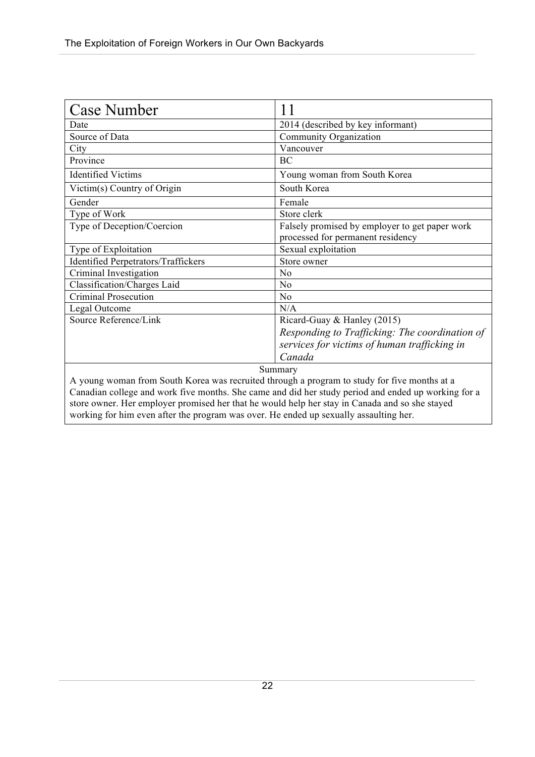| Case Number | 11 |
|---|---|
| Date | 2014 (described by key informant) |
| Source of Data | Community Organization |
| City | Vancouver |
| Province | BC |
| Identified Victims | Young woman from South Korea |
| Victim(s) Country of Origin | South Korea |
| Gender | Female |
| Type of Work | Store clerk |
| Type of Deception/Coercion | Falsely promised by employer to get paper work processed for permanent residency |
| Type of Exploitation | Sexual exploitation |
| Identified Perpetrators/Traffickers | Store owner |
| Criminal Investigation | No |
| Classification/Charges Laid | No |
| Criminal Prosecution | No |
| Legal Outcome | N/A |
| Source Reference/Link | Ricard-Guay & Hanley (2015) *Responding to Trafficking: The coordination of services for victims of human trafficking in Canada* |

Summary

A young woman from South Korea was recruited through a program to study for five months at a Canadian college and work five months. She came and did her study period and ended up working for a store owner. Her employer promised her that he would help her stay in Canada and so she stayed working for him even after the program was over. He ended up sexually assaulting her.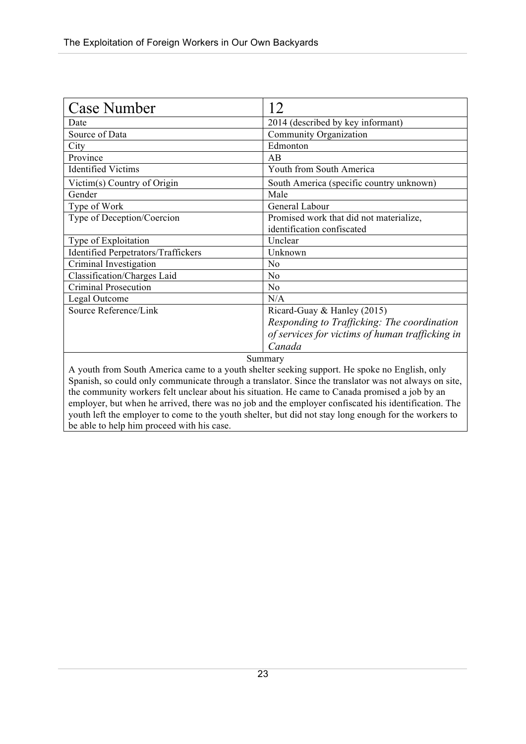| Case Number | 12 |
| --- | --- |
| Date | 2014 (described by key informant) |
| Source of Data | Community Organization |
| City | Edmonton |
| Province | AB |
| Identified Victims | Youth from South America |
| Victim(s) Country of Origin | South America (specific country unknown) |
| Gender | Male |
| Type of Work | General Labour |
| Type of Deception/Coercion | Promised work that did not materialize, identification confiscated |
| Type of Exploitation | Unclear |
| Identified Perpetrators/Traffickers | Unknown |
| Criminal Investigation | No |
| Classification/Charges Laid | No |
| Criminal Prosecution | No |
| Legal Outcome | N/A |
| Source Reference/Link | Ricard-Guay & Hanley (2015) *Responding to Trafficking: The coordination of services for victims of human trafficking in Canada* |

Summary

A youth from South America came to a youth shelter seeking support. He spoke no English, only Spanish, so could only communicate through a translator. Since the translator was not always on site, the community workers felt unclear about his situation. He came to Canada promised a job by an employer, but when he arrived, there was no job and the employer confiscated his identification. The youth left the employer to come to the youth shelter, but did not stay long enough for the workers to be able to help him proceed with his case.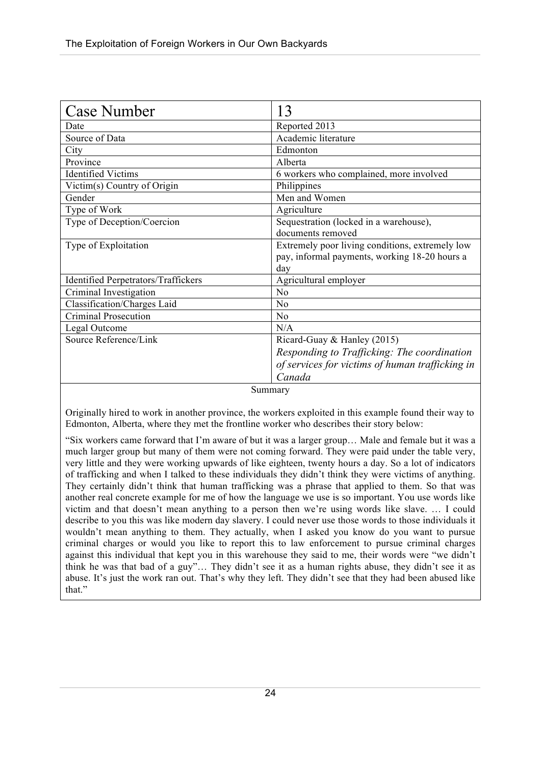| Case Number | 13 |
|---|---|
| Date | Reported 2013 |
| Source of Data | Academic literature |
| City | Edmonton |
| Province | Alberta |
| Identified Victims | 6 workers who complained, more involved |
| Victim(s) Country of Origin | Philippines |
| Gender | Men and Women |
| Type of Work | Agriculture |
| Type of Deception/Coercion | Sequestration (locked in a warehouse), documents removed |
| Type of Exploitation | Extremely poor living conditions, extremely low pay, informal payments, working 18-20 hours a day |
| Identified Perpetrators/Traffickers | Agricultural employer |
| Criminal Investigation | No |
| Classification/Charges Laid | No |
| Criminal Prosecution | No |
| Legal Outcome | N/A |
| Source Reference/Link | Ricard-Guay & Hanley (2015) *Responding to Trafficking: The coordination of services for victims of human trafficking in Canada* |

Summary

Originally hired to work in another province, the workers exploited in this example found their way to Edmonton, Alberta, where they met the frontline worker who describes their story below:

"Six workers came forward that I'm aware of but it was a larger group… Male and female but it was a much larger group but many of them were not coming forward. They were paid under the table very, very little and they were working upwards of like eighteen, twenty hours a day. So a lot of indicators of trafficking and when I talked to these individuals they didn't think they were victims of anything. They certainly didn't think that human trafficking was a phrase that applied to them. So that was another real concrete example for me of how the language we use is so important. You use words like victim and that doesn't mean anything to a person then we're using words like slave. … I could describe to you this was like modern day slavery. I could never use those words to those individuals it wouldn't mean anything to them. They actually, when I asked you know do you want to pursue criminal charges or would you like to report this to law enforcement to pursue criminal charges against this individual that kept you in this warehouse they said to me, their words were "we didn't think he was that bad of a guy"… They didn't see it as a human rights abuse, they didn't see it as abuse. It's just the work ran out. That's why they left. They didn't see that they had been abused like that."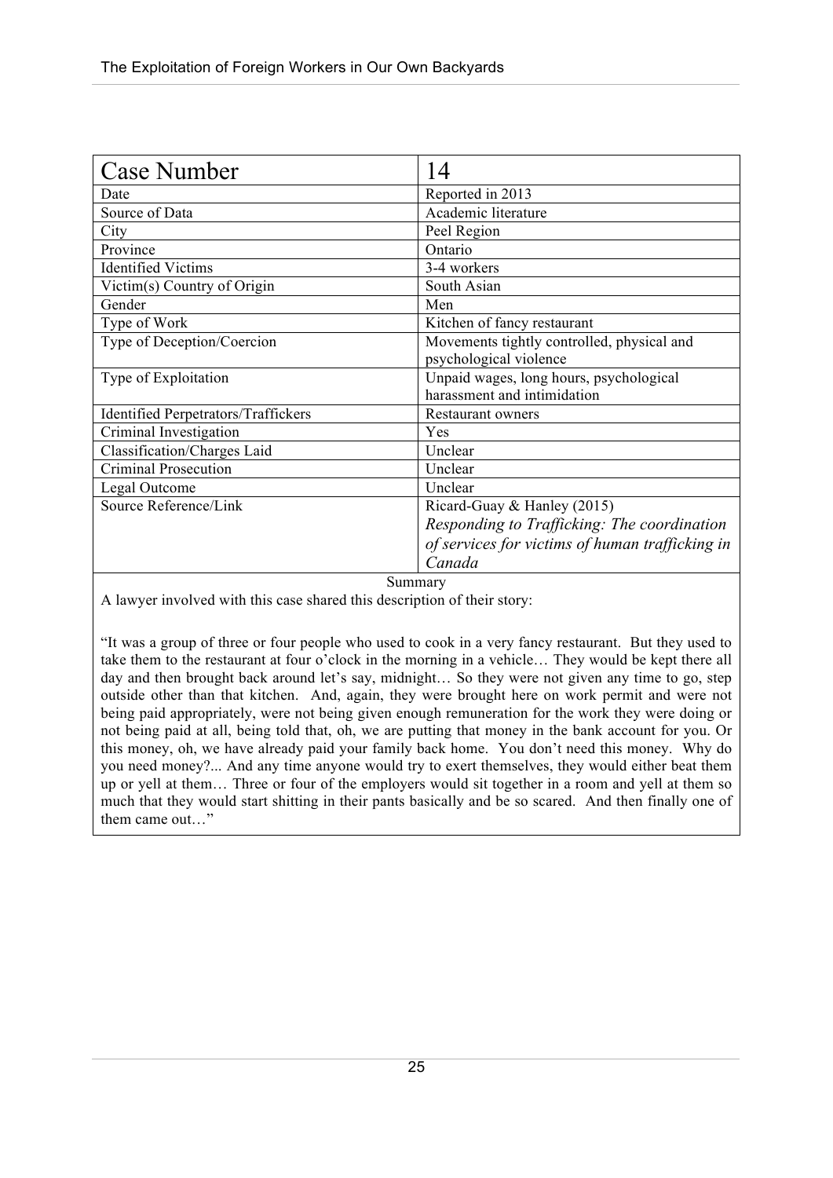| Case Number | 14 |
|---|---|
| Date | Reported in 2013 |
| Source of Data | Academic literature |
| City | Peel Region |
| Province | Ontario |
| Identified Victims | 3-4 workers |
| Victim(s) Country of Origin | South Asian |
| Gender | Men |
| Type of Work | Kitchen of fancy restaurant |
| Type of Deception/Coercion | Movements tightly controlled, physical and psychological violence |
| Type of Exploitation | Unpaid wages, long hours, psychological harassment and intimidation |
| Identified Perpetrators/Traffickers | Restaurant owners |
| Criminal Investigation | Yes |
| Classification/Charges Laid | Unclear |
| Criminal Prosecution | Unclear |
| Legal Outcome | Unclear |
| Source Reference/Link | Ricard-Guay & Hanley (2015) *Responding to Trafficking: The coordination of services for victims of human trafficking in Canada* |

Summary

A lawyer involved with this case shared this description of their story:

"It was a group of three or four people who used to cook in a very fancy restaurant. But they used to take them to the restaurant at four o'clock in the morning in a vehicle… They would be kept there all day and then brought back around let's say, midnight… So they were not given any time to go, step outside other than that kitchen. And, again, they were brought here on work permit and were not being paid appropriately, were not being given enough remuneration for the work they were doing or not being paid at all, being told that, oh, we are putting that money in the bank account for you. Or this money, oh, we have already paid your family back home. You don't need this money. Why do you need money?... And any time anyone would try to exert themselves, they would either beat them up or yell at them… Three or four of the employers would sit together in a room and yell at them so much that they would start shitting in their pants basically and be so scared. And then finally one of them came out…"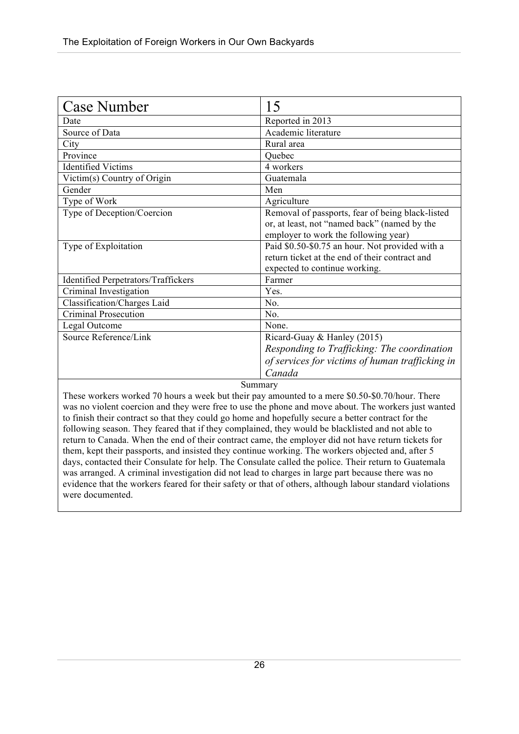| Case Number | 15 |
|---|---|
| Date | Reported in 2013 |
| Source of Data | Academic literature |
| City | Rural area |
| Province | Quebec |
| Identified Victims | 4 workers |
| Victim(s) Country of Origin | Guatemala |
| Gender | Men |
| Type of Work | Agriculture |
| Type of Deception/Coercion | Removal of passports, fear of being black-listed or, at least, not "named back" (named by the employer to work the following year) |
| Type of Exploitation | Paid \$0.50-\$0.75 an hour. Not provided with a return ticket at the end of their contract and expected to continue working. |
| Identified Perpetrators/Traffickers | Farmer |
| Criminal Investigation | Yes. |
| Classification/Charges Laid | No. |
| Criminal Prosecution | No. |
| Legal Outcome | None. |
| Source Reference/Link | Ricard-Guay & Hanley (2015) *Responding to Trafficking: The coordination of services for victims of human trafficking in Canada* |

**Summary**

These workers worked 70 hours a week but their pay amounted to a mere \$0.50-\$0.70/hour. There was no violent coercion and they were free to use the phone and move about. The workers just wanted to finish their contract so that they could go home and hopefully secure a better contract for the following season. They feared that if they complained, they would be blacklisted and not able to return to Canada. When the end of their contract came, the employer did not have return tickets for them, kept their passports, and insisted they continue working. The workers objected and, after 5 days, contacted their Consulate for help. The Consulate called the police. Their return to Guatemala was arranged. A criminal investigation did not lead to charges in large part because there was no evidence that the workers feared for their safety or that of others, although labour standard violations were documented.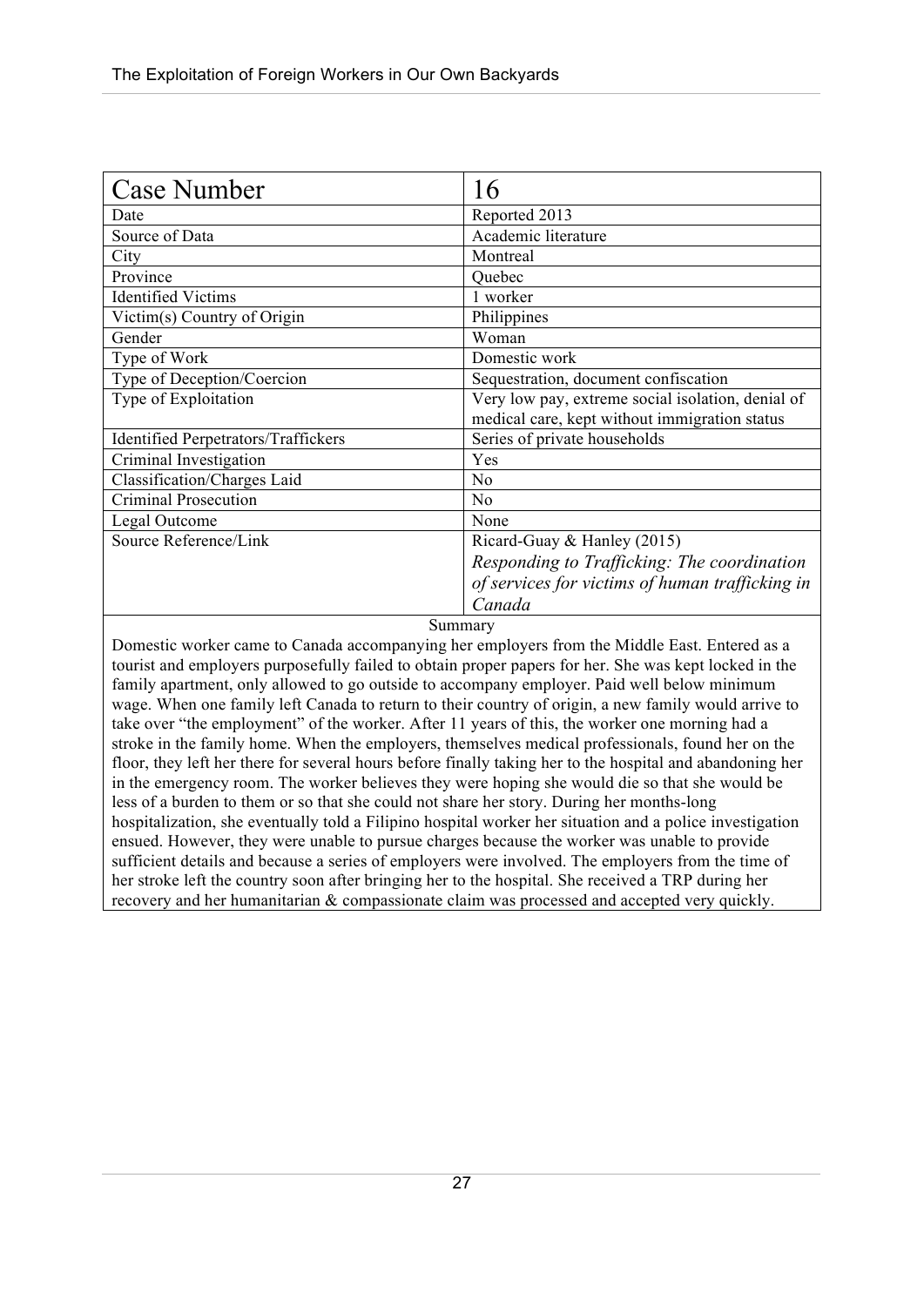| Case Number | 16 |
| --- | --- |
| Date | Reported 2013 |
| Source of Data | Academic literature |
| City | Montreal |
| Province | Quebec |
| Identified Victims | 1 worker |
| Victim(s) Country of Origin | Philippines |
| Gender | Woman |
| Type of Work | Domestic work |
| Type of Deception/Coercion | Sequestration, document confiscation |
| Type of Exploitation | Very low pay, extreme social isolation, denial of medical care, kept without immigration status |
| Identified Perpetrators/Traffickers | Series of private households |
| Criminal Investigation | Yes |
| Classification/Charges Laid | No |
| Criminal Prosecution | No |
| Legal Outcome | None |
| Source Reference/Link | Ricard-Guay & Hanley (2015) *Responding to Trafficking: The coordination of services for victims of human trafficking in Canada* |

Summary

Domestic worker came to Canada accompanying her employers from the Middle East. Entered as a tourist and employers purposefully failed to obtain proper papers for her. She was kept locked in the family apartment, only allowed to go outside to accompany employer. Paid well below minimum wage. When one family left Canada to return to their country of origin, a new family would arrive to take over "the employment" of the worker. After 11 years of this, the worker one morning had a stroke in the family home. When the employers, themselves medical professionals, found her on the floor, they left her there for several hours before finally taking her to the hospital and abandoning her in the emergency room. The worker believes they were hoping she would die so that she would be less of a burden to them or so that she could not share her story. During her months-long hospitalization, she eventually told a Filipino hospital worker her situation and a police investigation ensued. However, they were unable to pursue charges because the worker was unable to provide sufficient details and because a series of employers were involved. The employers from the time of her stroke left the country soon after bringing her to the hospital. She received a TRP during her recovery and her humanitarian & compassionate claim was processed and accepted very quickly.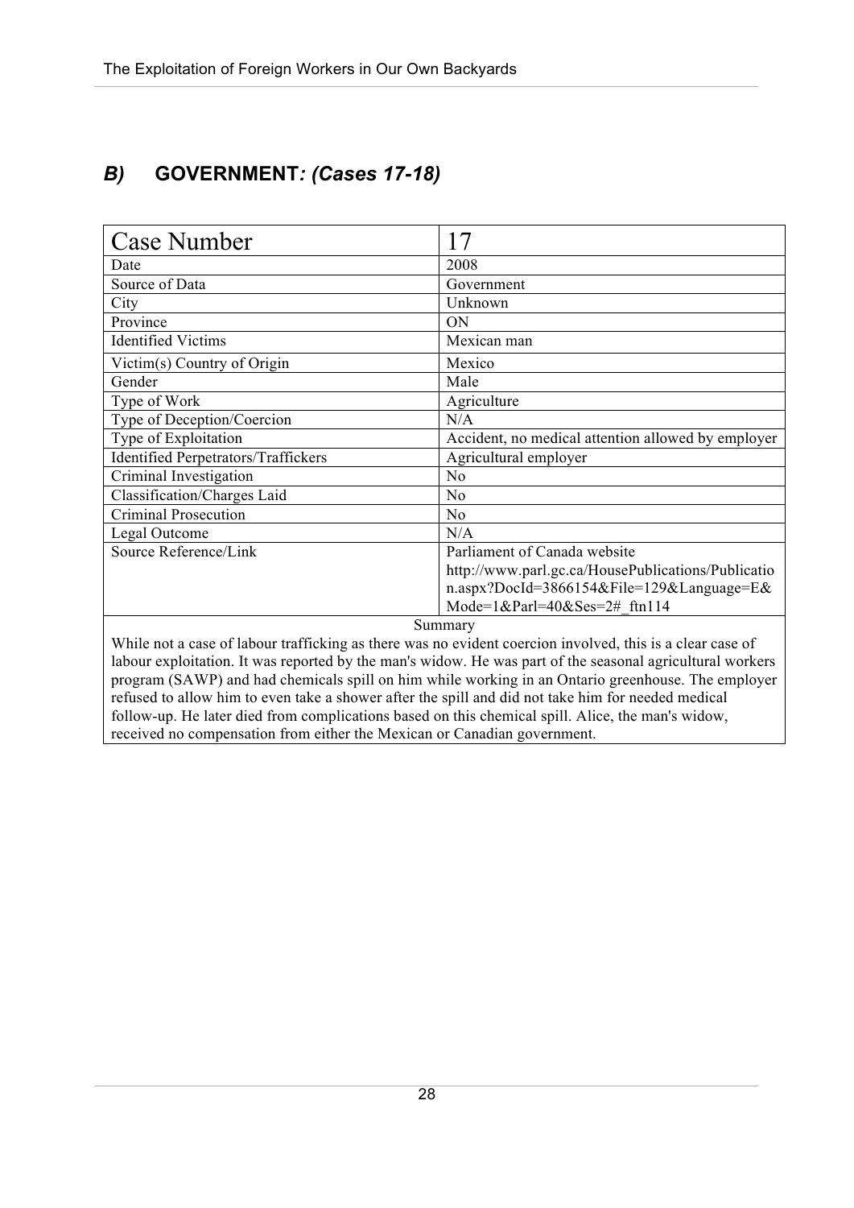## *B)* GOVERNMENT*: (Cases 17-18)*

| Case Number | 17 |
|---|---|
| Date | 2008 |
| Source of Data | Government |
| City | Unknown |
| Province | ON |
| Identified Victims | Mexican man |
| Victim(s) Country of Origin | Mexico |
| Gender | Male |
| Type of Work | Agriculture |
| Type of Deception/Coercion | N/A |
| Type of Exploitation | Accident, no medical attention allowed by employer |
| Identified Perpetrators/Traffickers | Agricultural employer |
| Criminal Investigation | No |
| Classification/Charges Laid | No |
| Criminal Prosecution | No |
| Legal Outcome | N/A |
| Source Reference/Link | Parliament of Canada website http://www.parl.gc.ca/HousePublications/Publication.aspx?DocId=3866154&File=129&Language=E&Mode=1&Parl=40&Ses=2#_ftn114 |

Summary

While not a case of labour trafficking as there was no evident coercion involved, this is a clear case of labour exploitation. It was reported by the man's widow. He was part of the seasonal agricultural workers program (SAWP) and had chemicals spill on him while working in an Ontario greenhouse. The employer refused to allow him to even take a shower after the spill and did not take him for needed medical follow-up. He later died from complications based on this chemical spill. Alice, the man's widow, received no compensation from either the Mexican or Canadian government.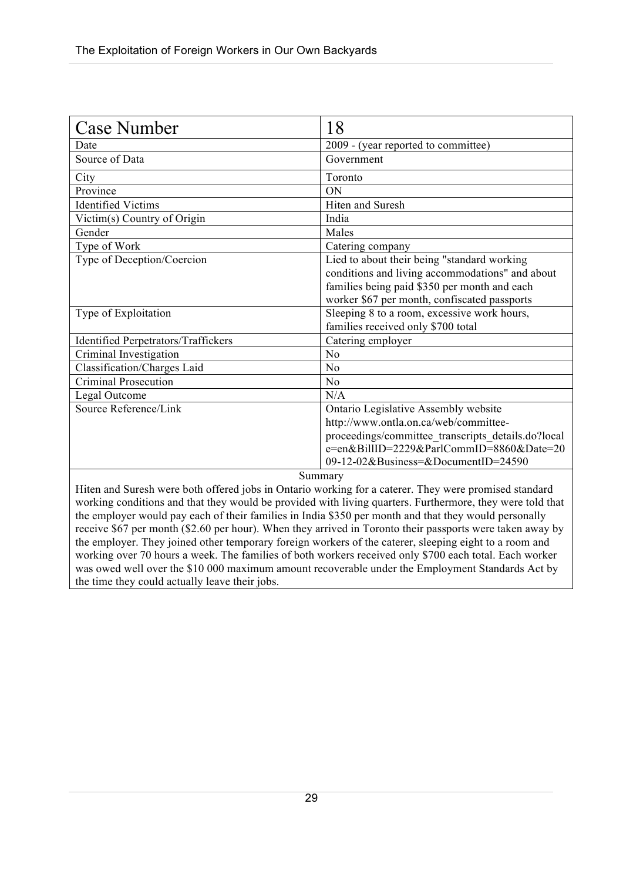| Case Number | 18 |
|---|---|
| Date | 2009 - (year reported to committee) |
| Source of Data | Government |
| City | Toronto |
| Province | ON |
| Identified Victims | Hiten and Suresh |
| Victim(s) Country of Origin | India |
| Gender | Males |
| Type of Work | Catering company |
| Type of Deception/Coercion | Lied to about their being "standard working conditions and living accommodations" and about families being paid $350 per month and each worker $67 per month, confiscated passports |
| Type of Exploitation | Sleeping 8 to a room, excessive work hours, families received only $700 total |
| Identified Perpetrators/Traffickers | Catering employer |
| Criminal Investigation | No |
| Classification/Charges Laid | No |
| Criminal Prosecution | No |
| Legal Outcome | N/A |
| Source Reference/Link | Ontario Legislative Assembly website http://www.ontla.on.ca/web/committee-proceedings/committee_transcripts_details.do?locale=en&BillID=2229&ParlCommID=8860&Date=2009-12-02&Business=&DocumentID=24590 |

Summary

Hiten and Suresh were both offered jobs in Ontario working for a caterer. They were promised standard working conditions and that they would be provided with living quarters. Furthermore, they were told that the employer would pay each of their families in India $350 per month and that they would personally receive $67 per month ($2.60 per hour). When they arrived in Toronto their passports were taken away by the employer. They joined other temporary foreign workers of the caterer, sleeping eight to a room and working over 70 hours a week. The families of both workers received only $700 each total. Each worker was owed well over the $10 000 maximum amount recoverable under the Employment Standards Act by the time they could actually leave their jobs.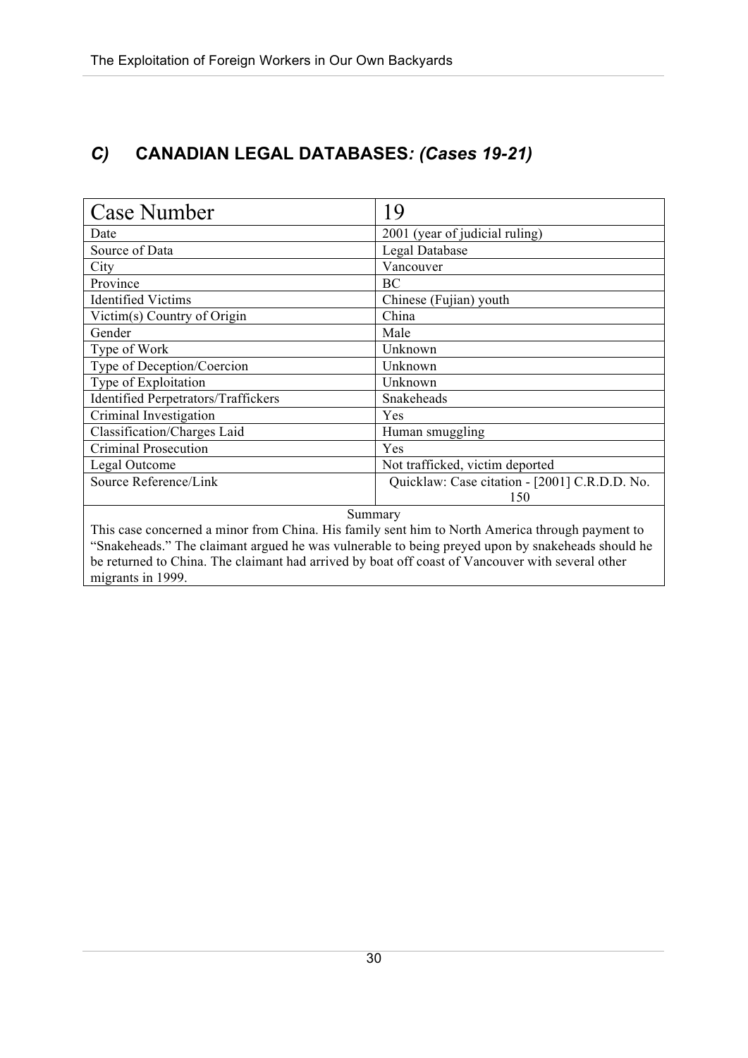## *C)* **CANADIAN LEGAL DATABASES*: (Cases 19-21)***

| Case Number | 19 |
|---|---|
| Date | 2001 (year of judicial ruling) |
| Source of Data | Legal Database |
| City | Vancouver |
| Province | BC |
| Identified Victims | Chinese (Fujian) youth |
| Victim(s) Country of Origin | China |
| Gender | Male |
| Type of Work | Unknown |
| Type of Deception/Coercion | Unknown |
| Type of Exploitation | Unknown |
| Identified Perpetrators/Traffickers | Snakeheads |
| Criminal Investigation | Yes |
| Classification/Charges Laid | Human smuggling |
| Criminal Prosecution | Yes |
| Legal Outcome | Not trafficked, victim deported |
| Source Reference/Link | Quicklaw: Case citation - [2001] C.R.D.D. No. 150 |

Summary

This case concerned a minor from China. His family sent him to North America through payment to "Snakeheads." The claimant argued he was vulnerable to being preyed upon by snakeheads should he be returned to China. The claimant had arrived by boat off coast of Vancouver with several other migrants in 1999.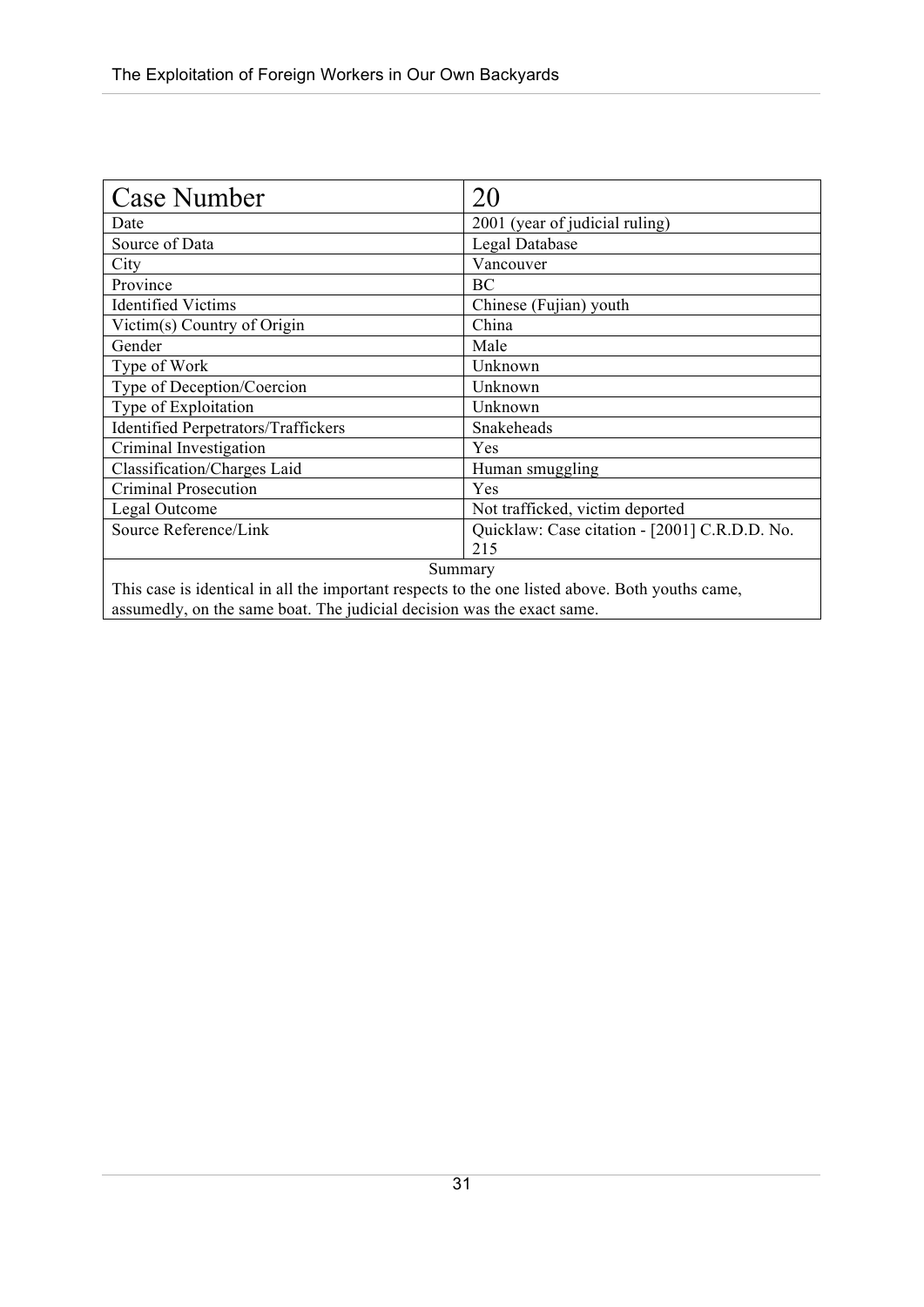| Case Number | 20 |
|---|---|
| Date | 2001 (year of judicial ruling) |
| Source of Data | Legal Database |
| City | Vancouver |
| Province | BC |
| Identified Victims | Chinese (Fujian) youth |
| Victim(s) Country of Origin | China |
| Gender | Male |
| Type of Work | Unknown |
| Type of Deception/Coercion | Unknown |
| Type of Exploitation | Unknown |
| Identified Perpetrators/Traffickers | Snakeheads |
| Criminal Investigation | Yes |
| Classification/Charges Laid | Human smuggling |
| Criminal Prosecution | Yes |
| Legal Outcome | Not trafficked, victim deported |
| Source Reference/Link | Quicklaw: Case citation - [2001] C.R.D.D. No. 215 |
| Summary | |
| This case is identical in all the important respects to the one listed above. Both youths came, assumedly, on the same boat. The judicial decision was the exact same. | |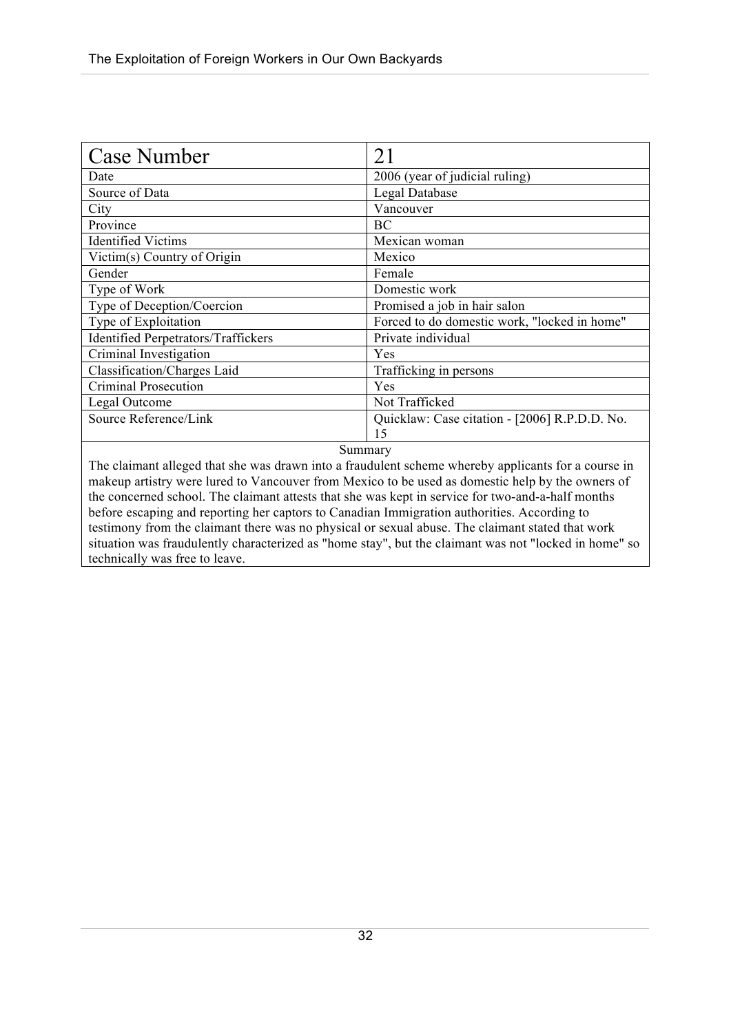| Case Number | 21 |
| --- | --- |
| Date | 2006 (year of judicial ruling) |
| Source of Data | Legal Database |
| City | Vancouver |
| Province | BC |
| Identified Victims | Mexican woman |
| Victim(s) Country of Origin | Mexico |
| Gender | Female |
| Type of Work | Domestic work |
| Type of Deception/Coercion | Promised a job in hair salon |
| Type of Exploitation | Forced to do domestic work, "locked in home" |
| Identified Perpetrators/Traffickers | Private individual |
| Criminal Investigation | Yes |
| Classification/Charges Laid | Trafficking in persons |
| Criminal Prosecution | Yes |
| Legal Outcome | Not Trafficked |
| Source Reference/Link | Quicklaw: Case citation - [2006] R.P.D.D. No. 15 |

Summary

The claimant alleged that she was drawn into a fraudulent scheme whereby applicants for a course in makeup artistry were lured to Vancouver from Mexico to be used as domestic help by the owners of the concerned school. The claimant attests that she was kept in service for two-and-a-half months before escaping and reporting her captors to Canadian Immigration authorities. According to testimony from the claimant there was no physical or sexual abuse. The claimant stated that work situation was fraudulently characterized as "home stay", but the claimant was not "locked in home" so technically was free to leave.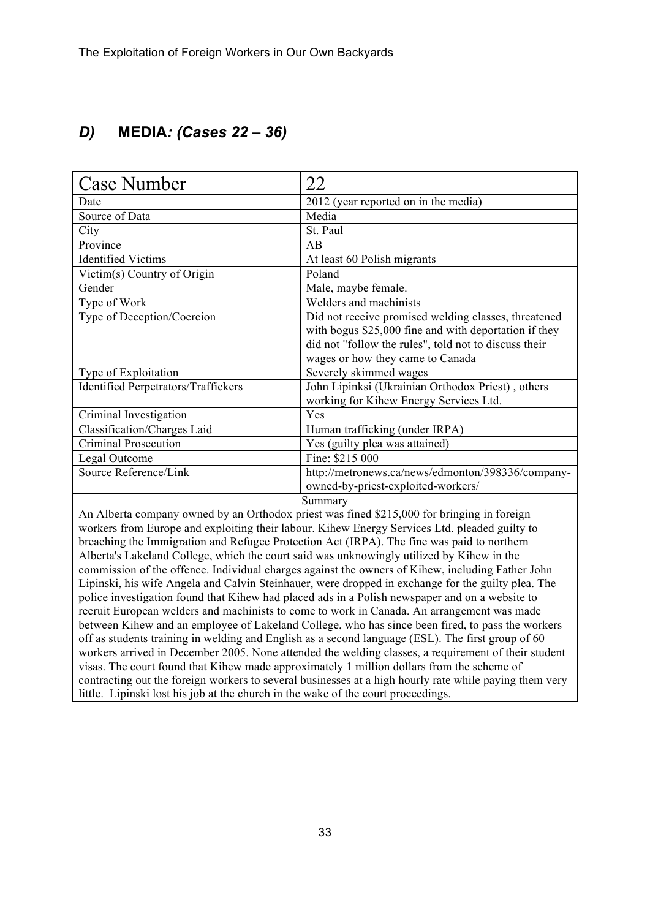## *D)* **MEDIA***: (Cases 22 – 36)*

| Case Number | 22 |
|---|---|
| Date | 2012 (year reported on in the media) |
| Source of Data | Media |
| City | St. Paul |
| Province | AB |
| Identified Victims | At least 60 Polish migrants |
| Victim(s) Country of Origin | Poland |
| Gender | Male, maybe female. |
| Type of Work | Welders and machinists |
| Type of Deception/Coercion | Did not receive promised welding classes, threatened with bogus $25,000 fine and with deportation if they did not "follow the rules", told not to discuss their wages or how they came to Canada |
| Type of Exploitation | Severely skimmed wages |
| Identified Perpetrators/Traffickers | John Lipinksi (Ukrainian Orthodox Priest) , others working for Kihew Energy Services Ltd. |
| Criminal Investigation | Yes |
| Classification/Charges Laid | Human trafficking (under IRPA) |
| Criminal Prosecution | Yes (guilty plea was attained) |
| Legal Outcome | Fine: $215 000 |
| Source Reference/Link | http://metronews.ca/news/edmonton/398336/company-owned-by-priest-exploited-workers/ |

Summary

An Alberta company owned by an Orthodox priest was fined $215,000 for bringing in foreign workers from Europe and exploiting their labour. Kihew Energy Services Ltd. pleaded guilty to breaching the Immigration and Refugee Protection Act (IRPA). The fine was paid to northern Alberta's Lakeland College, which the court said was unknowingly utilized by Kihew in the commission of the offence. Individual charges against the owners of Kihew, including Father John Lipinski, his wife Angela and Calvin Steinhauer, were dropped in exchange for the guilty plea. The police investigation found that Kihew had placed ads in a Polish newspaper and on a website to recruit European welders and machinists to come to work in Canada. An arrangement was made between Kihew and an employee of Lakeland College, who has since been fired, to pass the workers off as students training in welding and English as a second language (ESL). The first group of 60 workers arrived in December 2005. None attended the welding classes, a requirement of their student visas. The court found that Kihew made approximately 1 million dollars from the scheme of contracting out the foreign workers to several businesses at a high hourly rate while paying them very little. Lipinski lost his job at the church in the wake of the court proceedings.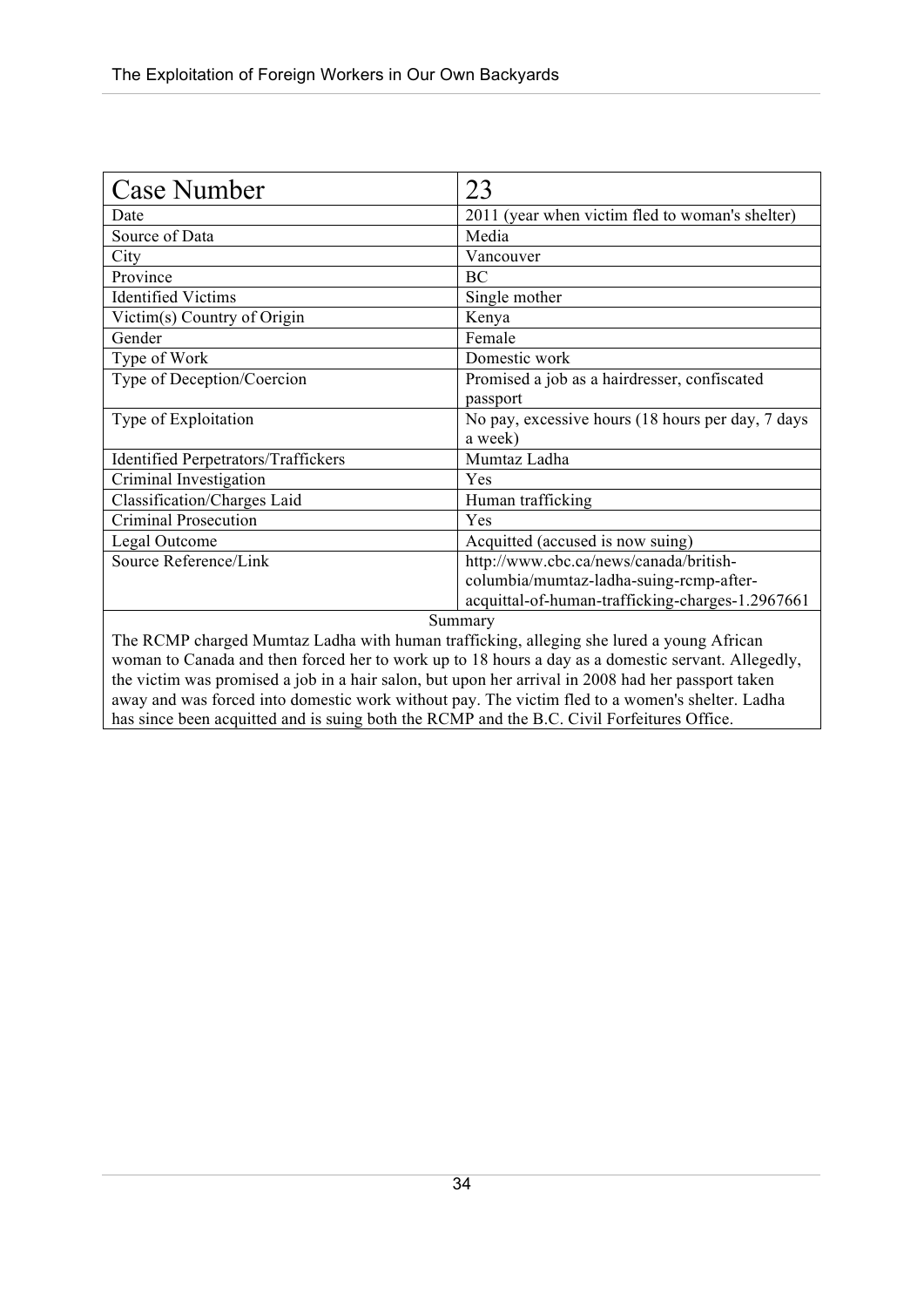| Case Number | 23 |
|---|---|
| Date | 2011 (year when victim fled to woman's shelter) |
| Source of Data | Media |
| City | Vancouver |
| Province | BC |
| Identified Victims | Single mother |
| Victim(s) Country of Origin | Kenya |
| Gender | Female |
| Type of Work | Domestic work |
| Type of Deception/Coercion | Promised a job as a hairdresser, confiscated passport |
| Type of Exploitation | No pay, excessive hours (18 hours per day, 7 days a week) |
| Identified Perpetrators/Traffickers | Mumtaz Ladha |
| Criminal Investigation | Yes |
| Classification/Charges Laid | Human trafficking |
| Criminal Prosecution | Yes |
| Legal Outcome | Acquitted (accused is now suing) |
| Source Reference/Link | http://www.cbc.ca/news/canada/british-columbia/mumtaz-ladha-suing-rcmp-after-acquittal-of-human-trafficking-charges-1.2967661 |

Summary

The RCMP charged Mumtaz Ladha with human trafficking, alleging she lured a young African woman to Canada and then forced her to work up to 18 hours a day as a domestic servant. Allegedly, the victim was promised a job in a hair salon, but upon her arrival in 2008 had her passport taken away and was forced into domestic work without pay. The victim fled to a women's shelter. Ladha has since been acquitted and is suing both the RCMP and the B.C. Civil Forfeitures Office.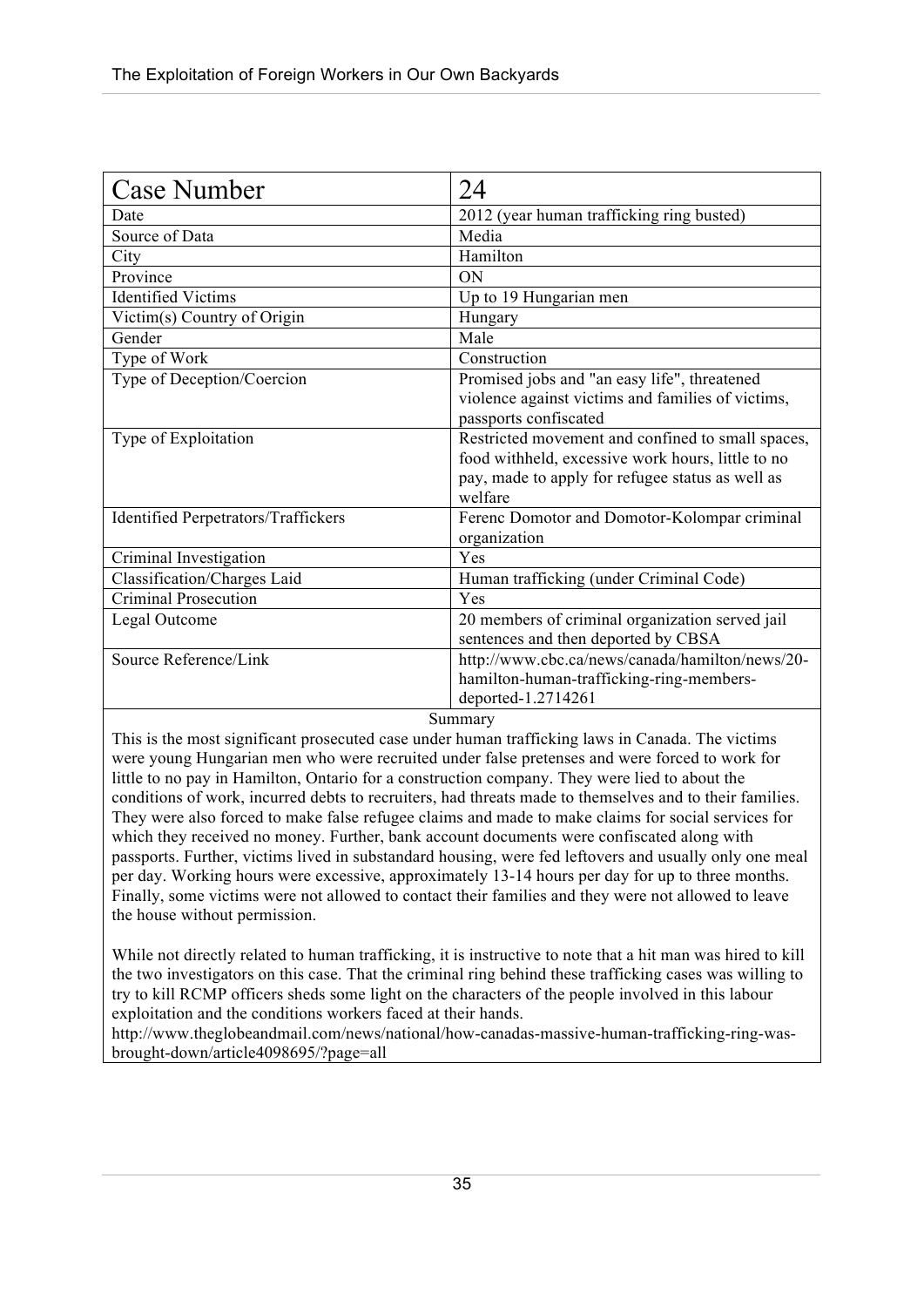| Case Number | 24 |
|---|---|
| Date | 2012 (year human trafficking ring busted) |
| Source of Data | Media |
| City | Hamilton |
| Province | ON |
| Identified Victims | Up to 19 Hungarian men |
| Victim(s) Country of Origin | Hungary |
| Gender | Male |
| Type of Work | Construction |
| Type of Deception/Coercion | Promised jobs and "an easy life", threatened violence against victims and families of victims, passports confiscated |
| Type of Exploitation | Restricted movement and confined to small spaces, food withheld, excessive work hours, little to no pay, made to apply for refugee status as well as welfare |
| Identified Perpetrators/Traffickers | Ferenc Domotor and Domotor-Kolompar criminal organization |
| Criminal Investigation | Yes |
| Classification/Charges Laid | Human trafficking (under Criminal Code) |
| Criminal Prosecution | Yes |
| Legal Outcome | 20 members of criminal organization served jail sentences and then deported by CBSA |
| Source Reference/Link | http://www.cbc.ca/news/canada/hamilton/news/20-hamilton-human-trafficking-ring-members-deported-1.2714261 |

**Summary**

This is the most significant prosecuted case under human trafficking laws in Canada. The victims were young Hungarian men who were recruited under false pretenses and were forced to work for little to no pay in Hamilton, Ontario for a construction company. They were lied to about the conditions of work, incurred debts to recruiters, had threats made to themselves and to their families. They were also forced to make false refugee claims and made to make claims for social services for which they received no money. Further, bank account documents were confiscated along with passports. Further, victims lived in substandard housing, were fed leftovers and usually only one meal per day. Working hours were excessive, approximately 13-14 hours per day for up to three months. Finally, some victims were not allowed to contact their families and they were not allowed to leave the house without permission.

While not directly related to human trafficking, it is instructive to note that a hit man was hired to kill the two investigators on this case. That the criminal ring behind these trafficking cases was willing to try to kill RCMP officers sheds some light on the characters of the people involved in this labour exploitation and the conditions workers faced at their hands.
http://www.theglobeandmail.com/news/national/how-canadas-massive-human-trafficking-ring-was-brought-down/article4098695/?page=all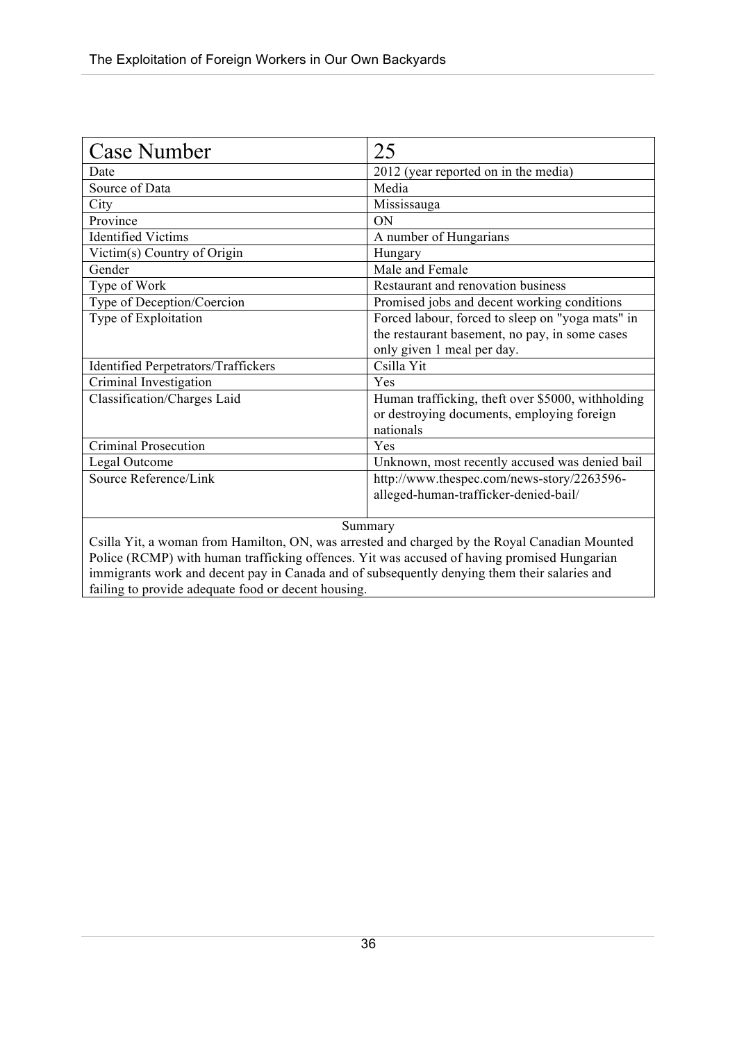| Case Number | 25 |
|---|---|
| Date | 2012 (year reported on in the media) |
| Source of Data | Media |
| City | Mississauga |
| Province | ON |
| Identified Victims | A number of Hungarians |
| Victim(s) Country of Origin | Hungary |
| Gender | Male and Female |
| Type of Work | Restaurant and renovation business |
| Type of Deception/Coercion | Promised jobs and decent working conditions |
| Type of Exploitation | Forced labour, forced to sleep on "yoga mats" in the restaurant basement, no pay, in some cases only given 1 meal per day. |
| Identified Perpetrators/Traffickers | Csilla Yit |
| Criminal Investigation | Yes |
| Classification/Charges Laid | Human trafficking, theft over $5000, withholding or destroying documents, employing foreign nationals |
| Criminal Prosecution | Yes |
| Legal Outcome | Unknown, most recently accused was denied bail |
| Source Reference/Link | http://www.thespec.com/news-story/2263596-alleged-human-trafficker-denied-bail/ |

Summary

Csilla Yit, a woman from Hamilton, ON, was arrested and charged by the Royal Canadian Mounted Police (RCMP) with human trafficking offences. Yit was accused of having promised Hungarian immigrants work and decent pay in Canada and of subsequently denying them their salaries and failing to provide adequate food or decent housing.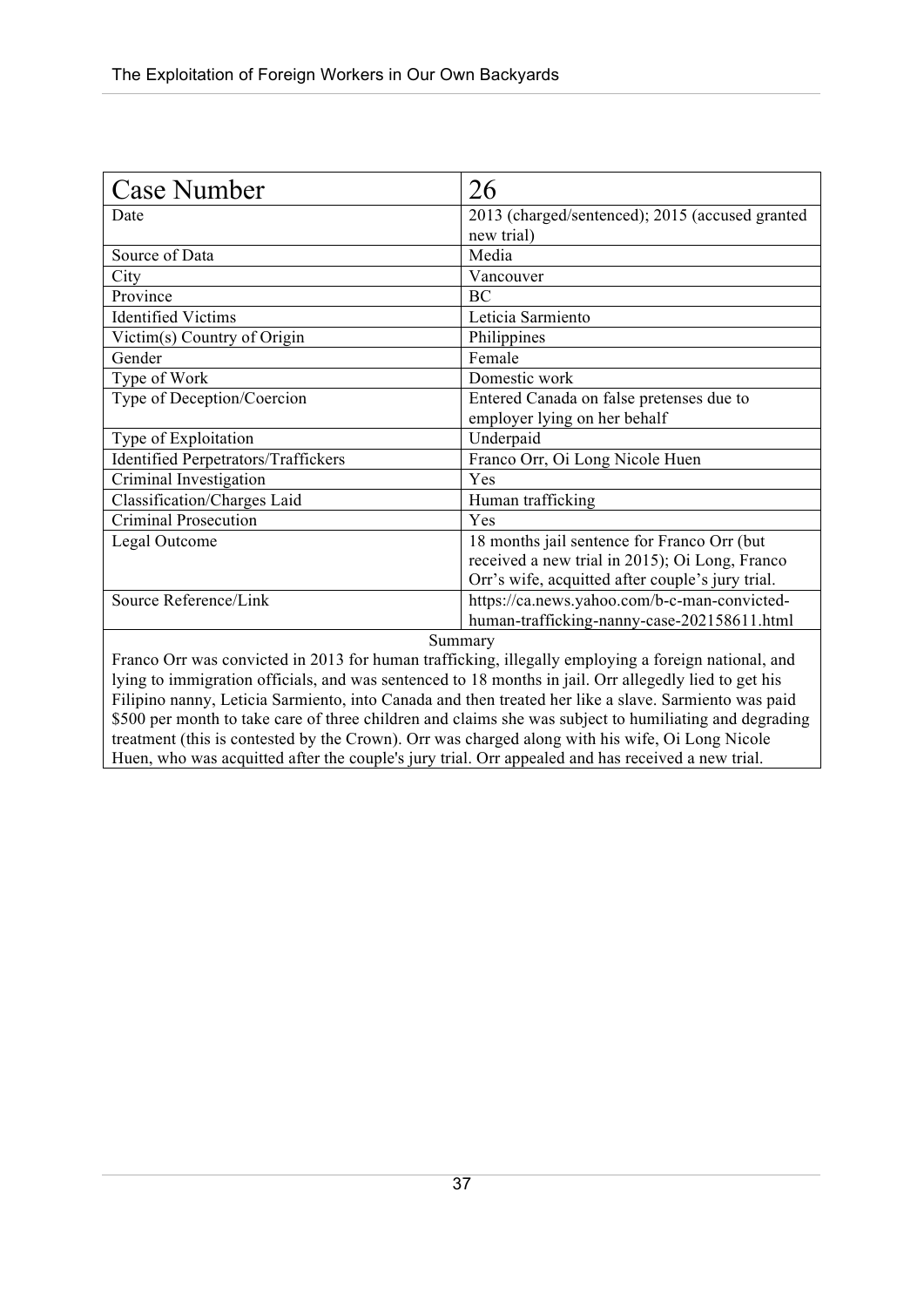| Case Number | 26 |
|---|---|
| Date | 2013 (charged/sentenced); 2015 (accused granted new trial) |
| Source of Data | Media |
| City | Vancouver |
| Province | BC |
| Identified Victims | Leticia Sarmiento |
| Victim(s) Country of Origin | Philippines |
| Gender | Female |
| Type of Work | Domestic work |
| Type of Deception/Coercion | Entered Canada on false pretenses due to employer lying on her behalf |
| Type of Exploitation | Underpaid |
| Identified Perpetrators/Traffickers | Franco Orr, Oi Long Nicole Huen |
| Criminal Investigation | Yes |
| Classification/Charges Laid | Human trafficking |
| Criminal Prosecution | Yes |
| Legal Outcome | 18 months jail sentence for Franco Orr (but received a new trial in 2015); Oi Long, Franco Orr's wife, acquitted after couple's jury trial. |
| Source Reference/Link | https://ca.news.yahoo.com/b-c-man-convicted-human-trafficking-nanny-case-202158611.html |

Summary

Franco Orr was convicted in 2013 for human trafficking, illegally employing a foreign national, and lying to immigration officials, and was sentenced to 18 months in jail. Orr allegedly lied to get his Filipino nanny, Leticia Sarmiento, into Canada and then treated her like a slave. Sarmiento was paid $500 per month to take care of three children and claims she was subject to humiliating and degrading treatment (this is contested by the Crown). Orr was charged along with his wife, Oi Long Nicole Huen, who was acquitted after the couple's jury trial. Orr appealed and has received a new trial.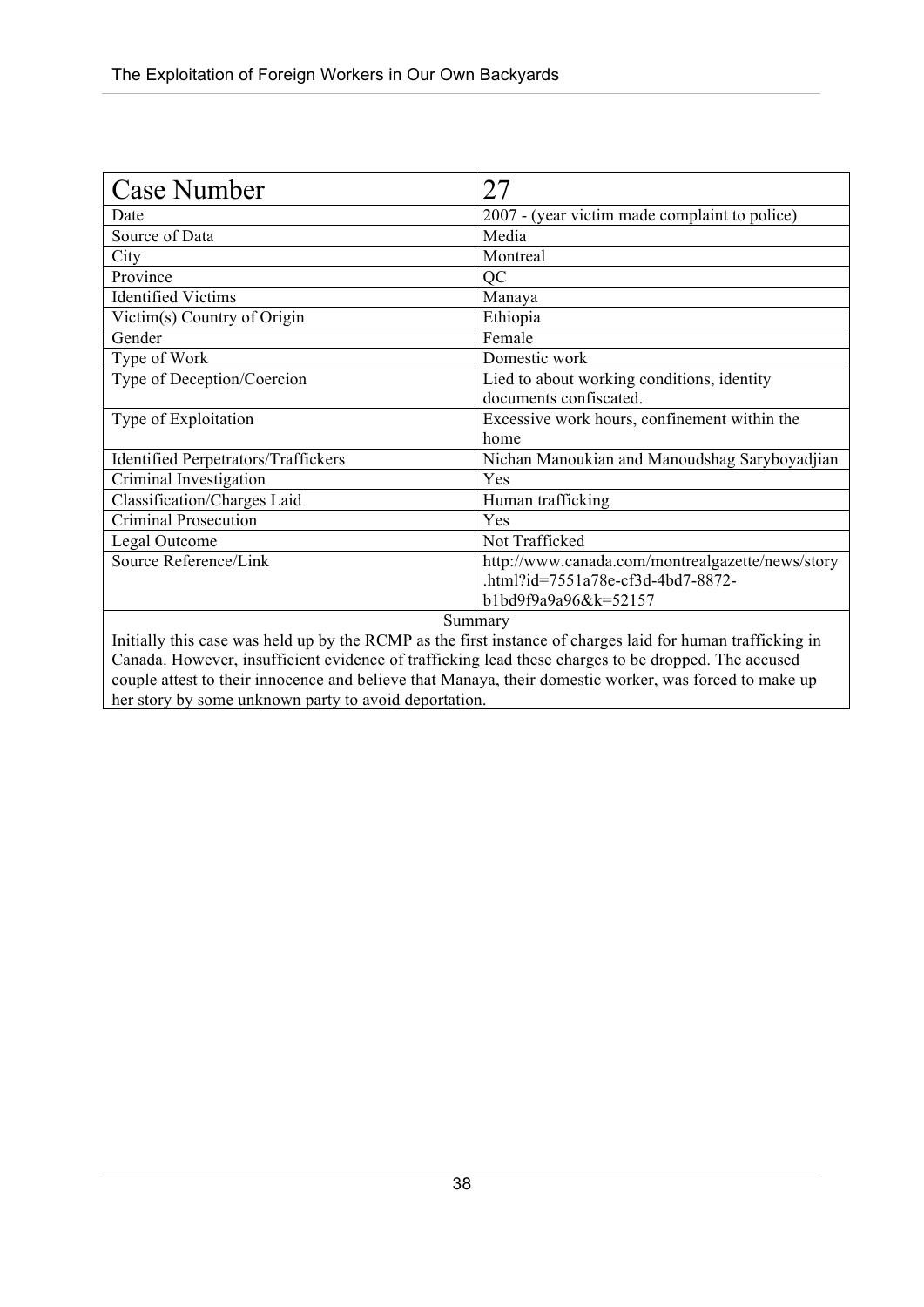| Case Number | 27 |
|---|---|
| Date | 2007 - (year victim made complaint to police) |
| Source of Data | Media |
| City | Montreal |
| Province | QC |
| Identified Victims | Manaya |
| Victim(s) Country of Origin | Ethiopia |
| Gender | Female |
| Type of Work | Domestic work |
| Type of Deception/Coercion | Lied to about working conditions, identity documents confiscated. |
| Type of Exploitation | Excessive work hours, confinement within the home |
| Identified Perpetrators/Traffickers | Nichan Manoukian and Manoudshag Saryboyadjian |
| Criminal Investigation | Yes |
| Classification/Charges Laid | Human trafficking |
| Criminal Prosecution | Yes |
| Legal Outcome | Not Trafficked |
| Source Reference/Link | http://www.canada.com/montrealgazette/news/story.html?id=7551a78e-cf3d-4bd7-8872-b1bd9f9a9a96&k=52157 |

**Summary**

Initially this case was held up by the RCMP as the first instance of charges laid for human trafficking in Canada. However, insufficient evidence of trafficking lead these charges to be dropped. The accused couple attest to their innocence and believe that Manaya, their domestic worker, was forced to make up her story by some unknown party to avoid deportation.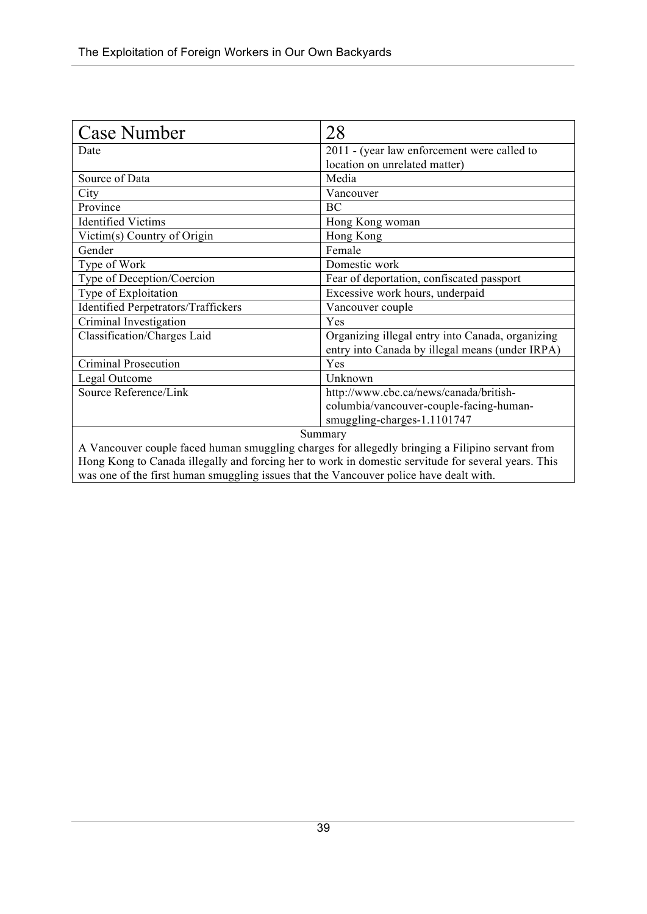| Case Number | 28 |
|---|---|
| Date | 2011 - (year law enforcement were called to location on unrelated matter) |
| Source of Data | Media |
| City | Vancouver |
| Province | BC |
| Identified Victims | Hong Kong woman |
| Victim(s) Country of Origin | Hong Kong |
| Gender | Female |
| Type of Work | Domestic work |
| Type of Deception/Coercion | Fear of deportation, confiscated passport |
| Type of Exploitation | Excessive work hours, underpaid |
| Identified Perpetrators/Traffickers | Vancouver couple |
| Criminal Investigation | Yes |
| Classification/Charges Laid | Organizing illegal entry into Canada, organizing entry into Canada by illegal means (under IRPA) |
| Criminal Prosecution | Yes |
| Legal Outcome | Unknown |
| Source Reference/Link | http://www.cbc.ca/news/canada/british-columbia/vancouver-couple-facing-human-smuggling-charges-1.1101747 |
| Summary | |
| A Vancouver couple faced human smuggling charges for allegedly bringing a Filipino servant from Hong Kong to Canada illegally and forcing her to work in domestic servitude for several years. This was one of the first human smuggling issues that the Vancouver police have dealt with. | |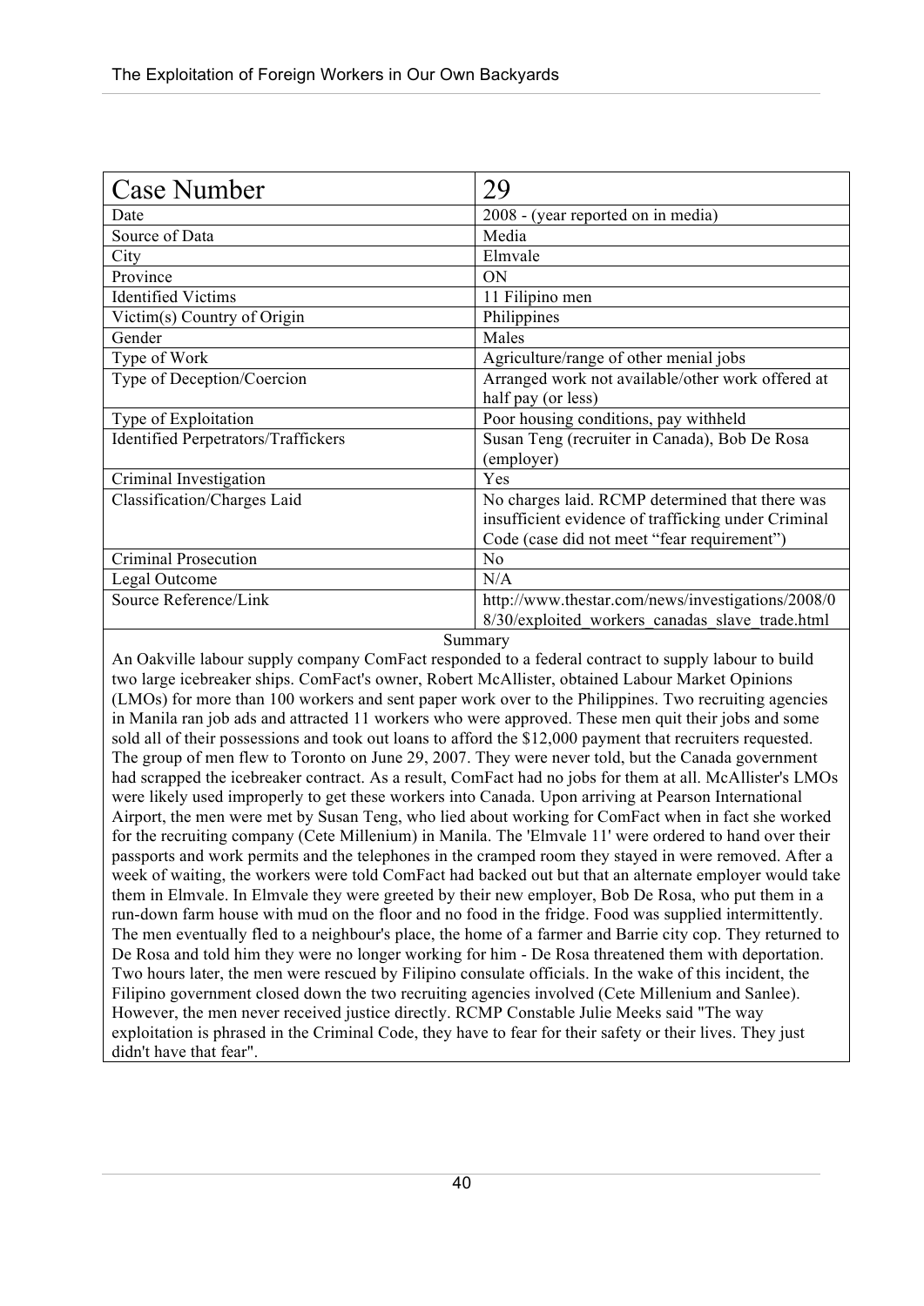| Case Number | 29 |
|---|---|
| Date | 2008 - (year reported on in media) |
| Source of Data | Media |
| City | Elmvale |
| Province | ON |
| Identified Victims | 11 Filipino men |
| Victim(s) Country of Origin | Philippines |
| Gender | Males |
| Type of Work | Agriculture/range of other menial jobs |
| Type of Deception/Coercion | Arranged work not available/other work offered at half pay (or less) |
| Type of Exploitation | Poor housing conditions, pay withheld |
| Identified Perpetrators/Traffickers | Susan Teng (recruiter in Canada), Bob De Rosa (employer) |
| Criminal Investigation | Yes |
| Classification/Charges Laid | No charges laid. RCMP determined that there was insufficient evidence of trafficking under Criminal Code (case did not meet "fear requirement") |
| Criminal Prosecution | No |
| Legal Outcome | N/A |
| Source Reference/Link | http://www.thestar.com/news/investigations/2008/08/30/exploited_workers_canadas_slave_trade.html |

**Summary**

An Oakville labour supply company ComFact responded to a federal contract to supply labour to build two large icebreaker ships. ComFact's owner, Robert McAllister, obtained Labour Market Opinions (LMOs) for more than 100 workers and sent paper work over to the Philippines. Two recruiting agencies in Manila ran job ads and attracted 11 workers who were approved. These men quit their jobs and some sold all of their possessions and took out loans to afford the $12,000 payment that recruiters requested. The group of men flew to Toronto on June 29, 2007. They were never told, but the Canada government had scrapped the icebreaker contract. As a result, ComFact had no jobs for them at all. McAllister's LMOs were likely used improperly to get these workers into Canada. Upon arriving at Pearson International Airport, the men were met by Susan Teng, who lied about working for ComFact when in fact she worked for the recruiting company (Cete Millenium) in Manila. The 'Elmvale 11' were ordered to hand over their passports and work permits and the telephones in the cramped room they stayed in were removed. After a week of waiting, the workers were told ComFact had backed out but that an alternate employer would take them in Elmvale. In Elmvale they were greeted by their new employer, Bob De Rosa, who put them in a run-down farm house with mud on the floor and no food in the fridge. Food was supplied intermittently. The men eventually fled to a neighbour's place, the home of a farmer and Barrie city cop. They returned to De Rosa and told him they were no longer working for him - De Rosa threatened them with deportation. Two hours later, the men were rescued by Filipino consulate officials. In the wake of this incident, the Filipino government closed down the two recruiting agencies involved (Cete Millenium and Sanlee). However, the men never received justice directly. RCMP Constable Julie Meeks said "The way exploitation is phrased in the Criminal Code, they have to fear for their safety or their lives. They just didn't have that fear".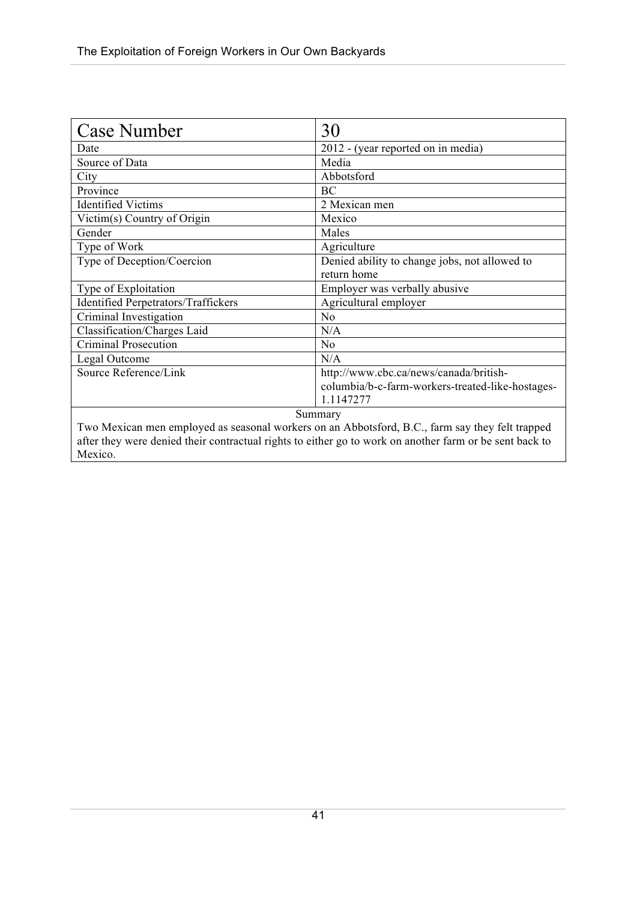| Case Number | 30 |
|---|---|
| Date | 2012 - (year reported on in media) |
| Source of Data | Media |
| City | Abbotsford |
| Province | BC |
| Identified Victims | 2 Mexican men |
| Victim(s) Country of Origin | Mexico |
| Gender | Males |
| Type of Work | Agriculture |
| Type of Deception/Coercion | Denied ability to change jobs, not allowed to return home |
| Type of Exploitation | Employer was verbally abusive |
| Identified Perpetrators/Traffickers | Agricultural employer |
| Criminal Investigation | No |
| Classification/Charges Laid | N/A |
| Criminal Prosecution | No |
| Legal Outcome | N/A |
| Source Reference/Link | http://www.cbc.ca/news/canada/british-columbia/b-c-farm-workers-treated-like-hostages-1.1147277 |

Summary

Two Mexican men employed as seasonal workers on an Abbotsford, B.C., farm say they felt trapped after they were denied their contractual rights to either go to work on another farm or be sent back to Mexico.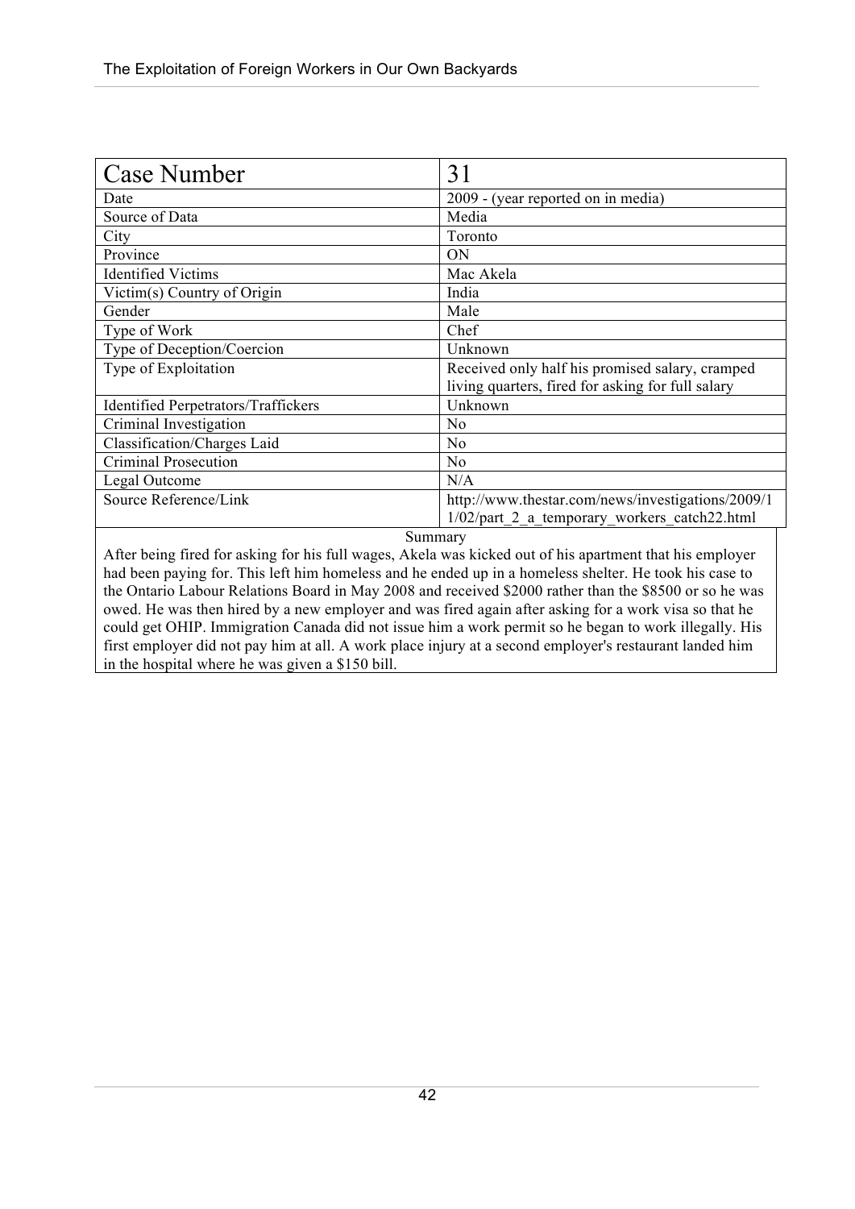| Case Number | 31 |
|---|---|
| Date | 2009 - (year reported on in media) |
| Source of Data | Media |
| City | Toronto |
| Province | ON |
| Identified Victims | Mac Akela |
| Victim(s) Country of Origin | India |
| Gender | Male |
| Type of Work | Chef |
| Type of Deception/Coercion | Unknown |
| Type of Exploitation | Received only half his promised salary, cramped living quarters, fired for asking for full salary |
| Identified Perpetrators/Traffickers | Unknown |
| Criminal Investigation | No |
| Classification/Charges Laid | No |
| Criminal Prosecution | No |
| Legal Outcome | N/A |
| Source Reference/Link | http://www.thestar.com/news/investigations/2009/11/02/part_2_a_temporary_workers_catch22.html |

Summary

After being fired for asking for his full wages, Akela was kicked out of his apartment that his employer had been paying for. This left him homeless and he ended up in a homeless shelter. He took his case to the Ontario Labour Relations Board in May 2008 and received $2000 rather than the $8500 or so he was owed. He was then hired by a new employer and was fired again after asking for a work visa so that he could get OHIP. Immigration Canada did not issue him a work permit so he began to work illegally. His first employer did not pay him at all. A work place injury at a second employer's restaurant landed him in the hospital where he was given a $150 bill.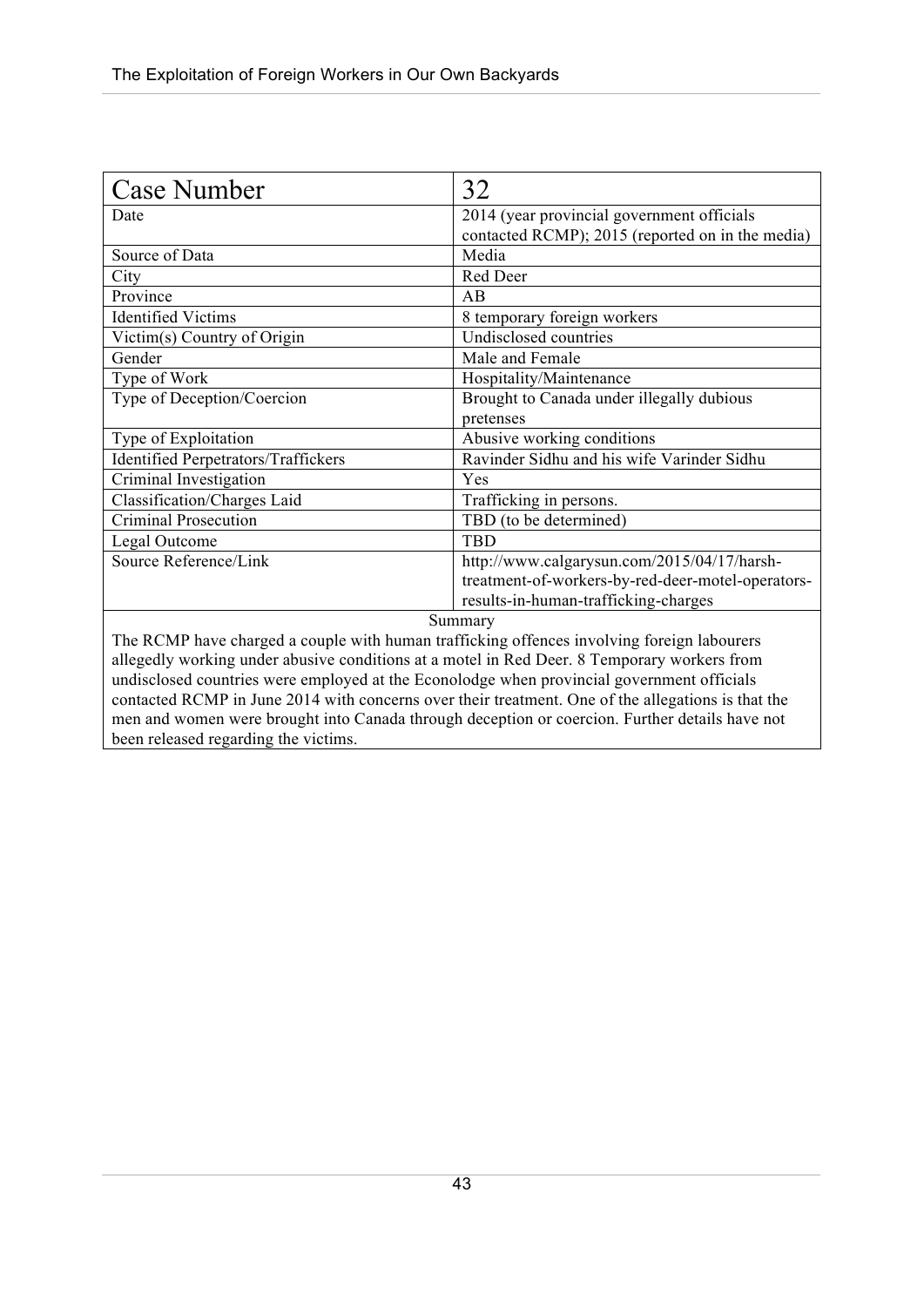| Case Number | 32 |
| --- | --- |
| Date | 2014 (year provincial government officials contacted RCMP); 2015 (reported on in the media) |
| Source of Data | Media |
| City | Red Deer |
| Province | AB |
| Identified Victims | 8 temporary foreign workers |
| Victim(s) Country of Origin | Undisclosed countries |
| Gender | Male and Female |
| Type of Work | Hospitality/Maintenance |
| Type of Deception/Coercion | Brought to Canada under illegally dubious pretenses |
| Type of Exploitation | Abusive working conditions |
| Identified Perpetrators/Traffickers | Ravinder Sidhu and his wife Varinder Sidhu |
| Criminal Investigation | Yes |
| Classification/Charges Laid | Trafficking in persons. |
| Criminal Prosecution | TBD (to be determined) |
| Legal Outcome | TBD |
| Source Reference/Link | http://www.calgarysun.com/2015/04/17/harsh-treatment-of-workers-by-red-deer-motel-operators-results-in-human-trafficking-charges |

**Summary**

The RCMP have charged a couple with human trafficking offences involving foreign labourers allegedly working under abusive conditions at a motel in Red Deer. 8 Temporary workers from undisclosed countries were employed at the Econolodge when provincial government officials contacted RCMP in June 2014 with concerns over their treatment. One of the allegations is that the men and women were brought into Canada through deception or coercion. Further details have not been released regarding the victims.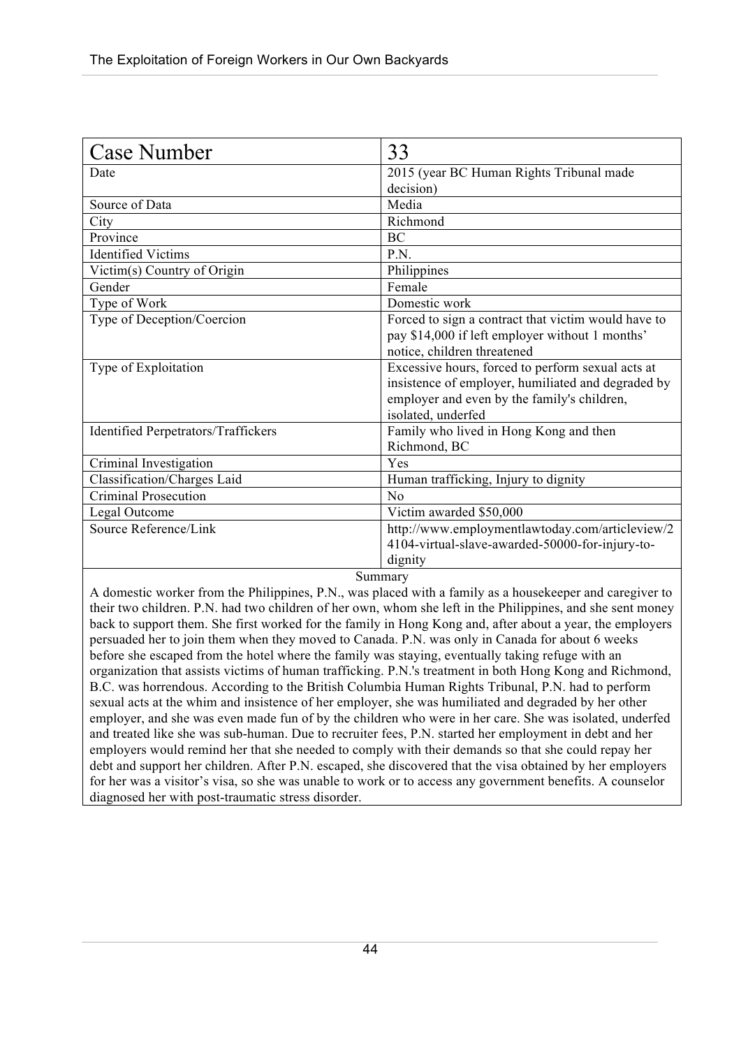| Case Number | 33 |
| --- | --- |
| Date | 2015 (year BC Human Rights Tribunal made decision) |
| Source of Data | Media |
| City | Richmond |
| Province | BC |
| Identified Victims | P.N. |
| Victim(s) Country of Origin | Philippines |
| Gender | Female |
| Type of Work | Domestic work |
| Type of Deception/Coercion | Forced to sign a contract that victim would have to pay $14,000 if left employer without 1 months' notice, children threatened |
| Type of Exploitation | Excessive hours, forced to perform sexual acts at insistence of employer, humiliated and degraded by employer and even by the family's children, isolated, underfed |
| Identified Perpetrators/Traffickers | Family who lived in Hong Kong and then Richmond, BC |
| Criminal Investigation | Yes |
| Classification/Charges Laid | Human trafficking, Injury to dignity |
| Criminal Prosecution | No |
| Legal Outcome | Victim awarded $50,000 |
| Source Reference/Link | http://www.employmentlawtoday.com/articleview/24104-virtual-slave-awarded-50000-for-injury-to-dignity |

Summary

A domestic worker from the Philippines, P.N., was placed with a family as a housekeeper and caregiver to their two children. P.N. had two children of her own, whom she left in the Philippines, and she sent money back to support them. She first worked for the family in Hong Kong and, after about a year, the employers persuaded her to join them when they moved to Canada. P.N. was only in Canada for about 6 weeks before she escaped from the hotel where the family was staying, eventually taking refuge with an organization that assists victims of human trafficking. P.N.'s treatment in both Hong Kong and Richmond, B.C. was horrendous. According to the British Columbia Human Rights Tribunal, P.N. had to perform sexual acts at the whim and insistence of her employer, she was humiliated and degraded by her other employer, and she was even made fun of by the children who were in her care. She was isolated, underfed and treated like she was sub-human. Due to recruiter fees, P.N. started her employment in debt and her employers would remind her that she needed to comply with their demands so that she could repay her debt and support her children. After P.N. escaped, she discovered that the visa obtained by her employers for her was a visitor's visa, so she was unable to work or to access any government benefits. A counselor diagnosed her with post-traumatic stress disorder.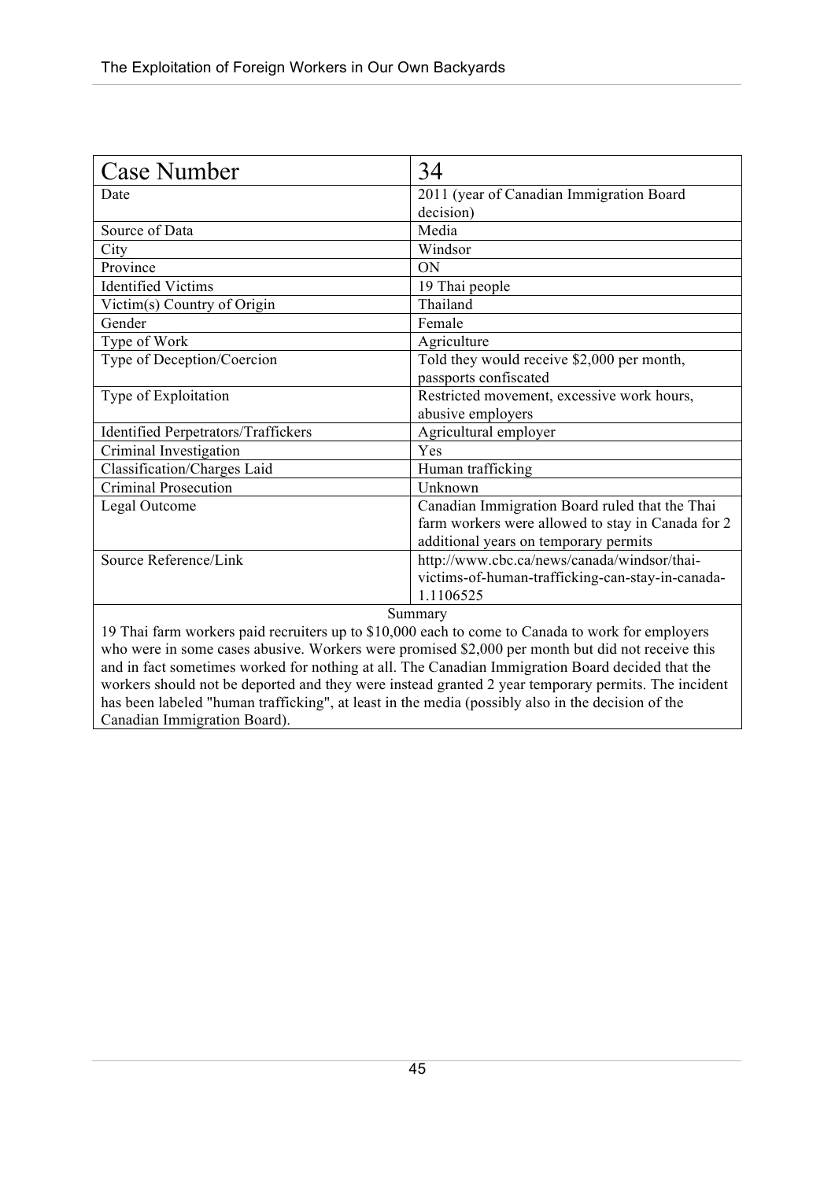| Case Number | 34 |
|---|---|
| Date | 2011 (year of Canadian Immigration Board decision) |
| Source of Data | Media |
| City | Windsor |
| Province | ON |
| Identified Victims | 19 Thai people |
| Victim(s) Country of Origin | Thailand |
| Gender | Female |
| Type of Work | Agriculture |
| Type of Deception/Coercion | Told they would receive $2,000 per month, passports confiscated |
| Type of Exploitation | Restricted movement, excessive work hours, abusive employers |
| Identified Perpetrators/Traffickers | Agricultural employer |
| Criminal Investigation | Yes |
| Classification/Charges Laid | Human trafficking |
| Criminal Prosecution | Unknown |
| Legal Outcome | Canadian Immigration Board ruled that the Thai farm workers were allowed to stay in Canada for 2 additional years on temporary permits |
| Source Reference/Link | http://www.cbc.ca/news/canada/windsor/thai-victims-of-human-trafficking-can-stay-in-canada-1.1106525 |

**Summary**

19 Thai farm workers paid recruiters up to $10,000 each to come to Canada to work for employers who were in some cases abusive. Workers were promised $2,000 per month but did not receive this and in fact sometimes worked for nothing at all. The Canadian Immigration Board decided that the workers should not be deported and they were instead granted 2 year temporary permits. The incident has been labeled "human trafficking", at least in the media (possibly also in the decision of the Canadian Immigration Board).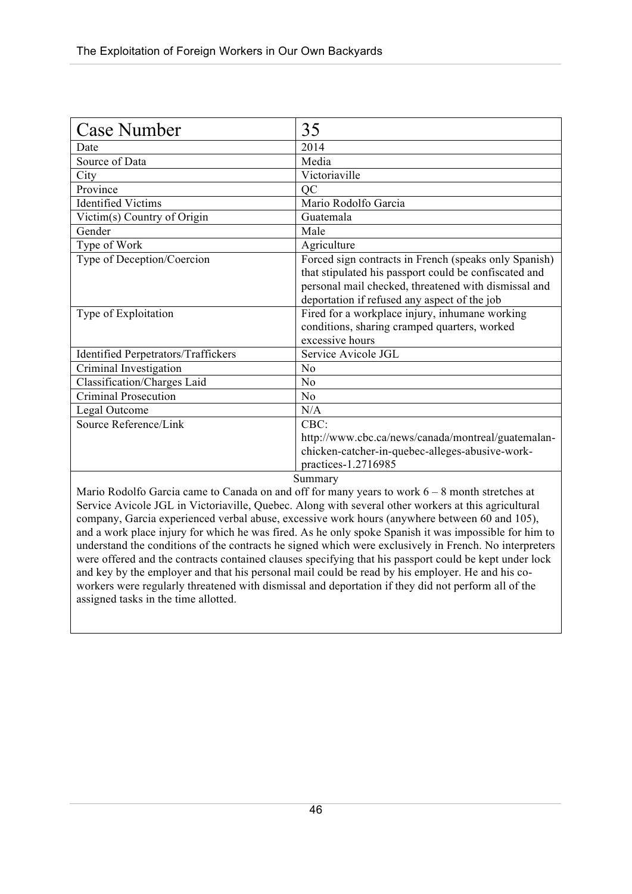| Case Number | 35 |
|---|---|
| Date | 2014 |
| Source of Data | Media |
| City | Victoriaville |
| Province | QC |
| Identified Victims | Mario Rodolfo Garcia |
| Victim(s) Country of Origin | Guatemala |
| Gender | Male |
| Type of Work | Agriculture |
| Type of Deception/Coercion | Forced sign contracts in French (speaks only Spanish) that stipulated his passport could be confiscated and personal mail checked, threatened with dismissal and deportation if refused any aspect of the job |
| Type of Exploitation | Fired for a workplace injury, inhumane working conditions, sharing cramped quarters, worked excessive hours |
| Identified Perpetrators/Traffickers | Service Avicole JGL |
| Criminal Investigation | No |
| Classification/Charges Laid | No |
| Criminal Prosecution | No |
| Legal Outcome | N/A |
| Source Reference/Link | CBC: http://www.cbc.ca/news/canada/montreal/guatemalan-chicken-catcher-in-quebec-alleges-abusive-work-practices-1.2716985 |

Summary

Mario Rodolfo Garcia came to Canada on and off for many years to work 6 – 8 month stretches at Service Avicole JGL in Victoriaville, Quebec. Along with several other workers at this agricultural company, Garcia experienced verbal abuse, excessive work hours (anywhere between 60 and 105), and a work place injury for which he was fired. As he only spoke Spanish it was impossible for him to understand the conditions of the contracts he signed which were exclusively in French. No interpreters were offered and the contracts contained clauses specifying that his passport could be kept under lock and key by the employer and that his personal mail could be read by his employer. He and his co-workers were regularly threatened with dismissal and deportation if they did not perform all of the assigned tasks in the time allotted.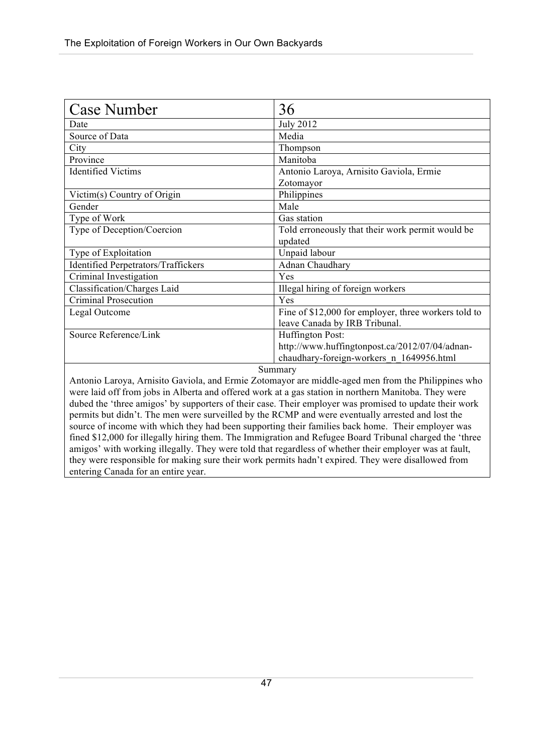| Case Number | 36 |
| --- | --- |
| Date | July 2012 |
| Source of Data | Media |
| City | Thompson |
| Province | Manitoba |
| Identified Victims | Antonio Laroya, Arnisito Gaviola, Ermie Zotomayor |
| Victim(s) Country of Origin | Philippines |
| Gender | Male |
| Type of Work | Gas station |
| Type of Deception/Coercion | Told erroneously that their work permit would be updated |
| Type of Exploitation | Unpaid labour |
| Identified Perpetrators/Traffickers | Adnan Chaudhary |
| Criminal Investigation | Yes |
| Classification/Charges Laid | Illegal hiring of foreign workers |
| Criminal Prosecution | Yes |
| Legal Outcome | Fine of $12,000 for employer, three workers told to leave Canada by IRB Tribunal. |
| Source Reference/Link | Huffington Post: http://www.huffingtonpost.ca/2012/07/04/adnan-chaudhary-foreign-workers_n_1649956.html |

Summary

Antonio Laroya, Arnisito Gaviola, and Ermie Zotomayor are middle-aged men from the Philippines who were laid off from jobs in Alberta and offered work at a gas station in northern Manitoba. They were dubed the 'three amigos' by supporters of their case. Their employer was promised to update their work permits but didn't. The men were surveilled by the RCMP and were eventually arrested and lost the source of income with which they had been supporting their families back home. Their employer was fined $12,000 for illegally hiring them. The Immigration and Refugee Board Tribunal charged the 'three amigos' with working illegally. They were told that regardless of whether their employer was at fault, they were responsible for making sure their work permits hadn't expired. They were disallowed from entering Canada for an entire year.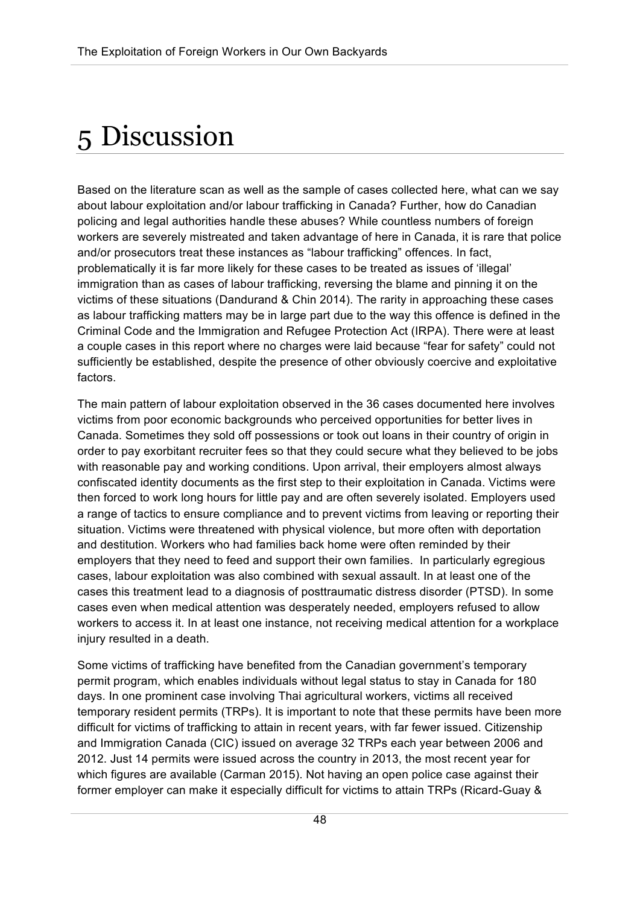# 5 Discussion

Based on the literature scan as well as the sample of cases collected here, what can we say about labour exploitation and/or labour trafficking in Canada? Further, how do Canadian policing and legal authorities handle these abuses? While countless numbers of foreign workers are severely mistreated and taken advantage of here in Canada, it is rare that police and/or prosecutors treat these instances as "labour trafficking" offences. In fact, problematically it is far more likely for these cases to be treated as issues of 'illegal' immigration than as cases of labour trafficking, reversing the blame and pinning it on the victims of these situations (Dandurand & Chin 2014). The rarity in approaching these cases as labour trafficking matters may be in large part due to the way this offence is defined in the Criminal Code and the Immigration and Refugee Protection Act (IRPA). There were at least a couple cases in this report where no charges were laid because "fear for safety" could not sufficiently be established, despite the presence of other obviously coercive and exploitative factors.

The main pattern of labour exploitation observed in the 36 cases documented here involves victims from poor economic backgrounds who perceived opportunities for better lives in Canada. Sometimes they sold off possessions or took out loans in their country of origin in order to pay exorbitant recruiter fees so that they could secure what they believed to be jobs with reasonable pay and working conditions. Upon arrival, their employers almost always confiscated identity documents as the first step to their exploitation in Canada. Victims were then forced to work long hours for little pay and are often severely isolated. Employers used a range of tactics to ensure compliance and to prevent victims from leaving or reporting their situation. Victims were threatened with physical violence, but more often with deportation and destitution. Workers who had families back home were often reminded by their employers that they need to feed and support their own families. In particularly egregious cases, labour exploitation was also combined with sexual assault. In at least one of the cases this treatment lead to a diagnosis of posttraumatic distress disorder (PTSD). In some cases even when medical attention was desperately needed, employers refused to allow workers to access it. In at least one instance, not receiving medical attention for a workplace injury resulted in a death.

Some victims of trafficking have benefited from the Canadian government's temporary permit program, which enables individuals without legal status to stay in Canada for 180 days. In one prominent case involving Thai agricultural workers, victims all received temporary resident permits (TRPs). It is important to note that these permits have been more difficult for victims of trafficking to attain in recent years, with far fewer issued. Citizenship and Immigration Canada (CIC) issued on average 32 TRPs each year between 2006 and 2012. Just 14 permits were issued across the country in 2013, the most recent year for which figures are available (Carman 2015). Not having an open police case against their former employer can make it especially difficult for victims to attain TRPs (Ricard-Guay &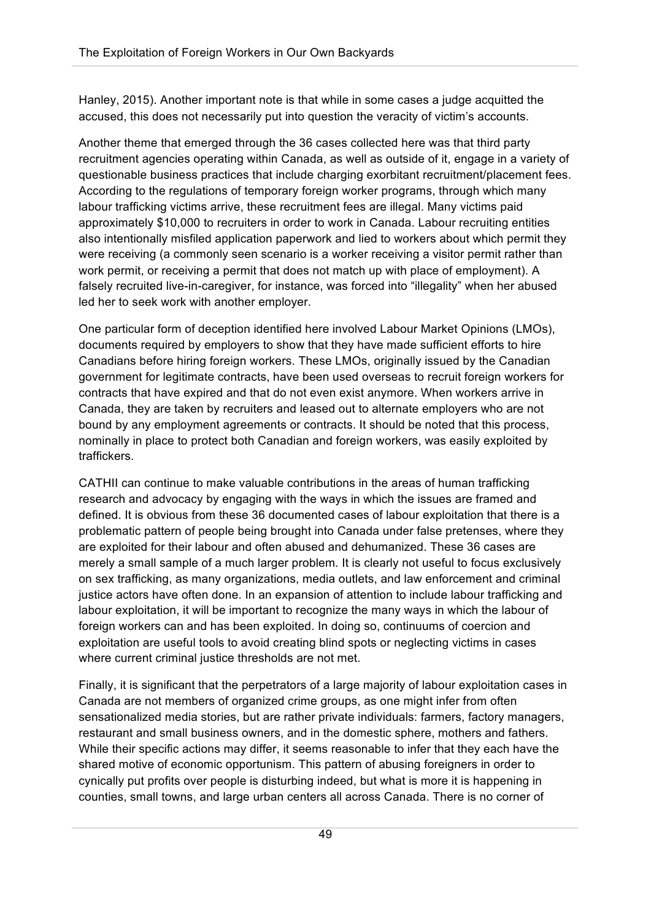Hanley, 2015). Another important note is that while in some cases a judge acquitted the accused, this does not necessarily put into question the veracity of victim's accounts.

Another theme that emerged through the 36 cases collected here was that third party recruitment agencies operating within Canada, as well as outside of it, engage in a variety of questionable business practices that include charging exorbitant recruitment/placement fees. According to the regulations of temporary foreign worker programs, through which many labour trafficking victims arrive, these recruitment fees are illegal. Many victims paid approximately $10,000 to recruiters in order to work in Canada. Labour recruiting entities also intentionally misfiled application paperwork and lied to workers about which permit they were receiving (a commonly seen scenario is a worker receiving a visitor permit rather than work permit, or receiving a permit that does not match up with place of employment). A falsely recruited live-in-caregiver, for instance, was forced into "illegality" when her abused led her to seek work with another employer.

One particular form of deception identified here involved Labour Market Opinions (LMOs), documents required by employers to show that they have made sufficient efforts to hire Canadians before hiring foreign workers. These LMOs, originally issued by the Canadian government for legitimate contracts, have been used overseas to recruit foreign workers for contracts that have expired and that do not even exist anymore. When workers arrive in Canada, they are taken by recruiters and leased out to alternate employers who are not bound by any employment agreements or contracts. It should be noted that this process, nominally in place to protect both Canadian and foreign workers, was easily exploited by traffickers.

CATHII can continue to make valuable contributions in the areas of human trafficking research and advocacy by engaging with the ways in which the issues are framed and defined. It is obvious from these 36 documented cases of labour exploitation that there is a problematic pattern of people being brought into Canada under false pretenses, where they are exploited for their labour and often abused and dehumanized. These 36 cases are merely a small sample of a much larger problem. It is clearly not useful to focus exclusively on sex trafficking, as many organizations, media outlets, and law enforcement and criminal justice actors have often done. In an expansion of attention to include labour trafficking and labour exploitation, it will be important to recognize the many ways in which the labour of foreign workers can and has been exploited. In doing so, continuums of coercion and exploitation are useful tools to avoid creating blind spots or neglecting victims in cases where current criminal justice thresholds are not met.

Finally, it is significant that the perpetrators of a large majority of labour exploitation cases in Canada are not members of organized crime groups, as one might infer from often sensationalized media stories, but are rather private individuals: farmers, factory managers, restaurant and small business owners, and in the domestic sphere, mothers and fathers. While their specific actions may differ, it seems reasonable to infer that they each have the shared motive of economic opportunism. This pattern of abusing foreigners in order to cynically put profits over people is disturbing indeed, but what is more it is happening in counties, small towns, and large urban centers all across Canada. There is no corner of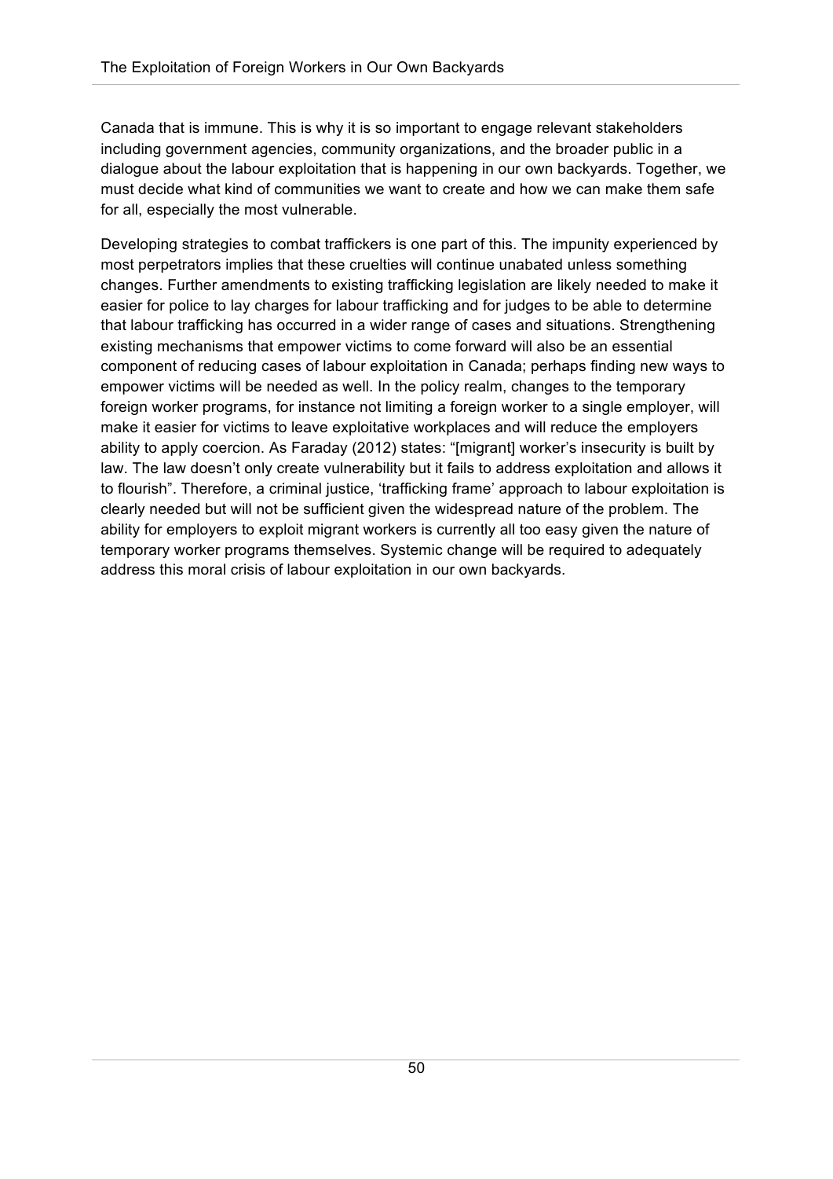Canada that is immune. This is why it is so important to engage relevant stakeholders including government agencies, community organizations, and the broader public in a dialogue about the labour exploitation that is happening in our own backyards. Together, we must decide what kind of communities we want to create and how we can make them safe for all, especially the most vulnerable.

Developing strategies to combat traffickers is one part of this. The impunity experienced by most perpetrators implies that these cruelties will continue unabated unless something changes. Further amendments to existing trafficking legislation are likely needed to make it easier for police to lay charges for labour trafficking and for judges to be able to determine that labour trafficking has occurred in a wider range of cases and situations. Strengthening existing mechanisms that empower victims to come forward will also be an essential component of reducing cases of labour exploitation in Canada; perhaps finding new ways to empower victims will be needed as well. In the policy realm, changes to the temporary foreign worker programs, for instance not limiting a foreign worker to a single employer, will make it easier for victims to leave exploitative workplaces and will reduce the employers ability to apply coercion. As Faraday (2012) states: "[migrant] worker's insecurity is built by law. The law doesn't only create vulnerability but it fails to address exploitation and allows it to flourish". Therefore, a criminal justice, 'trafficking frame' approach to labour exploitation is clearly needed but will not be sufficient given the widespread nature of the problem. The ability for employers to exploit migrant workers is currently all too easy given the nature of temporary worker programs themselves. Systemic change will be required to adequately address this moral crisis of labour exploitation in our own backyards.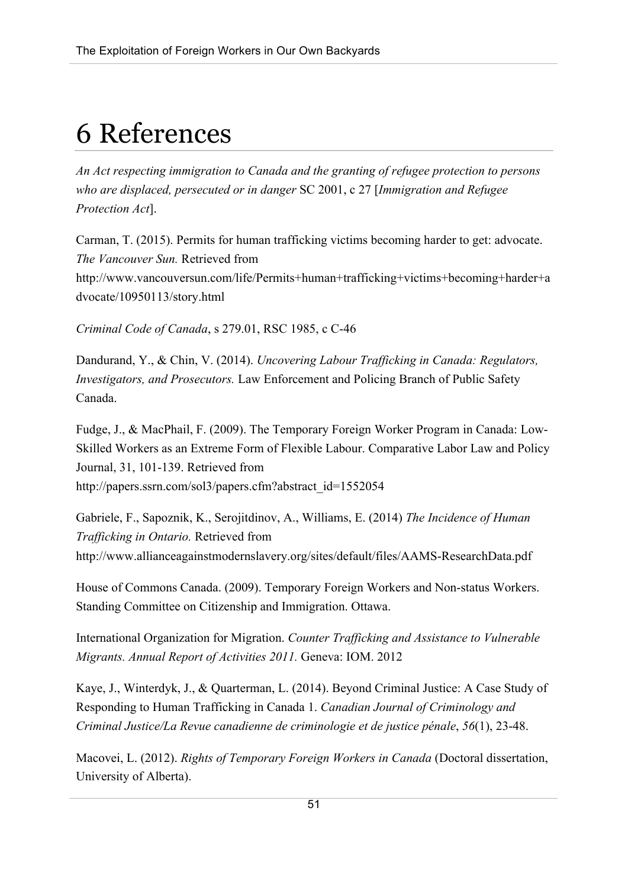# 6 References

*An Act respecting immigration to Canada and the granting of refugee protection to persons who are displaced, persecuted or in danger* SC 2001, c 27 [*Immigration and Refugee Protection Act*].

Carman, T. (2015). Permits for human trafficking victims becoming harder to get: advocate. *The Vancouver Sun.* Retrieved from http://www.vancouversun.com/life/Permits+human+trafficking+victims+becoming+harder+advocate/10950113/story.html

*Criminal Code of Canada*, s 279.01, RSC 1985, c C-46

Dandurand, Y., & Chin, V. (2014). *Uncovering Labour Trafficking in Canada: Regulators, Investigators, and Prosecutors.* Law Enforcement and Policing Branch of Public Safety Canada.

Fudge, J., & MacPhail, F. (2009). The Temporary Foreign Worker Program in Canada: Low-Skilled Workers as an Extreme Form of Flexible Labour. Comparative Labor Law and Policy Journal, 31, 101-139. Retrieved from http://papers.ssrn.com/sol3/papers.cfm?abstract_id=1552054

Gabriele, F., Sapoznik, K., Serojitdinov, A., Williams, E. (2014) *The Incidence of Human Trafficking in Ontario.* Retrieved from http://www.allianceagainstmodernslavery.org/sites/default/files/AAMS-ResearchData.pdf

House of Commons Canada. (2009). Temporary Foreign Workers and Non-status Workers. Standing Committee on Citizenship and Immigration. Ottawa.

International Organization for Migration. *Counter Trafficking and Assistance to Vulnerable Migrants. Annual Report of Activities 2011.* Geneva: IOM. 2012

Kaye, J., Winterdyk, J., & Quarterman, L. (2014). Beyond Criminal Justice: A Case Study of Responding to Human Trafficking in Canada 1. *Canadian Journal of Criminology and Criminal Justice/La Revue canadienne de criminologie et de justice pénale*, *56*(1), 23-48.

Macovei, L. (2012). *Rights of Temporary Foreign Workers in Canada* (Doctoral dissertation, University of Alberta).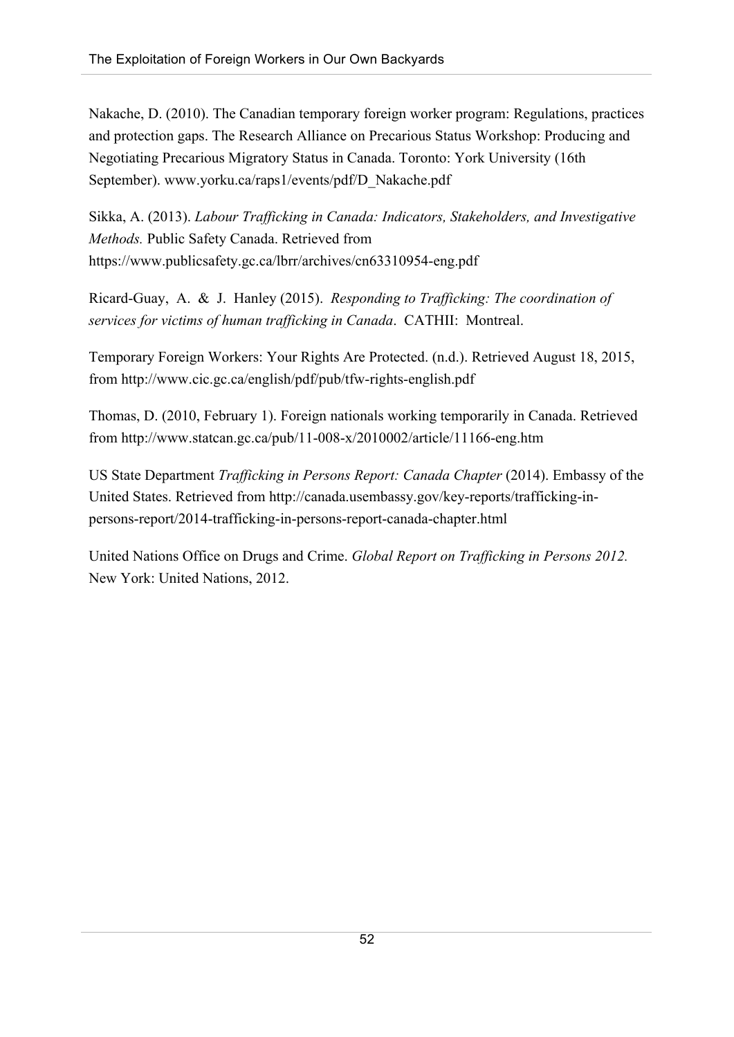Nakache, D. (2010). The Canadian temporary foreign worker program: Regulations, practices and protection gaps. The Research Alliance on Precarious Status Workshop: Producing and Negotiating Precarious Migratory Status in Canada. Toronto: York University (16th September). www.yorku.ca/raps1/events/pdf/D_Nakache.pdf

Sikka, A. (2013). *Labour Trafficking in Canada: Indicators, Stakeholders, and Investigative Methods.* Public Safety Canada. Retrieved from https://www.publicsafety.gc.ca/lbrr/archives/cn63310954-eng.pdf

Ricard-Guay, A. & J. Hanley (2015). *Responding to Trafficking: The coordination of services for victims of human trafficking in Canada*. CATHII: Montreal.

Temporary Foreign Workers: Your Rights Are Protected. (n.d.). Retrieved August 18, 2015, from http://www.cic.gc.ca/english/pdf/pub/tfw-rights-english.pdf

Thomas, D. (2010, February 1). Foreign nationals working temporarily in Canada. Retrieved from http://www.statcan.gc.ca/pub/11-008-x/2010002/article/11166-eng.htm

US State Department *Trafficking in Persons Report: Canada Chapter* (2014). Embassy of the United States. Retrieved from http://canada.usembassy.gov/key-reports/trafficking-in-persons-report/2014-trafficking-in-persons-report-canada-chapter.html

United Nations Office on Drugs and Crime. *Global Report on Trafficking in Persons 2012.* New York: United Nations, 2012.